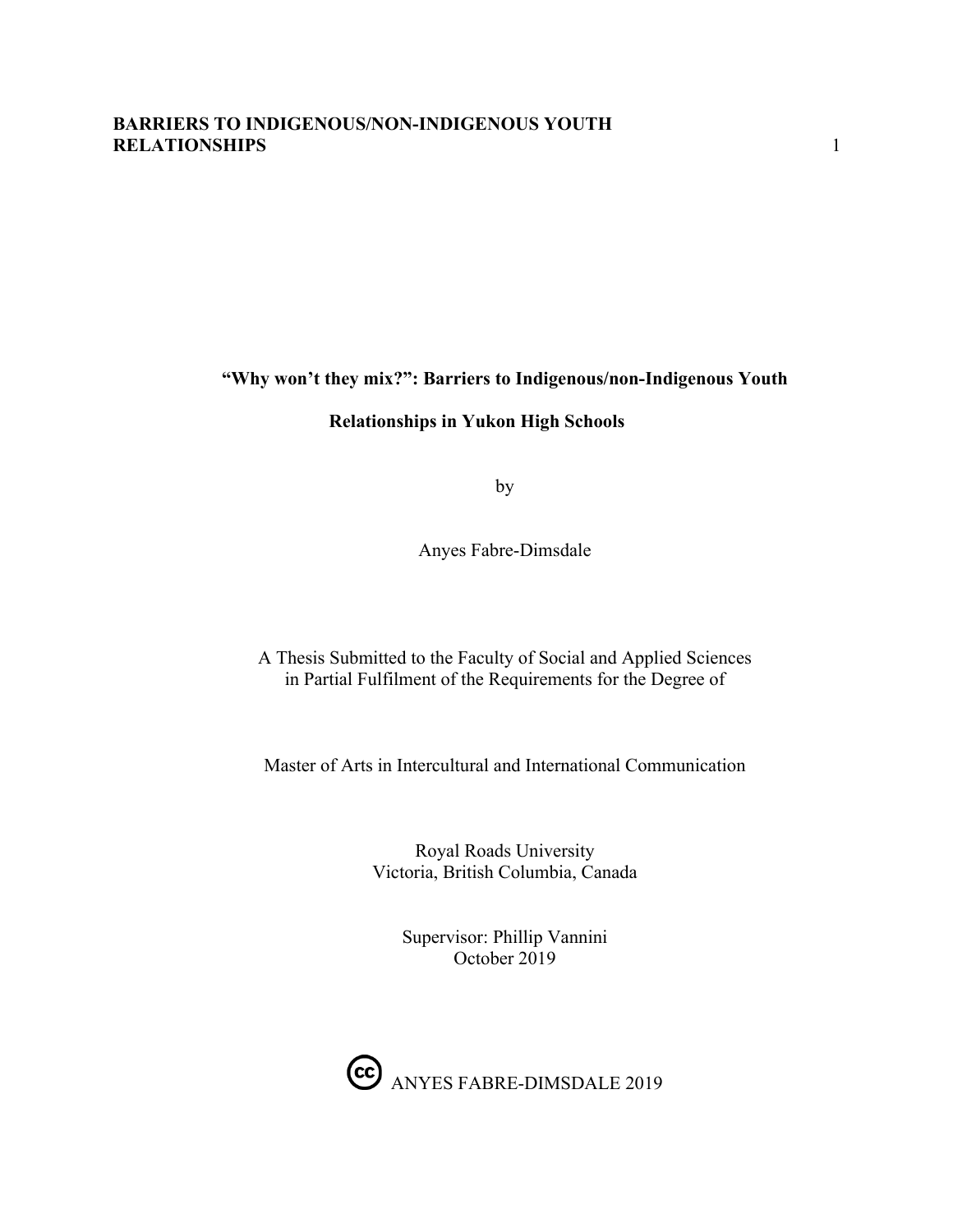# "Why won't they mix?": Barriers to Indigenous/non-Indigenous Youth Relationships in Yukon High Schools

by

Anyes Fabre-Dimsdale

A Thesis Submitted to the Faculty of Social and Applied Sciences
in Partial Fulfilment of the Requirements for the Degree of

Master of Arts in Intercultural and International Communication

Royal Roads University
Victoria, British Columbia, Canada

Supervisor: Phillip Vannini
October 2019

(cc) ANYES FABRE-DIMSDALE 2019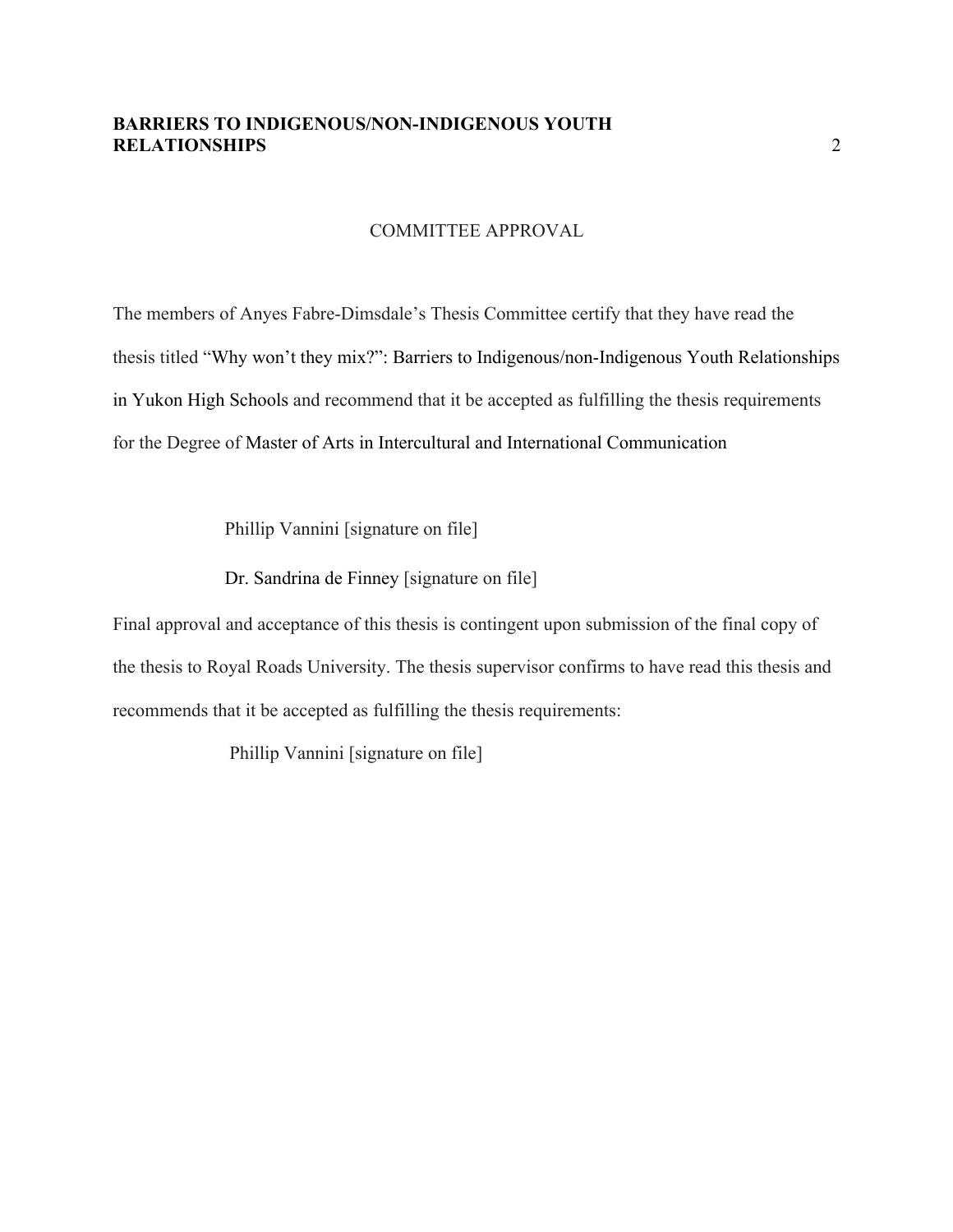## COMMITTEE APPROVAL

The members of Anyes Fabre-Dimsdale's Thesis Committee certify that they have read the thesis titled "Why won't they mix?": Barriers to Indigenous/non-Indigenous Youth Relationships in Yukon High Schools and recommend that it be accepted as fulfilling the thesis requirements for the Degree of Master of Arts in Intercultural and International Communication

Phillip Vannini [signature on file]

Dr. Sandrina de Finney [signature on file]

Final approval and acceptance of this thesis is contingent upon submission of the final copy of the thesis to Royal Roads University. The thesis supervisor confirms to have read this thesis and recommends that it be accepted as fulfilling the thesis requirements:

Phillip Vannini [signature on file]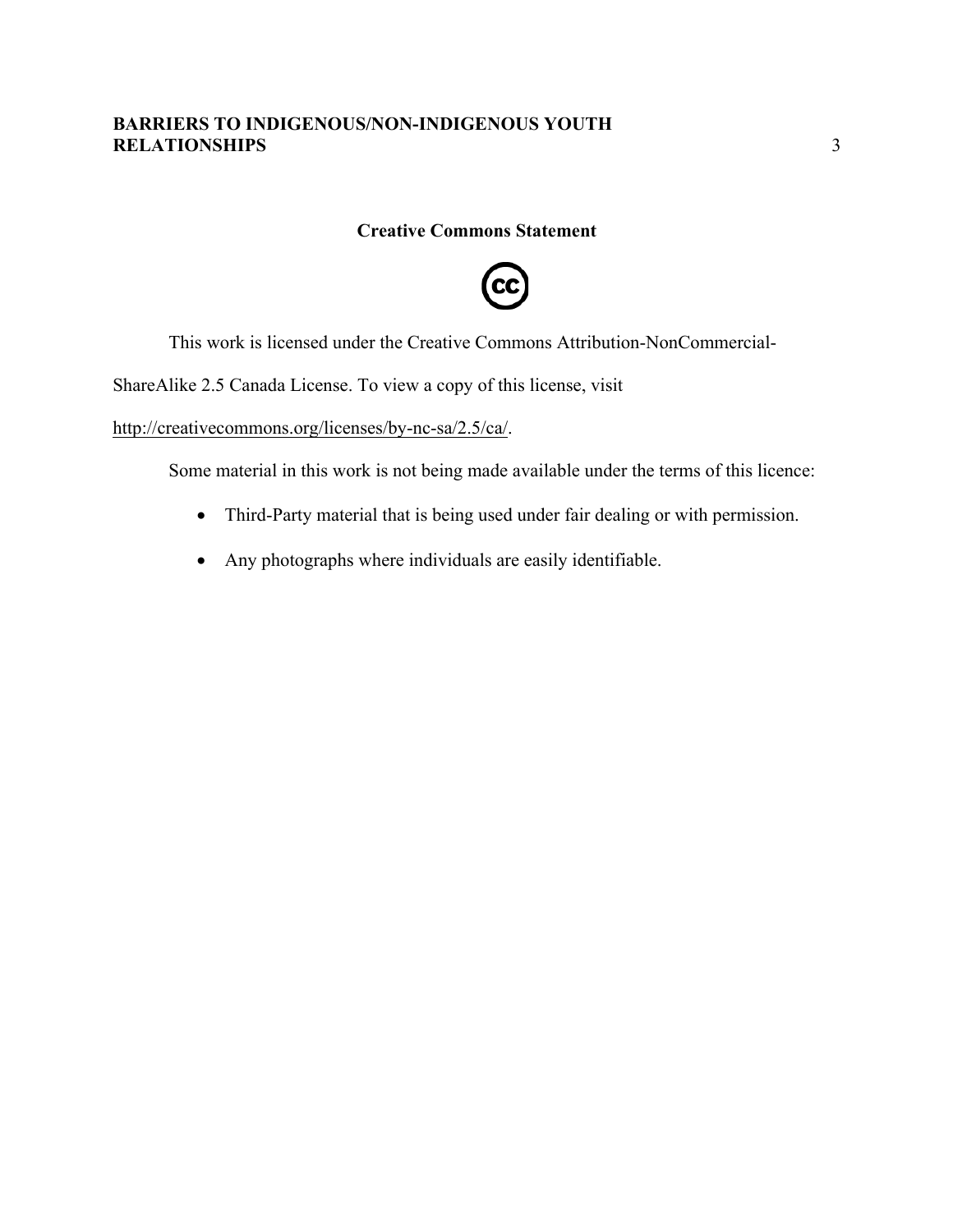## Creative Commons Statement

This work is licensed under the Creative Commons Attribution-NonCommercial-ShareAlike 2.5 Canada License. To view a copy of this license, visit http://creativecommons.org/licenses/by-nc-sa/2.5/ca/.

Some material in this work is not being made available under the terms of this licence:

- Third-Party material that is being used under fair dealing or with permission.
- Any photographs where individuals are easily identifiable.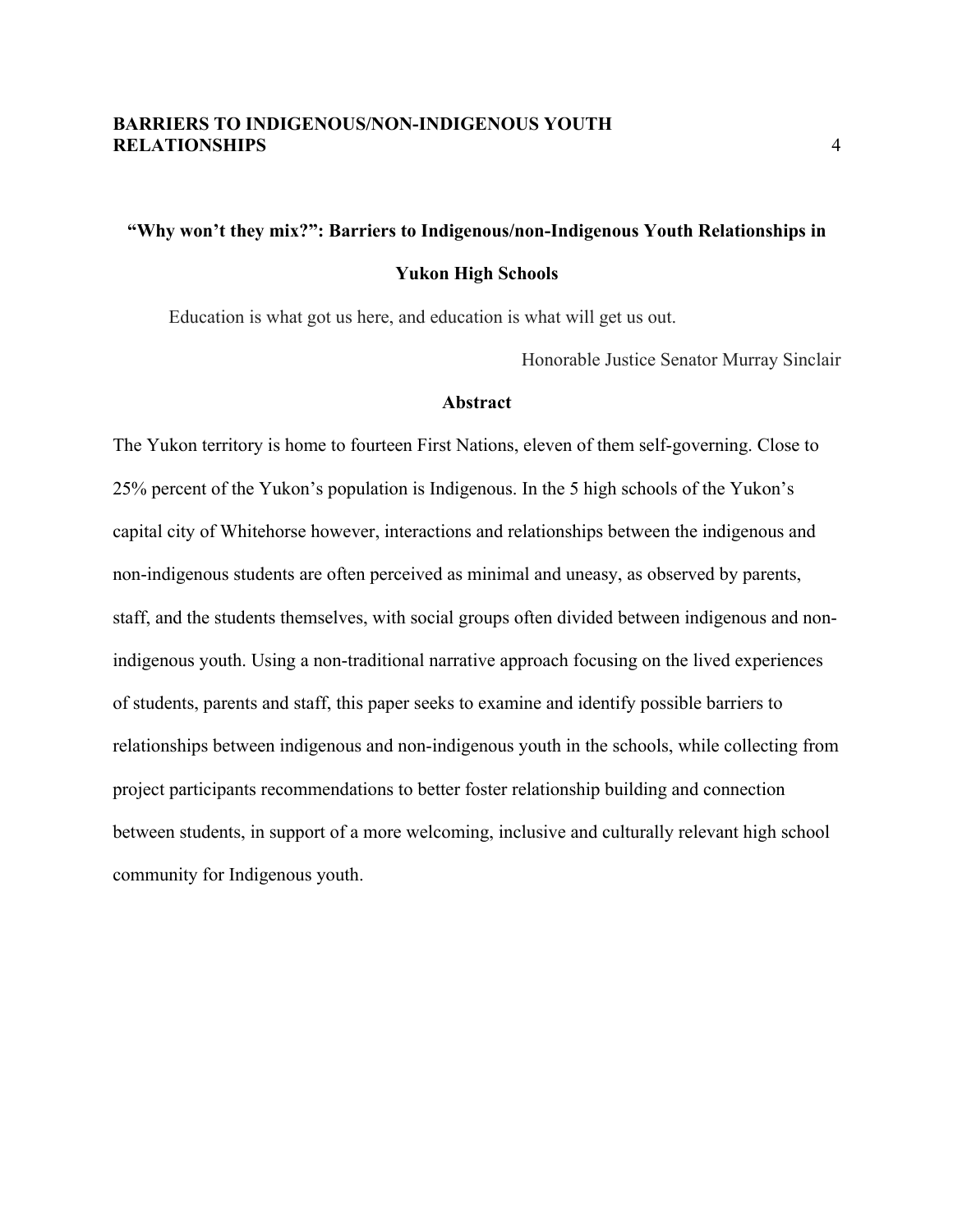# "Why won't they mix?": Barriers to Indigenous/non-Indigenous Youth Relationships in Yukon High Schools

> Education is what got us here, and education is what will get us out.
>
> Honorable Justice Senator Murray Sinclair

## Abstract

The Yukon territory is home to fourteen First Nations, eleven of them self-governing. Close to 25% percent of the Yukon's population is Indigenous. In the 5 high schools of the Yukon's capital city of Whitehorse however, interactions and relationships between the indigenous and non-indigenous students are often perceived as minimal and uneasy, as observed by parents, staff, and the students themselves, with social groups often divided between indigenous and non-indigenous youth. Using a non-traditional narrative approach focusing on the lived experiences of students, parents and staff, this paper seeks to examine and identify possible barriers to relationships between indigenous and non-indigenous youth in the schools, while collecting from project participants recommendations to better foster relationship building and connection between students, in support of a more welcoming, inclusive and culturally relevant high school community for Indigenous youth.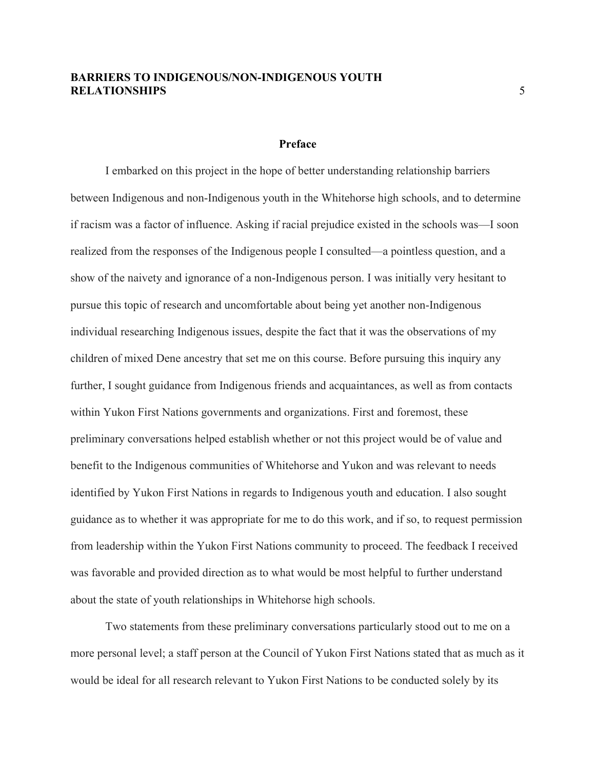## Preface

I embarked on this project in the hope of better understanding relationship barriers between Indigenous and non-Indigenous youth in the Whitehorse high schools, and to determine if racism was a factor of influence. Asking if racial prejudice existed in the schools was—I soon realized from the responses of the Indigenous people I consulted—a pointless question, and a show of the naivety and ignorance of a non-Indigenous person. I was initially very hesitant to pursue this topic of research and uncomfortable about being yet another non-Indigenous individual researching Indigenous issues, despite the fact that it was the observations of my children of mixed Dene ancestry that set me on this course. Before pursuing this inquiry any further, I sought guidance from Indigenous friends and acquaintances, as well as from contacts within Yukon First Nations governments and organizations. First and foremost, these preliminary conversations helped establish whether or not this project would be of value and benefit to the Indigenous communities of Whitehorse and Yukon and was relevant to needs identified by Yukon First Nations in regards to Indigenous youth and education. I also sought guidance as to whether it was appropriate for me to do this work, and if so, to request permission from leadership within the Yukon First Nations community to proceed. The feedback I received was favorable and provided direction as to what would be most helpful to further understand about the state of youth relationships in Whitehorse high schools.

Two statements from these preliminary conversations particularly stood out to me on a more personal level; a staff person at the Council of Yukon First Nations stated that as much as it would be ideal for all research relevant to Yukon First Nations to be conducted solely by its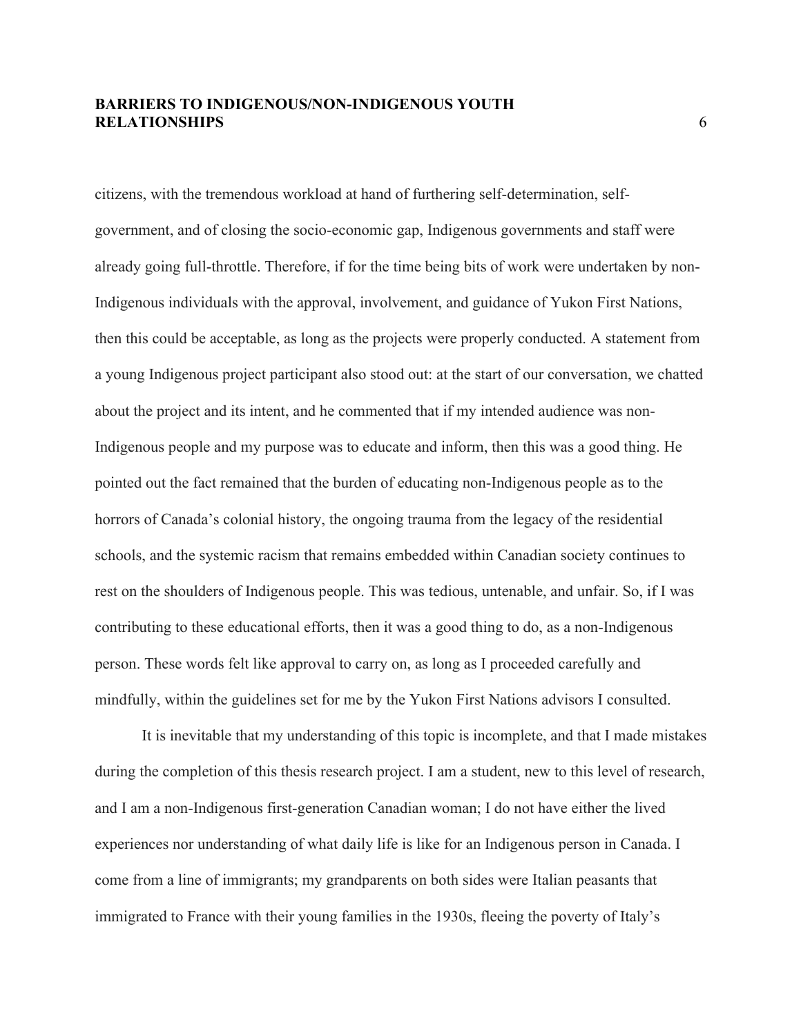citizens, with the tremendous workload at hand of furthering self-determination, self-government, and of closing the socio-economic gap, Indigenous governments and staff were already going full-throttle. Therefore, if for the time being bits of work were undertaken by non-Indigenous individuals with the approval, involvement, and guidance of Yukon First Nations, then this could be acceptable, as long as the projects were properly conducted. A statement from a young Indigenous project participant also stood out: at the start of our conversation, we chatted about the project and its intent, and he commented that if my intended audience was non-Indigenous people and my purpose was to educate and inform, then this was a good thing. He pointed out the fact remained that the burden of educating non-Indigenous people as to the horrors of Canada's colonial history, the ongoing trauma from the legacy of the residential schools, and the systemic racism that remains embedded within Canadian society continues to rest on the shoulders of Indigenous people. This was tedious, untenable, and unfair. So, if I was contributing to these educational efforts, then it was a good thing to do, as a non-Indigenous person. These words felt like approval to carry on, as long as I proceeded carefully and mindfully, within the guidelines set for me by the Yukon First Nations advisors I consulted.

It is inevitable that my understanding of this topic is incomplete, and that I made mistakes during the completion of this thesis research project. I am a student, new to this level of research, and I am a non-Indigenous first-generation Canadian woman; I do not have either the lived experiences nor understanding of what daily life is like for an Indigenous person in Canada. I come from a line of immigrants; my grandparents on both sides were Italian peasants that immigrated to France with their young families in the 1930s, fleeing the poverty of Italy's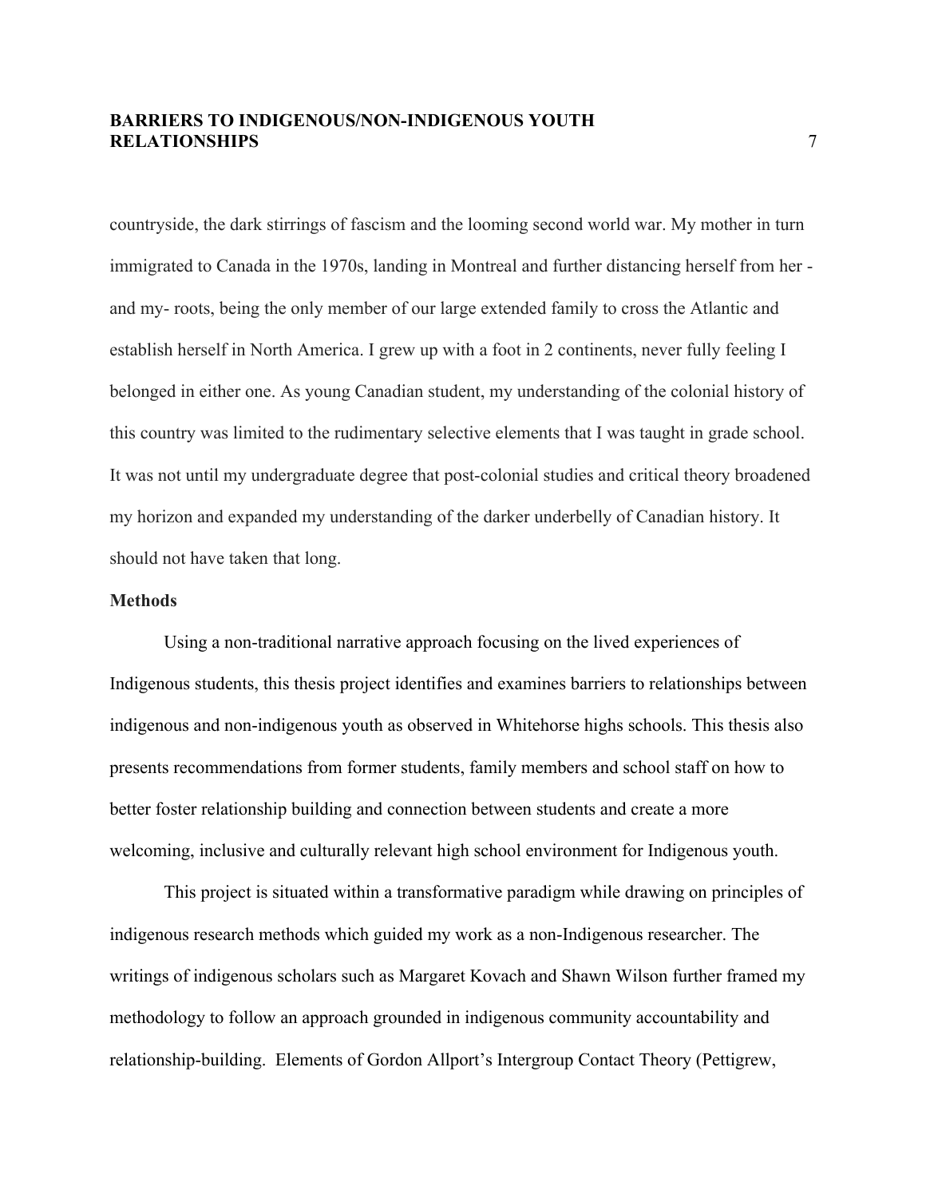countryside, the dark stirrings of fascism and the looming second world war. My mother in turn immigrated to Canada in the 1970s, landing in Montreal and further distancing herself from her - and my- roots, being the only member of our large extended family to cross the Atlantic and establish herself in North America. I grew up with a foot in 2 continents, never fully feeling I belonged in either one. As young Canadian student, my understanding of the colonial history of this country was limited to the rudimentary selective elements that I was taught in grade school. It was not until my undergraduate degree that post-colonial studies and critical theory broadened my horizon and expanded my understanding of the darker underbelly of Canadian history. It should not have taken that long.

**Methods**

Using a non-traditional narrative approach focusing on the lived experiences of Indigenous students, this thesis project identifies and examines barriers to relationships between indigenous and non-indigenous youth as observed in Whitehorse highs schools. This thesis also presents recommendations from former students, family members and school staff on how to better foster relationship building and connection between students and create a more welcoming, inclusive and culturally relevant high school environment for Indigenous youth.

This project is situated within a transformative paradigm while drawing on principles of indigenous research methods which guided my work as a non-Indigenous researcher. The writings of indigenous scholars such as Margaret Kovach and Shawn Wilson further framed my methodology to follow an approach grounded in indigenous community accountability and relationship-building. Elements of Gordon Allport's Intergroup Contact Theory (Pettigrew,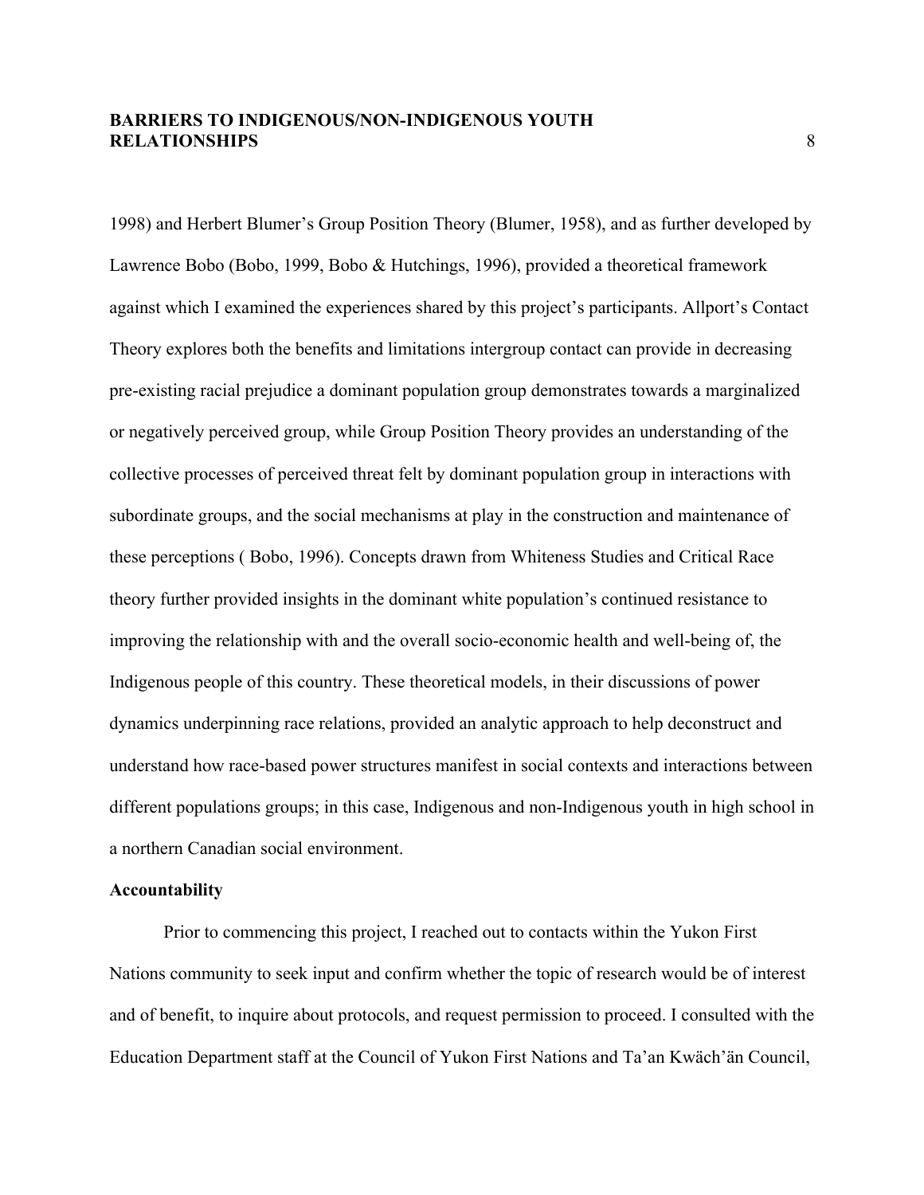1998) and Herbert Blumer's Group Position Theory (Blumer, 1958), and as further developed by Lawrence Bobo (Bobo, 1999, Bobo & Hutchings, 1996), provided a theoretical framework against which I examined the experiences shared by this project's participants. Allport's Contact Theory explores both the benefits and limitations intergroup contact can provide in decreasing pre-existing racial prejudice a dominant population group demonstrates towards a marginalized or negatively perceived group, while Group Position Theory provides an understanding of the collective processes of perceived threat felt by dominant population group in interactions with subordinate groups, and the social mechanisms at play in the construction and maintenance of these perceptions ( Bobo, 1996). Concepts drawn from Whiteness Studies and Critical Race theory further provided insights in the dominant white population's continued resistance to improving the relationship with and the overall socio-economic health and well-being of, the Indigenous people of this country. These theoretical models, in their discussions of power dynamics underpinning race relations, provided an analytic approach to help deconstruct and understand how race-based power structures manifest in social contexts and interactions between different populations groups; in this case, Indigenous and non-Indigenous youth in high school in a northern Canadian social environment.

**Accountability**

Prior to commencing this project, I reached out to contacts within the Yukon First Nations community to seek input and confirm whether the topic of research would be of interest and of benefit, to inquire about protocols, and request permission to proceed. I consulted with the Education Department staff at the Council of Yukon First Nations and Ta'an Kwäch'än Council,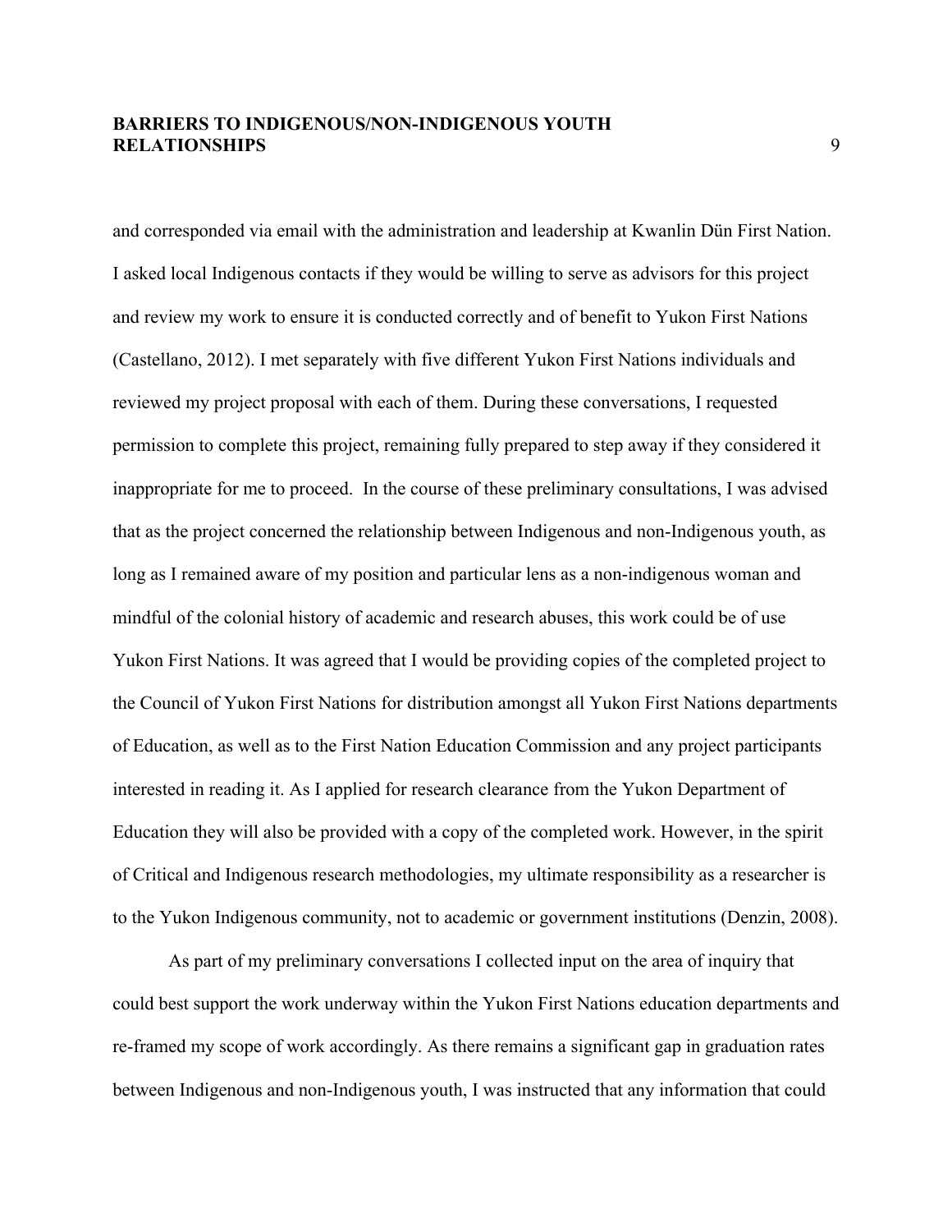and corresponded via email with the administration and leadership at Kwanlin Dün First Nation. I asked local Indigenous contacts if they would be willing to serve as advisors for this project and review my work to ensure it is conducted correctly and of benefit to Yukon First Nations (Castellano, 2012). I met separately with five different Yukon First Nations individuals and reviewed my project proposal with each of them. During these conversations, I requested permission to complete this project, remaining fully prepared to step away if they considered it inappropriate for me to proceed. In the course of these preliminary consultations, I was advised that as the project concerned the relationship between Indigenous and non-Indigenous youth, as long as I remained aware of my position and particular lens as a non-indigenous woman and mindful of the colonial history of academic and research abuses, this work could be of use Yukon First Nations. It was agreed that I would be providing copies of the completed project to the Council of Yukon First Nations for distribution amongst all Yukon First Nations departments of Education, as well as to the First Nation Education Commission and any project participants interested in reading it. As I applied for research clearance from the Yukon Department of Education they will also be provided with a copy of the completed work. However, in the spirit of Critical and Indigenous research methodologies, my ultimate responsibility as a researcher is to the Yukon Indigenous community, not to academic or government institutions (Denzin, 2008).

As part of my preliminary conversations I collected input on the area of inquiry that could best support the work underway within the Yukon First Nations education departments and re-framed my scope of work accordingly. As there remains a significant gap in graduation rates between Indigenous and non-Indigenous youth, I was instructed that any information that could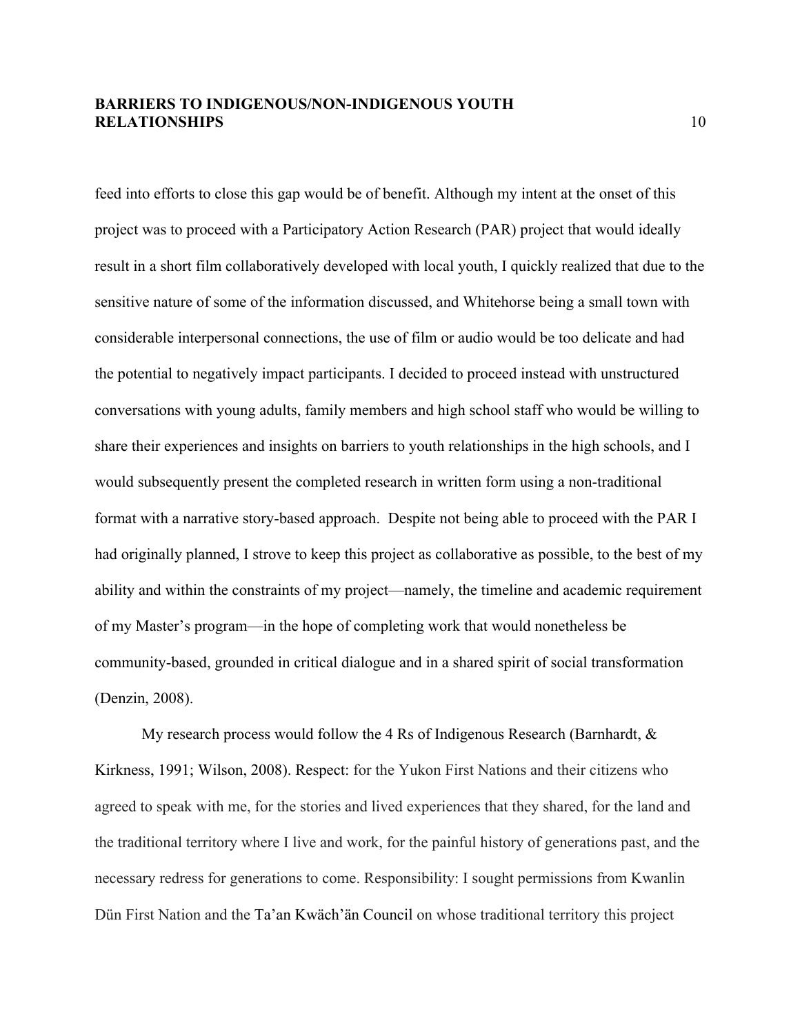feed into efforts to close this gap would be of benefit. Although my intent at the onset of this project was to proceed with a Participatory Action Research (PAR) project that would ideally result in a short film collaboratively developed with local youth, I quickly realized that due to the sensitive nature of some of the information discussed, and Whitehorse being a small town with considerable interpersonal connections, the use of film or audio would be too delicate and had the potential to negatively impact participants. I decided to proceed instead with unstructured conversations with young adults, family members and high school staff who would be willing to share their experiences and insights on barriers to youth relationships in the high schools, and I would subsequently present the completed research in written form using a non-traditional format with a narrative story-based approach. Despite not being able to proceed with the PAR I had originally planned, I strove to keep this project as collaborative as possible, to the best of my ability and within the constraints of my project—namely, the timeline and academic requirement of my Master's program—in the hope of completing work that would nonetheless be community-based, grounded in critical dialogue and in a shared spirit of social transformation (Denzin, 2008).

My research process would follow the 4 Rs of Indigenous Research (Barnhardt, & Kirkness, 1991; Wilson, 2008). Respect: for the Yukon First Nations and their citizens who agreed to speak with me, for the stories and lived experiences that they shared, for the land and the traditional territory where I live and work, for the painful history of generations past, and the necessary redress for generations to come. Responsibility: I sought permissions from Kwanlin Dün First Nation and the Ta'an Kwäch'än Council on whose traditional territory this project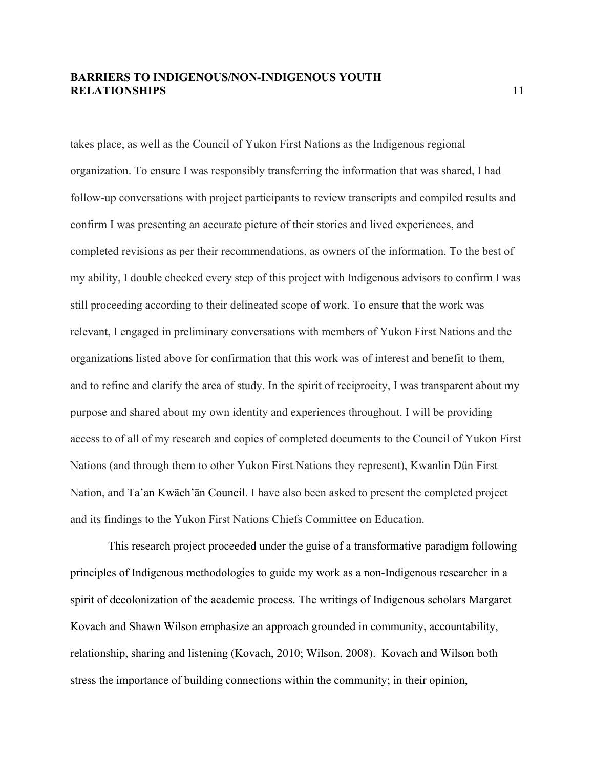takes place, as well as the Council of Yukon First Nations as the Indigenous regional organization. To ensure I was responsibly transferring the information that was shared, I had follow-up conversations with project participants to review transcripts and compiled results and confirm I was presenting an accurate picture of their stories and lived experiences, and completed revisions as per their recommendations, as owners of the information. To the best of my ability, I double checked every step of this project with Indigenous advisors to confirm I was still proceeding according to their delineated scope of work. To ensure that the work was relevant, I engaged in preliminary conversations with members of Yukon First Nations and the organizations listed above for confirmation that this work was of interest and benefit to them, and to refine and clarify the area of study. In the spirit of reciprocity, I was transparent about my purpose and shared about my own identity and experiences throughout. I will be providing access to of all of my research and copies of completed documents to the Council of Yukon First Nations (and through them to other Yukon First Nations they represent), Kwanlin Dün First Nation, and Ta'an Kwäch'än Council. I have also been asked to present the completed project and its findings to the Yukon First Nations Chiefs Committee on Education.

This research project proceeded under the guise of a transformative paradigm following principles of Indigenous methodologies to guide my work as a non-Indigenous researcher in a spirit of decolonization of the academic process. The writings of Indigenous scholars Margaret Kovach and Shawn Wilson emphasize an approach grounded in community, accountability, relationship, sharing and listening (Kovach, 2010; Wilson, 2008). Kovach and Wilson both stress the importance of building connections within the community; in their opinion,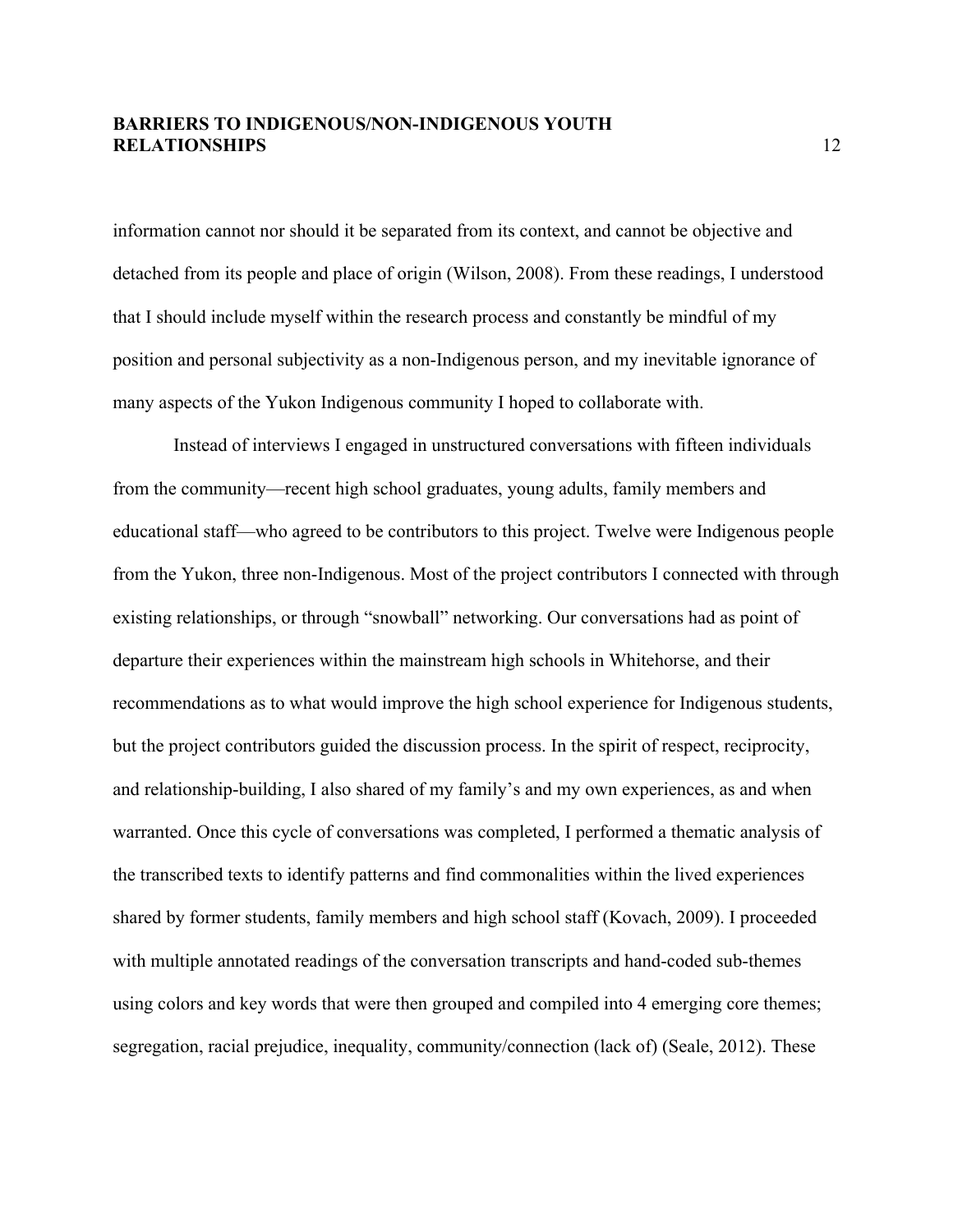information cannot nor should it be separated from its context, and cannot be objective and detached from its people and place of origin (Wilson, 2008). From these readings, I understood that I should include myself within the research process and constantly be mindful of my position and personal subjectivity as a non-Indigenous person, and my inevitable ignorance of many aspects of the Yukon Indigenous community I hoped to collaborate with.

Instead of interviews I engaged in unstructured conversations with fifteen individuals from the community—recent high school graduates, young adults, family members and educational staff—who agreed to be contributors to this project. Twelve were Indigenous people from the Yukon, three non-Indigenous. Most of the project contributors I connected with through existing relationships, or through "snowball" networking. Our conversations had as point of departure their experiences within the mainstream high schools in Whitehorse, and their recommendations as to what would improve the high school experience for Indigenous students, but the project contributors guided the discussion process. In the spirit of respect, reciprocity, and relationship-building, I also shared of my family's and my own experiences, as and when warranted. Once this cycle of conversations was completed, I performed a thematic analysis of the transcribed texts to identify patterns and find commonalities within the lived experiences shared by former students, family members and high school staff (Kovach, 2009). I proceeded with multiple annotated readings of the conversation transcripts and hand-coded sub-themes using colors and key words that were then grouped and compiled into 4 emerging core themes; segregation, racial prejudice, inequality, community/connection (lack of) (Seale, 2012). These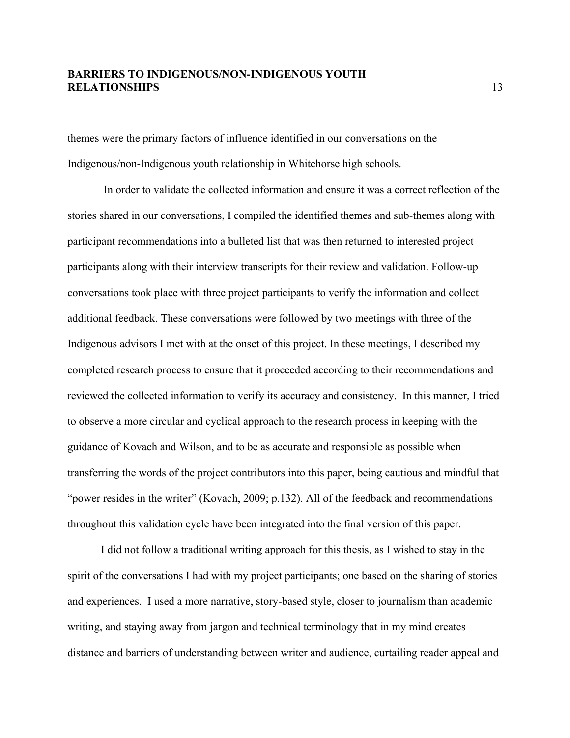themes were the primary factors of influence identified in our conversations on the Indigenous/non-Indigenous youth relationship in Whitehorse high schools.

In order to validate the collected information and ensure it was a correct reflection of the stories shared in our conversations, I compiled the identified themes and sub-themes along with participant recommendations into a bulleted list that was then returned to interested project participants along with their interview transcripts for their review and validation. Follow-up conversations took place with three project participants to verify the information and collect additional feedback. These conversations were followed by two meetings with three of the Indigenous advisors I met with at the onset of this project. In these meetings, I described my completed research process to ensure that it proceeded according to their recommendations and reviewed the collected information to verify its accuracy and consistency. In this manner, I tried to observe a more circular and cyclical approach to the research process in keeping with the guidance of Kovach and Wilson, and to be as accurate and responsible as possible when transferring the words of the project contributors into this paper, being cautious and mindful that "power resides in the writer" (Kovach, 2009; p.132). All of the feedback and recommendations throughout this validation cycle have been integrated into the final version of this paper.

I did not follow a traditional writing approach for this thesis, as I wished to stay in the spirit of the conversations I had with my project participants; one based on the sharing of stories and experiences. I used a more narrative, story-based style, closer to journalism than academic writing, and staying away from jargon and technical terminology that in my mind creates distance and barriers of understanding between writer and audience, curtailing reader appeal and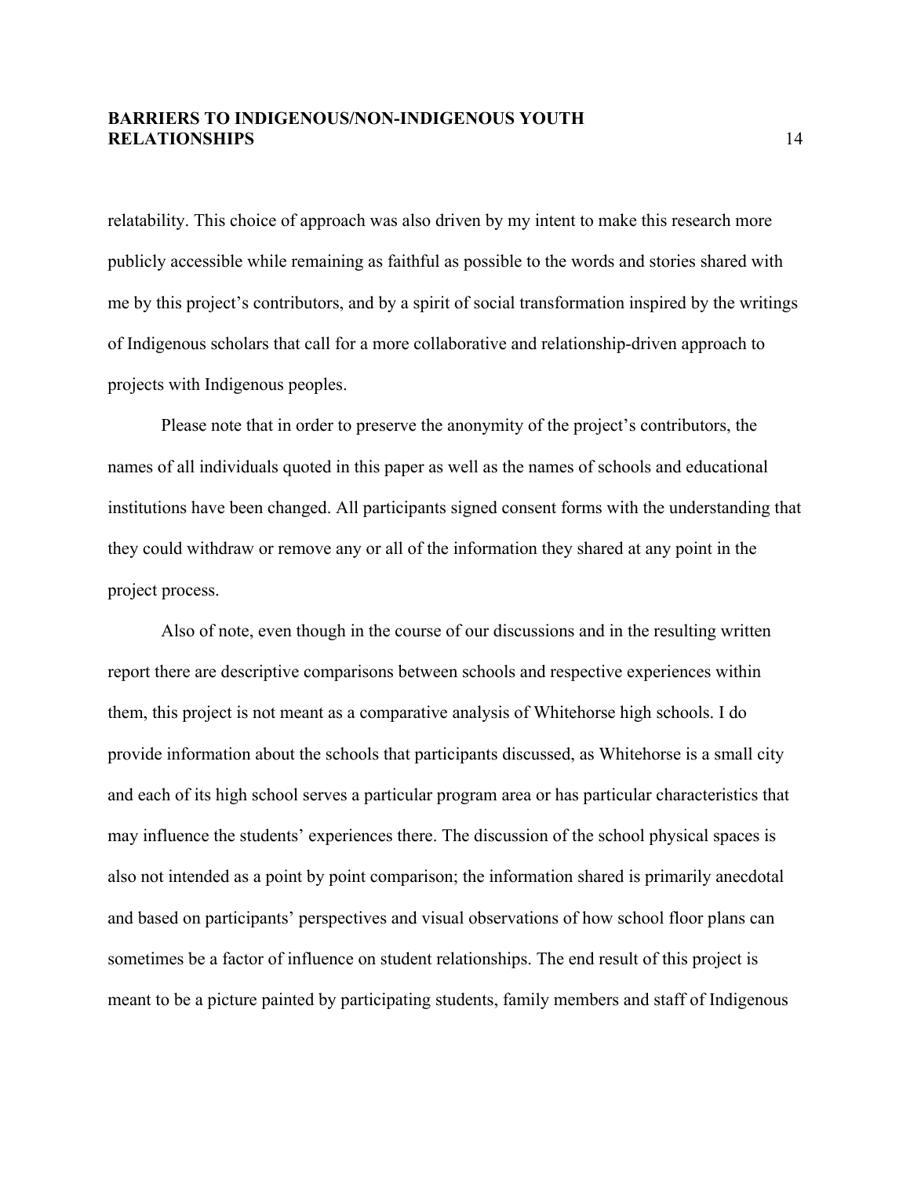relatability. This choice of approach was also driven by my intent to make this research more publicly accessible while remaining as faithful as possible to the words and stories shared with me by this project's contributors, and by a spirit of social transformation inspired by the writings of Indigenous scholars that call for a more collaborative and relationship-driven approach to projects with Indigenous peoples.

Please note that in order to preserve the anonymity of the project's contributors, the names of all individuals quoted in this paper as well as the names of schools and educational institutions have been changed. All participants signed consent forms with the understanding that they could withdraw or remove any or all of the information they shared at any point in the project process.

Also of note, even though in the course of our discussions and in the resulting written report there are descriptive comparisons between schools and respective experiences within them, this project is not meant as a comparative analysis of Whitehorse high schools. I do provide information about the schools that participants discussed, as Whitehorse is a small city and each of its high school serves a particular program area or has particular characteristics that may influence the students' experiences there. The discussion of the school physical spaces is also not intended as a point by point comparison; the information shared is primarily anecdotal and based on participants' perspectives and visual observations of how school floor plans can sometimes be a factor of influence on student relationships. The end result of this project is meant to be a picture painted by participating students, family members and staff of Indigenous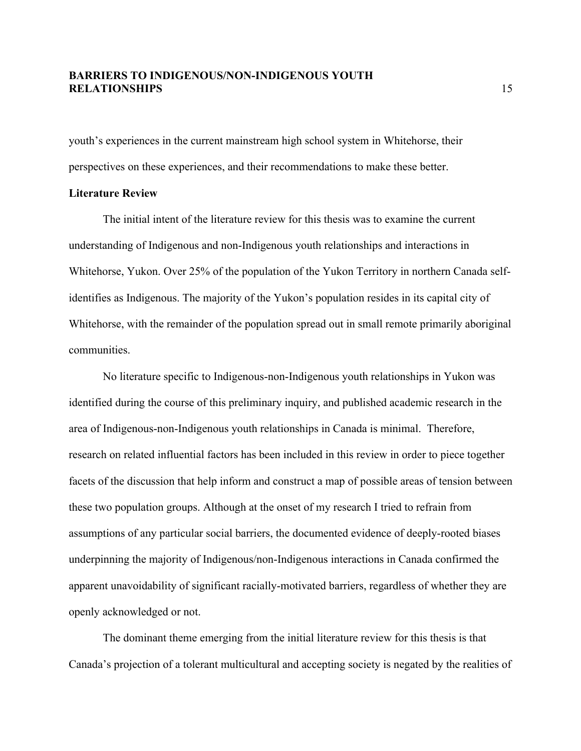youth's experiences in the current mainstream high school system in Whitehorse, their perspectives on these experiences, and their recommendations to make these better.

**Literature Review**

The initial intent of the literature review for this thesis was to examine the current understanding of Indigenous and non-Indigenous youth relationships and interactions in Whitehorse, Yukon. Over 25% of the population of the Yukon Territory in northern Canada self-identifies as Indigenous. The majority of the Yukon's population resides in its capital city of Whitehorse, with the remainder of the population spread out in small remote primarily aboriginal communities.

No literature specific to Indigenous-non-Indigenous youth relationships in Yukon was identified during the course of this preliminary inquiry, and published academic research in the area of Indigenous-non-Indigenous youth relationships in Canada is minimal. Therefore, research on related influential factors has been included in this review in order to piece together facets of the discussion that help inform and construct a map of possible areas of tension between these two population groups. Although at the onset of my research I tried to refrain from assumptions of any particular social barriers, the documented evidence of deeply-rooted biases underpinning the majority of Indigenous/non-Indigenous interactions in Canada confirmed the apparent unavoidability of significant racially-motivated barriers, regardless of whether they are openly acknowledged or not.

The dominant theme emerging from the initial literature review for this thesis is that Canada's projection of a tolerant multicultural and accepting society is negated by the realities of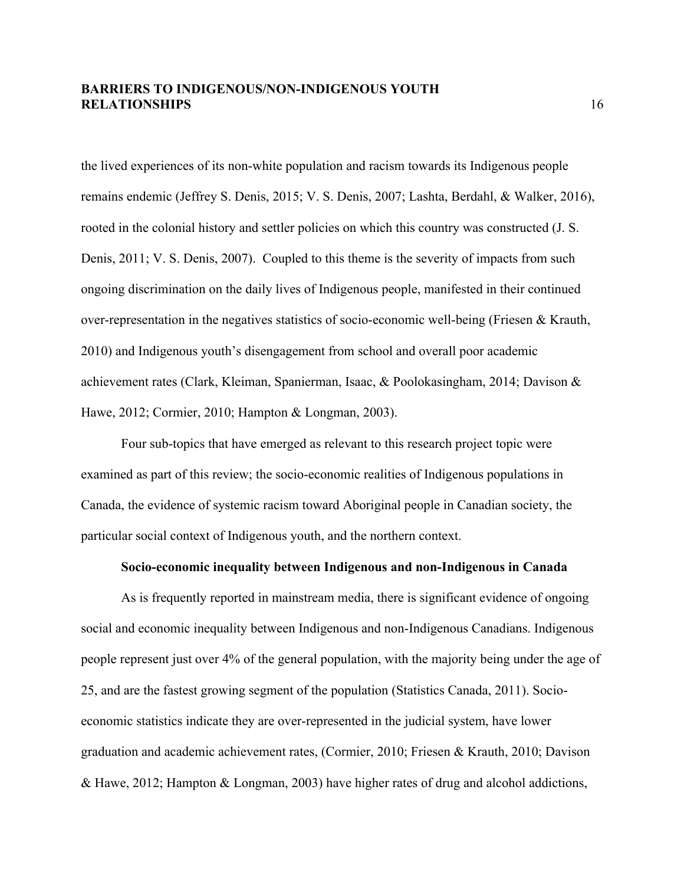the lived experiences of its non-white population and racism towards its Indigenous people remains endemic (Jeffrey S. Denis, 2015; V. S. Denis, 2007; Lashta, Berdahl, & Walker, 2016), rooted in the colonial history and settler policies on which this country was constructed (J. S. Denis, 2011; V. S. Denis, 2007). Coupled to this theme is the severity of impacts from such ongoing discrimination on the daily lives of Indigenous people, manifested in their continued over-representation in the negatives statistics of socio-economic well-being (Friesen & Krauth, 2010) and Indigenous youth's disengagement from school and overall poor academic achievement rates (Clark, Kleiman, Spanierman, Isaac, & Poolokasingham, 2014; Davison & Hawe, 2012; Cormier, 2010; Hampton & Longman, 2003).

Four sub-topics that have emerged as relevant to this research project topic were examined as part of this review; the socio-economic realities of Indigenous populations in Canada, the evidence of systemic racism toward Aboriginal people in Canadian society, the particular social context of Indigenous youth, and the northern context.

### Socio-economic inequality between Indigenous and non-Indigenous in Canada

As is frequently reported in mainstream media, there is significant evidence of ongoing social and economic inequality between Indigenous and non-Indigenous Canadians. Indigenous people represent just over 4% of the general population, with the majority being under the age of 25, and are the fastest growing segment of the population (Statistics Canada, 2011). Socio-economic statistics indicate they are over-represented in the judicial system, have lower graduation and academic achievement rates, (Cormier, 2010; Friesen & Krauth, 2010; Davison & Hawe, 2012; Hampton & Longman, 2003) have higher rates of drug and alcohol addictions,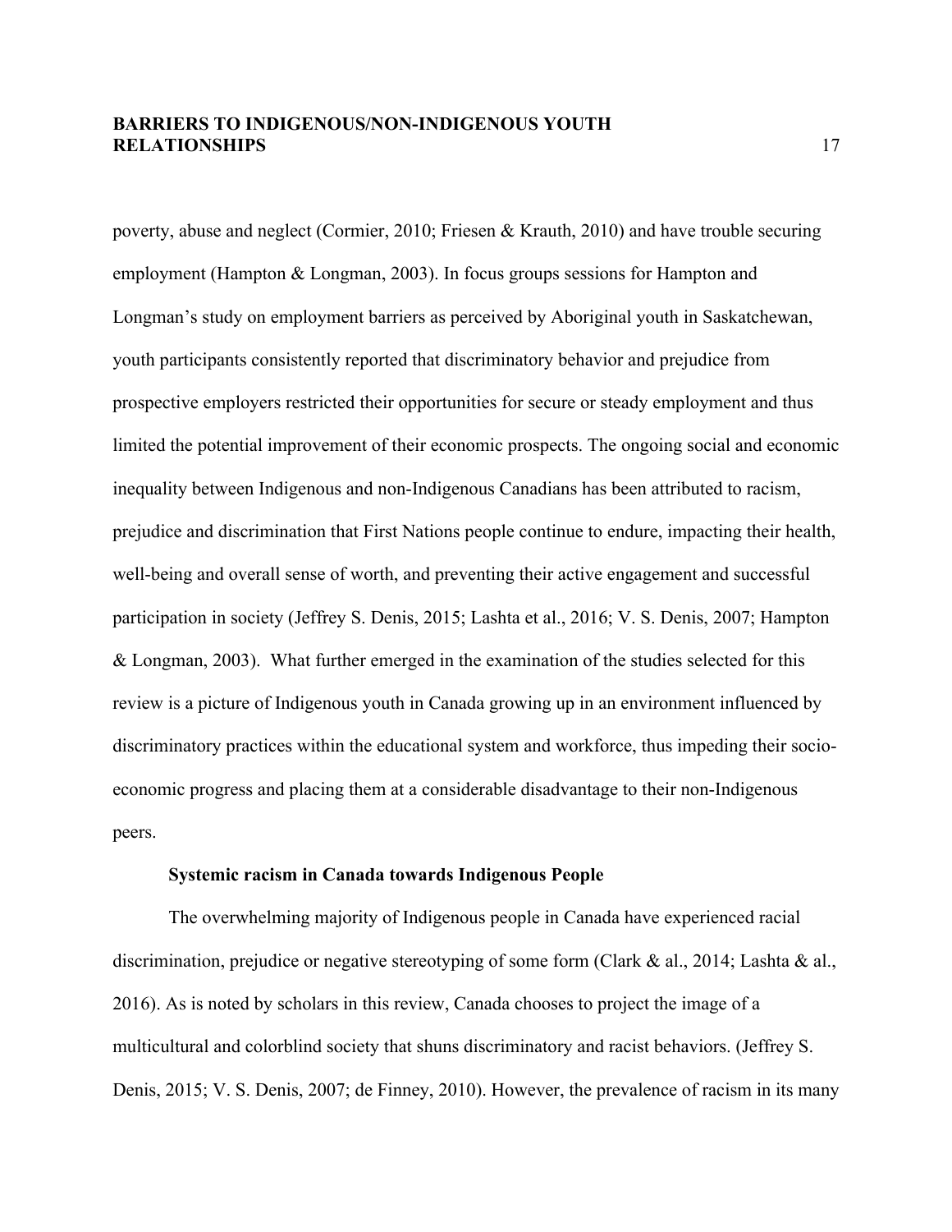poverty, abuse and neglect (Cormier, 2010; Friesen & Krauth, 2010) and have trouble securing employment (Hampton & Longman, 2003). In focus groups sessions for Hampton and Longman's study on employment barriers as perceived by Aboriginal youth in Saskatchewan, youth participants consistently reported that discriminatory behavior and prejudice from prospective employers restricted their opportunities for secure or steady employment and thus limited the potential improvement of their economic prospects. The ongoing social and economic inequality between Indigenous and non-Indigenous Canadians has been attributed to racism, prejudice and discrimination that First Nations people continue to endure, impacting their health, well-being and overall sense of worth, and preventing their active engagement and successful participation in society (Jeffrey S. Denis, 2015; Lashta et al., 2016; V. S. Denis, 2007; Hampton & Longman, 2003). What further emerged in the examination of the studies selected for this review is a picture of Indigenous youth in Canada growing up in an environment influenced by discriminatory practices within the educational system and workforce, thus impeding their socio-economic progress and placing them at a considerable disadvantage to their non-Indigenous peers.

### Systemic racism in Canada towards Indigenous People

The overwhelming majority of Indigenous people in Canada have experienced racial discrimination, prejudice or negative stereotyping of some form (Clark & al., 2014; Lashta & al., 2016). As is noted by scholars in this review, Canada chooses to project the image of a multicultural and colorblind society that shuns discriminatory and racist behaviors. (Jeffrey S. Denis, 2015; V. S. Denis, 2007; de Finney, 2010). However, the prevalence of racism in its many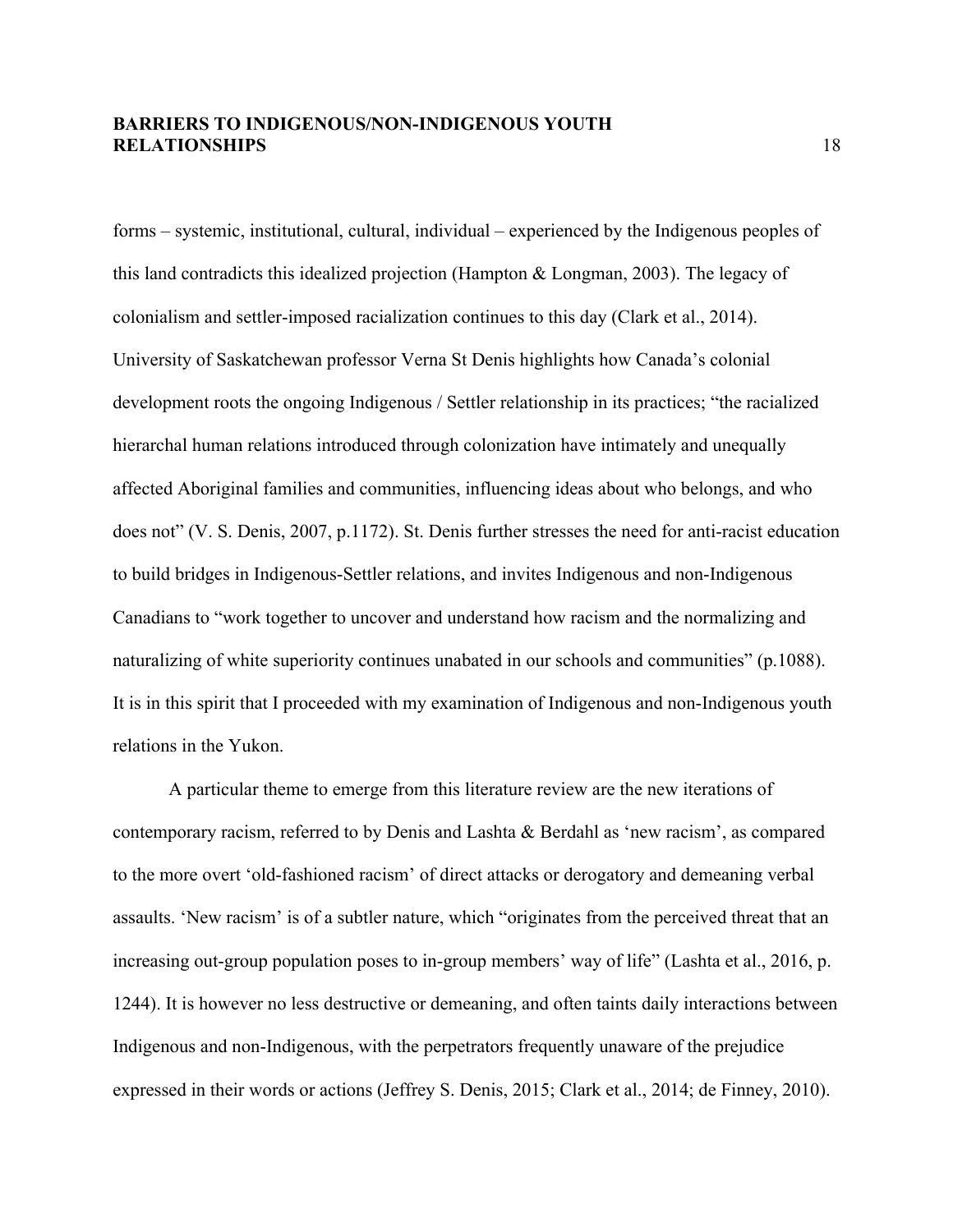forms – systemic, institutional, cultural, individual – experienced by the Indigenous peoples of this land contradicts this idealized projection (Hampton & Longman, 2003). The legacy of colonialism and settler-imposed racialization continues to this day (Clark et al., 2014). University of Saskatchewan professor Verna St Denis highlights how Canada's colonial development roots the ongoing Indigenous / Settler relationship in its practices; "the racialized hierarchal human relations introduced through colonization have intimately and unequally affected Aboriginal families and communities, influencing ideas about who belongs, and who does not" (V. S. Denis, 2007, p.1172). St. Denis further stresses the need for anti-racist education to build bridges in Indigenous-Settler relations, and invites Indigenous and non-Indigenous Canadians to "work together to uncover and understand how racism and the normalizing and naturalizing of white superiority continues unabated in our schools and communities" (p.1088). It is in this spirit that I proceeded with my examination of Indigenous and non-Indigenous youth relations in the Yukon.

A particular theme to emerge from this literature review are the new iterations of contemporary racism, referred to by Denis and Lashta & Berdahl as 'new racism', as compared to the more overt 'old-fashioned racism' of direct attacks or derogatory and demeaning verbal assaults. 'New racism' is of a subtler nature, which "originates from the perceived threat that an increasing out-group population poses to in-group members' way of life" (Lashta et al., 2016, p. 1244). It is however no less destructive or demeaning, and often taints daily interactions between Indigenous and non-Indigenous, with the perpetrators frequently unaware of the prejudice expressed in their words or actions (Jeffrey S. Denis, 2015; Clark et al., 2014; de Finney, 2010).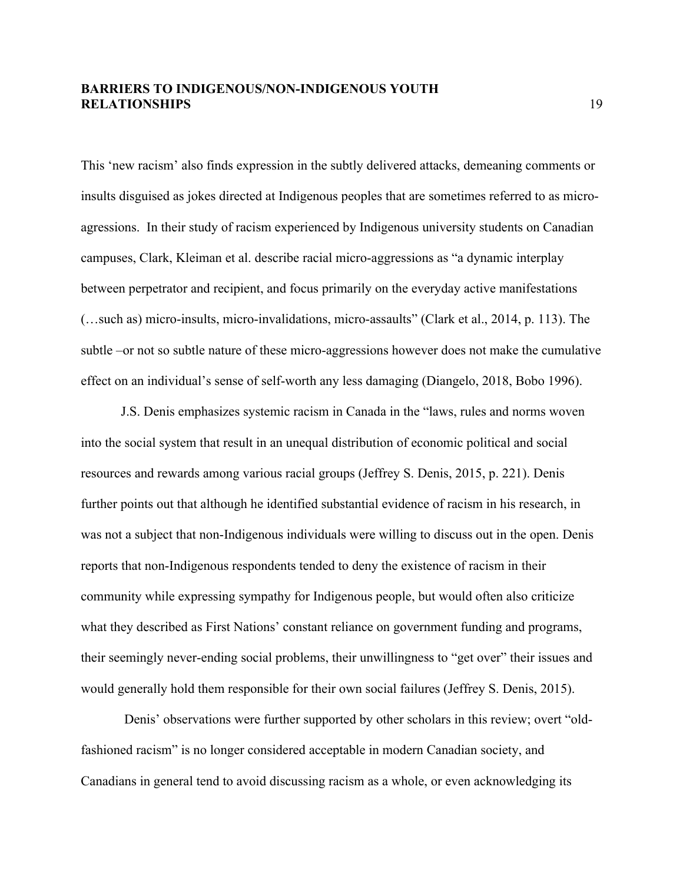This 'new racism' also finds expression in the subtly delivered attacks, demeaning comments or insults disguised as jokes directed at Indigenous peoples that are sometimes referred to as micro-agressions. In their study of racism experienced by Indigenous university students on Canadian campuses, Clark, Kleiman et al. describe racial micro-aggressions as "a dynamic interplay between perpetrator and recipient, and focus primarily on the everyday active manifestations (…such as) micro-insults, micro-invalidations, micro-assaults" (Clark et al., 2014, p. 113). The subtle –or not so subtle nature of these micro-aggressions however does not make the cumulative effect on an individual's sense of self-worth any less damaging (Diangelo, 2018, Bobo 1996).

J.S. Denis emphasizes systemic racism in Canada in the "laws, rules and norms woven into the social system that result in an unequal distribution of economic political and social resources and rewards among various racial groups (Jeffrey S. Denis, 2015, p. 221). Denis further points out that although he identified substantial evidence of racism in his research, in was not a subject that non-Indigenous individuals were willing to discuss out in the open. Denis reports that non-Indigenous respondents tended to deny the existence of racism in their community while expressing sympathy for Indigenous people, but would often also criticize what they described as First Nations' constant reliance on government funding and programs, their seemingly never-ending social problems, their unwillingness to "get over" their issues and would generally hold them responsible for their own social failures (Jeffrey S. Denis, 2015).

Denis' observations were further supported by other scholars in this review; overt "old-fashioned racism" is no longer considered acceptable in modern Canadian society, and Canadians in general tend to avoid discussing racism as a whole, or even acknowledging its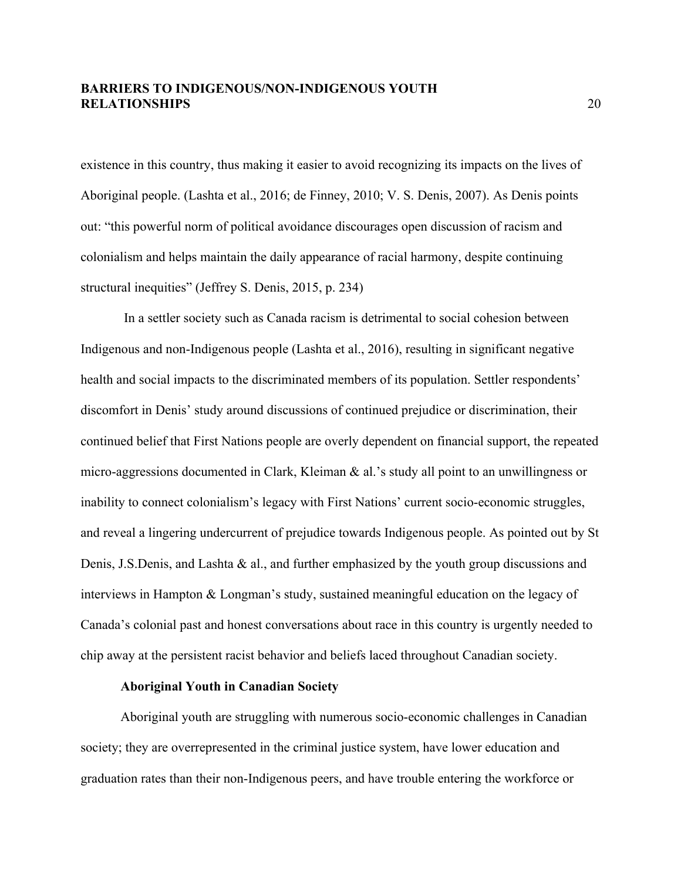existence in this country, thus making it easier to avoid recognizing its impacts on the lives of Aboriginal people. (Lashta et al., 2016; de Finney, 2010; V. S. Denis, 2007). As Denis points out: "this powerful norm of political avoidance discourages open discussion of racism and colonialism and helps maintain the daily appearance of racial harmony, despite continuing structural inequities" (Jeffrey S. Denis, 2015, p. 234)

In a settler society such as Canada racism is detrimental to social cohesion between Indigenous and non-Indigenous people (Lashta et al., 2016), resulting in significant negative health and social impacts to the discriminated members of its population. Settler respondents' discomfort in Denis' study around discussions of continued prejudice or discrimination, their continued belief that First Nations people are overly dependent on financial support, the repeated micro-aggressions documented in Clark, Kleiman & al.'s study all point to an unwillingness or inability to connect colonialism's legacy with First Nations' current socio-economic struggles, and reveal a lingering undercurrent of prejudice towards Indigenous people. As pointed out by St Denis, J.S.Denis, and Lashta & al., and further emphasized by the youth group discussions and interviews in Hampton & Longman's study, sustained meaningful education on the legacy of Canada's colonial past and honest conversations about race in this country is urgently needed to chip away at the persistent racist behavior and beliefs laced throughout Canadian society.

### Aboriginal Youth in Canadian Society

Aboriginal youth are struggling with numerous socio-economic challenges in Canadian society; they are overrepresented in the criminal justice system, have lower education and graduation rates than their non-Indigenous peers, and have trouble entering the workforce or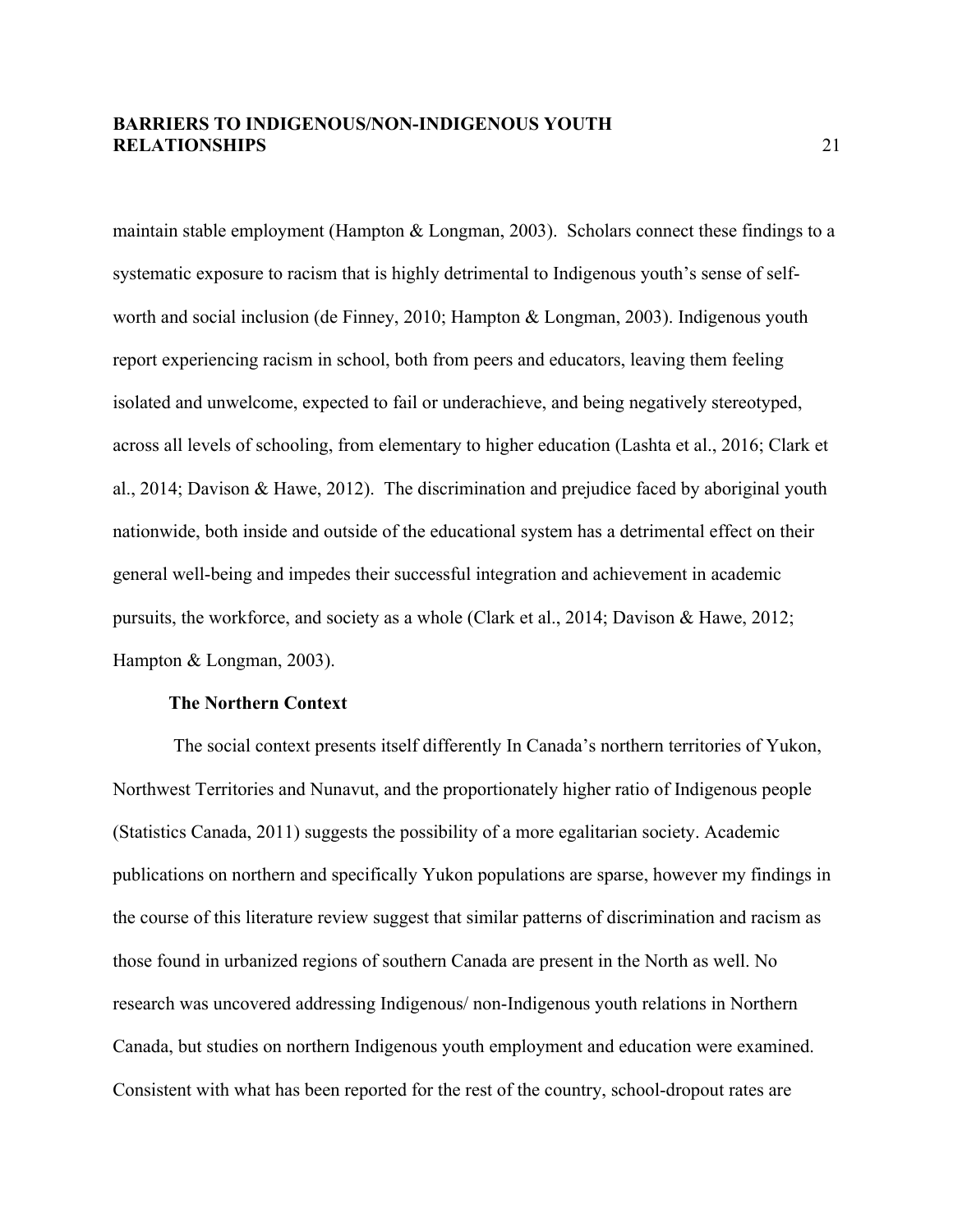maintain stable employment (Hampton & Longman, 2003). Scholars connect these findings to a systematic exposure to racism that is highly detrimental to Indigenous youth's sense of self-worth and social inclusion (de Finney, 2010; Hampton & Longman, 2003). Indigenous youth report experiencing racism in school, both from peers and educators, leaving them feeling isolated and unwelcome, expected to fail or underachieve, and being negatively stereotyped, across all levels of schooling, from elementary to higher education (Lashta et al., 2016; Clark et al., 2014; Davison & Hawe, 2012). The discrimination and prejudice faced by aboriginal youth nationwide, both inside and outside of the educational system has a detrimental effect on their general well-being and impedes their successful integration and achievement in academic pursuits, the workforce, and society as a whole (Clark et al., 2014; Davison & Hawe, 2012; Hampton & Longman, 2003).

### The Northern Context

The social context presents itself differently In Canada's northern territories of Yukon, Northwest Territories and Nunavut, and the proportionately higher ratio of Indigenous people (Statistics Canada, 2011) suggests the possibility of a more egalitarian society. Academic publications on northern and specifically Yukon populations are sparse, however my findings in the course of this literature review suggest that similar patterns of discrimination and racism as those found in urbanized regions of southern Canada are present in the North as well. No research was uncovered addressing Indigenous/ non-Indigenous youth relations in Northern Canada, but studies on northern Indigenous youth employment and education were examined. Consistent with what has been reported for the rest of the country, school-dropout rates are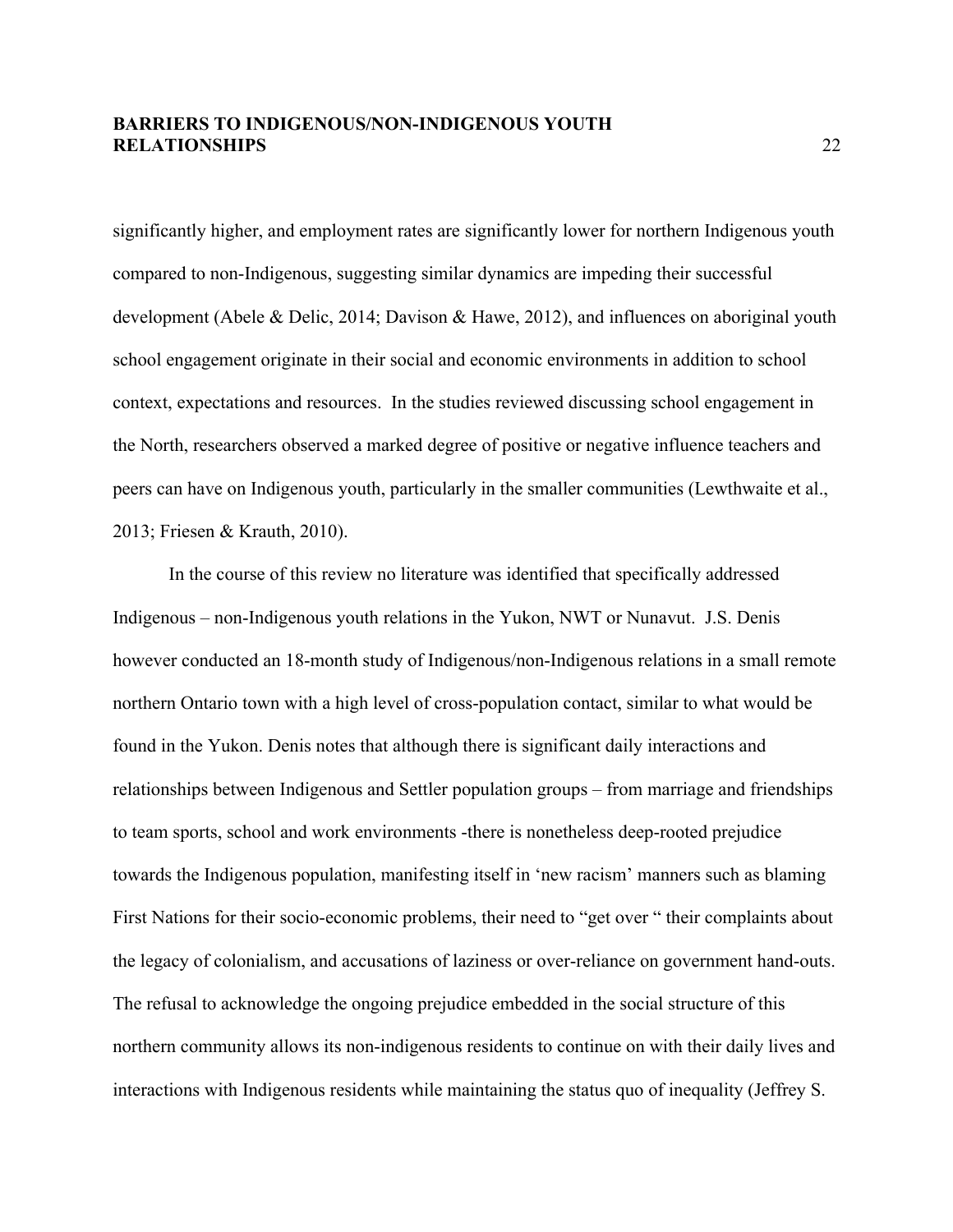significantly higher, and employment rates are significantly lower for northern Indigenous youth compared to non-Indigenous, suggesting similar dynamics are impeding their successful development (Abele & Delic, 2014; Davison & Hawe, 2012), and influences on aboriginal youth school engagement originate in their social and economic environments in addition to school context, expectations and resources. In the studies reviewed discussing school engagement in the North, researchers observed a marked degree of positive or negative influence teachers and peers can have on Indigenous youth, particularly in the smaller communities (Lewthwaite et al., 2013; Friesen & Krauth, 2010).

In the course of this review no literature was identified that specifically addressed Indigenous – non-Indigenous youth relations in the Yukon, NWT or Nunavut. J.S. Denis however conducted an 18-month study of Indigenous/non-Indigenous relations in a small remote northern Ontario town with a high level of cross-population contact, similar to what would be found in the Yukon. Denis notes that although there is significant daily interactions and relationships between Indigenous and Settler population groups – from marriage and friendships to team sports, school and work environments -there is nonetheless deep-rooted prejudice towards the Indigenous population, manifesting itself in 'new racism' manners such as blaming First Nations for their socio-economic problems, their need to "get over " their complaints about the legacy of colonialism, and accusations of laziness or over-reliance on government hand-outs. The refusal to acknowledge the ongoing prejudice embedded in the social structure of this northern community allows its non-indigenous residents to continue on with their daily lives and interactions with Indigenous residents while maintaining the status quo of inequality (Jeffrey S.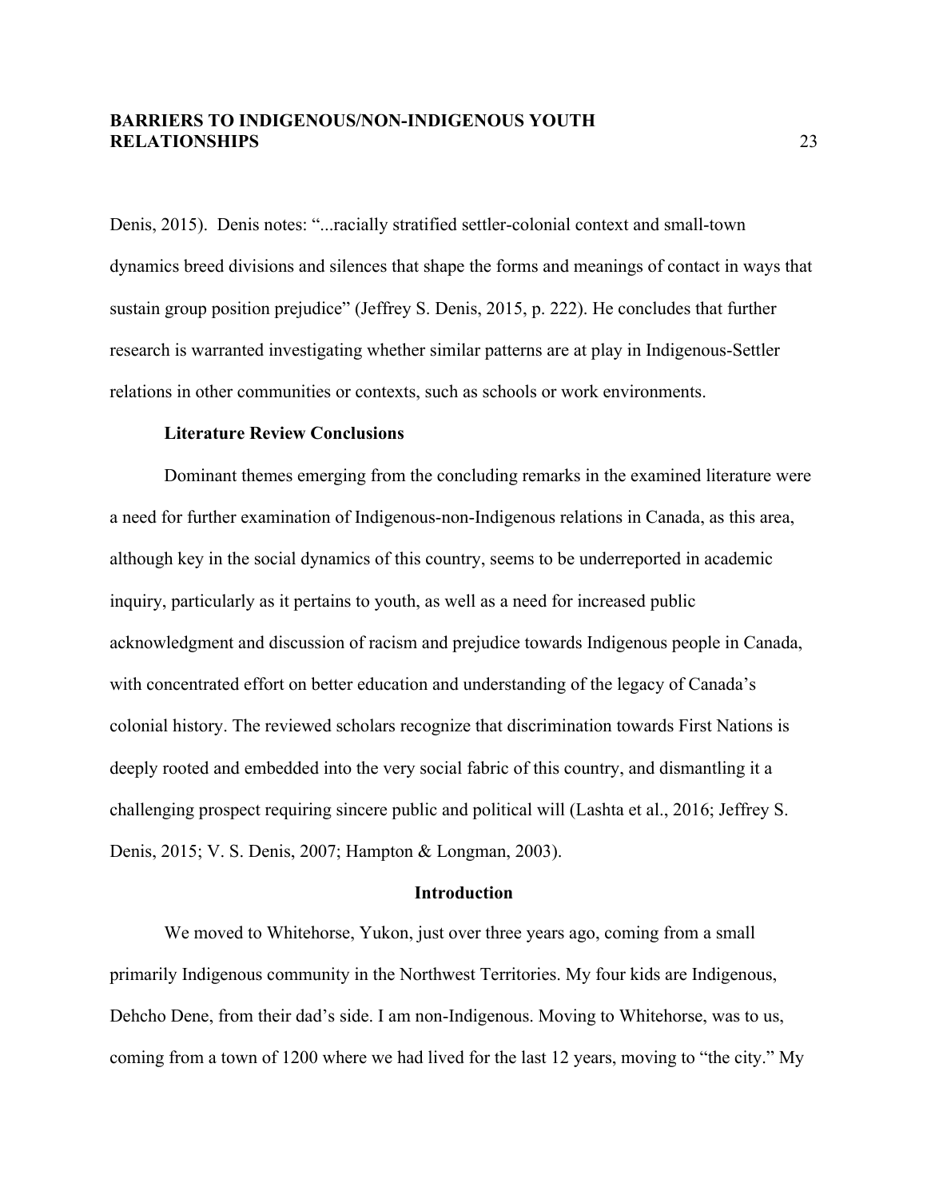Denis, 2015). Denis notes: "...racially stratified settler-colonial context and small-town dynamics breed divisions and silences that shape the forms and meanings of contact in ways that sustain group position prejudice" (Jeffrey S. Denis, 2015, p. 222). He concludes that further research is warranted investigating whether similar patterns are at play in Indigenous-Settler relations in other communities or contexts, such as schools or work environments.

### Literature Review Conclusions

Dominant themes emerging from the concluding remarks in the examined literature were a need for further examination of Indigenous-non-Indigenous relations in Canada, as this area, although key in the social dynamics of this country, seems to be underreported in academic inquiry, particularly as it pertains to youth, as well as a need for increased public acknowledgment and discussion of racism and prejudice towards Indigenous people in Canada, with concentrated effort on better education and understanding of the legacy of Canada's colonial history. The reviewed scholars recognize that discrimination towards First Nations is deeply rooted and embedded into the very social fabric of this country, and dismantling it a challenging prospect requiring sincere public and political will (Lashta et al., 2016; Jeffrey S. Denis, 2015; V. S. Denis, 2007; Hampton & Longman, 2003).

## Introduction

We moved to Whitehorse, Yukon, just over three years ago, coming from a small primarily Indigenous community in the Northwest Territories. My four kids are Indigenous, Dehcho Dene, from their dad's side. I am non-Indigenous. Moving to Whitehorse, was to us, coming from a town of 1200 where we had lived for the last 12 years, moving to "the city." My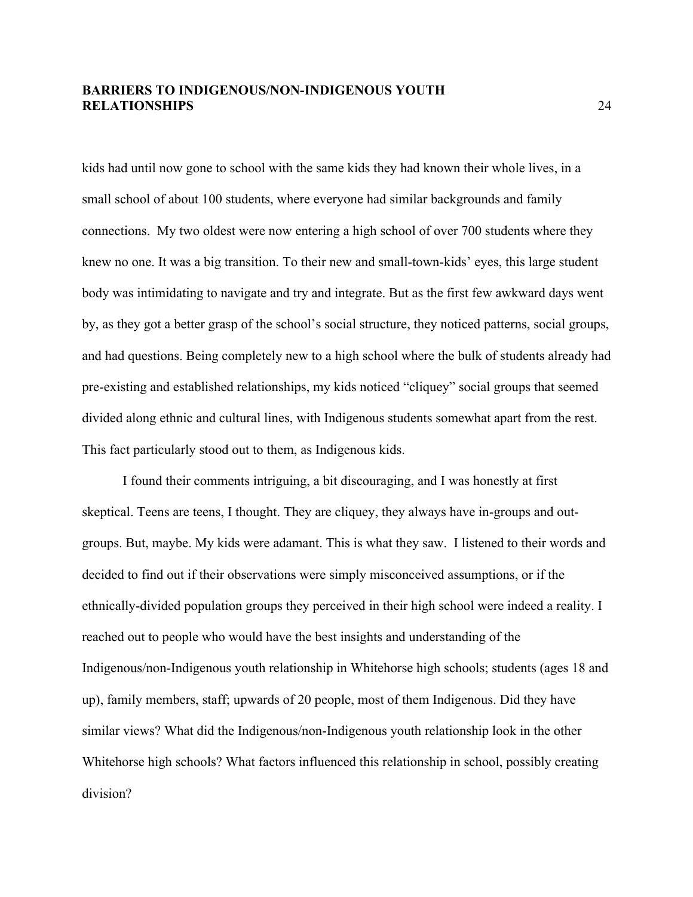kids had until now gone to school with the same kids they had known their whole lives, in a small school of about 100 students, where everyone had similar backgrounds and family connections.  My two oldest were now entering a high school of over 700 students where they knew no one. It was a big transition. To their new and small-town-kids' eyes, this large student body was intimidating to navigate and try and integrate. But as the first few awkward days went by, as they got a better grasp of the school's social structure, they noticed patterns, social groups, and had questions. Being completely new to a high school where the bulk of students already had pre-existing and established relationships, my kids noticed "cliquey" social groups that seemed divided along ethnic and cultural lines, with Indigenous students somewhat apart from the rest. This fact particularly stood out to them, as Indigenous kids.

I found their comments intriguing, a bit discouraging, and I was honestly at first skeptical. Teens are teens, I thought. They are cliquey, they always have in-groups and out-groups. But, maybe. My kids were adamant. This is what they saw.  I listened to their words and decided to find out if their observations were simply misconceived assumptions, or if the ethnically-divided population groups they perceived in their high school were indeed a reality. I reached out to people who would have the best insights and understanding of the Indigenous/non-Indigenous youth relationship in Whitehorse high schools; students (ages 18 and up), family members, staff; upwards of 20 people, most of them Indigenous. Did they have similar views? What did the Indigenous/non-Indigenous youth relationship look in the other Whitehorse high schools? What factors influenced this relationship in school, possibly creating division?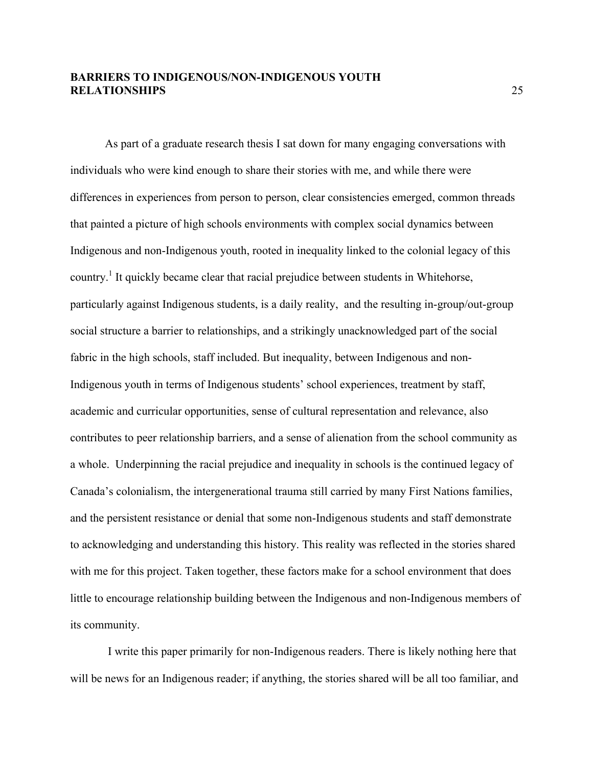As part of a graduate research thesis I sat down for many engaging conversations with individuals who were kind enough to share their stories with me, and while there were differences in experiences from person to person, clear consistencies emerged, common threads that painted a picture of high schools environments with complex social dynamics between Indigenous and non-Indigenous youth, rooted in inequality linked to the colonial legacy of this country.[1] It quickly became clear that racial prejudice between students in Whitehorse, particularly against Indigenous students, is a daily reality, and the resulting in-group/out-group social structure a barrier to relationships, and a strikingly unacknowledged part of the social fabric in the high schools, staff included. But inequality, between Indigenous and non-Indigenous youth in terms of Indigenous students' school experiences, treatment by staff, academic and curricular opportunities, sense of cultural representation and relevance, also contributes to peer relationship barriers, and a sense of alienation from the school community as a whole. Underpinning the racial prejudice and inequality in schools is the continued legacy of Canada's colonialism, the intergenerational trauma still carried by many First Nations families, and the persistent resistance or denial that some non-Indigenous students and staff demonstrate to acknowledging and understanding this history. This reality was reflected in the stories shared with me for this project. Taken together, these factors make for a school environment that does little to encourage relationship building between the Indigenous and non-Indigenous members of its community.

I write this paper primarily for non-Indigenous readers. There is likely nothing here that will be news for an Indigenous reader; if anything, the stories shared will be all too familiar, and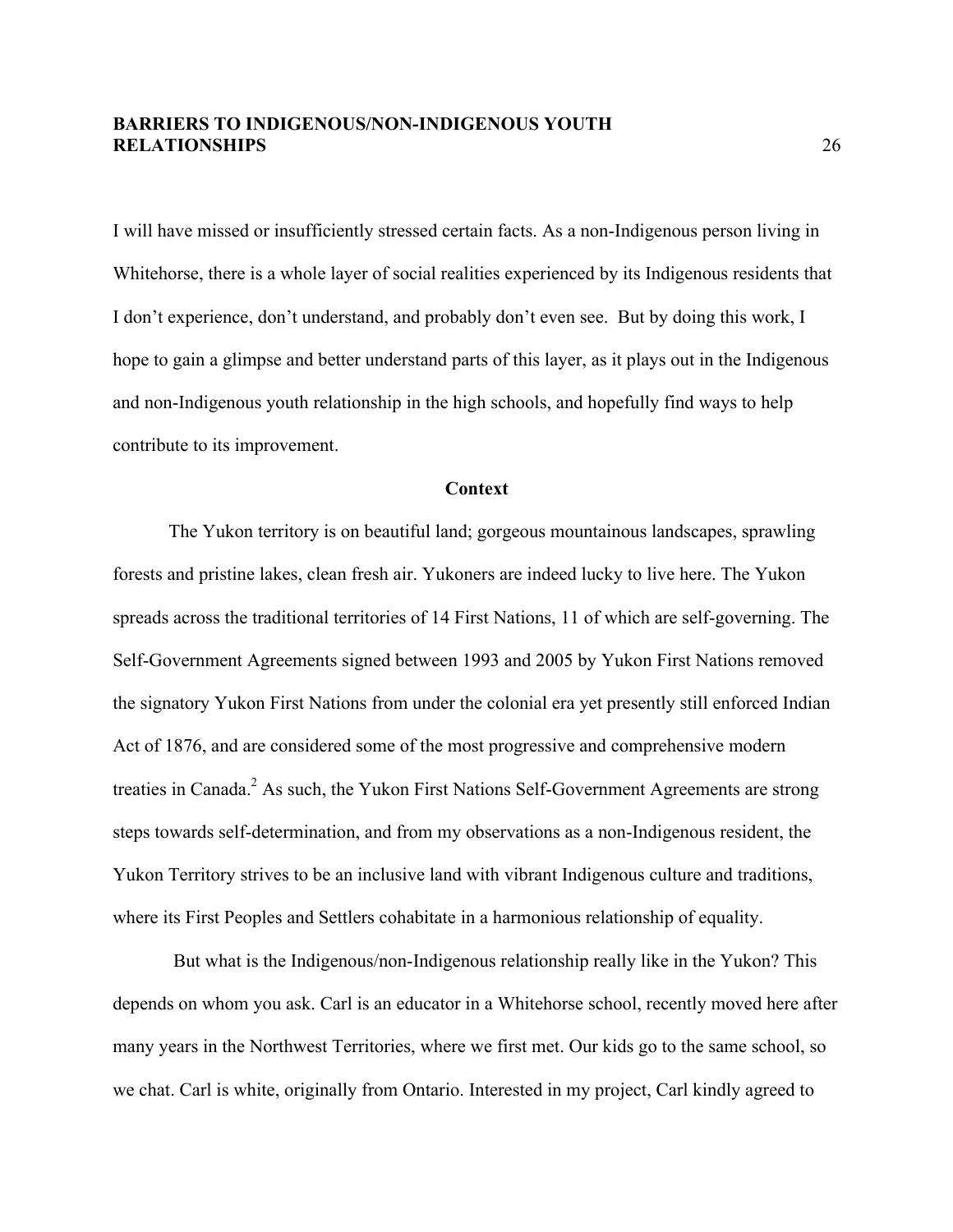I will have missed or insufficiently stressed certain facts. As a non-Indigenous person living in Whitehorse, there is a whole layer of social realities experienced by its Indigenous residents that I don't experience, don't understand, and probably don't even see. But by doing this work, I hope to gain a glimpse and better understand parts of this layer, as it plays out in the Indigenous and non-Indigenous youth relationship in the high schools, and hopefully find ways to help contribute to its improvement.

## Context

The Yukon territory is on beautiful land; gorgeous mountainous landscapes, sprawling forests and pristine lakes, clean fresh air. Yukoners are indeed lucky to live here. The Yukon spreads across the traditional territories of 14 First Nations, 11 of which are self-governing. The Self-Government Agreements signed between 1993 and 2005 by Yukon First Nations removed the signatory Yukon First Nations from under the colonial era yet presently still enforced Indian Act of 1876, and are considered some of the most progressive and comprehensive modern treaties in Canada.[2] As such, the Yukon First Nations Self-Government Agreements are strong steps towards self-determination, and from my observations as a non-Indigenous resident, the Yukon Territory strives to be an inclusive land with vibrant Indigenous culture and traditions, where its First Peoples and Settlers cohabitate in a harmonious relationship of equality.

But what is the Indigenous/non-Indigenous relationship really like in the Yukon? This depends on whom you ask. Carl is an educator in a Whitehorse school, recently moved here after many years in the Northwest Territories, where we first met. Our kids go to the same school, so we chat. Carl is white, originally from Ontario. Interested in my project, Carl kindly agreed to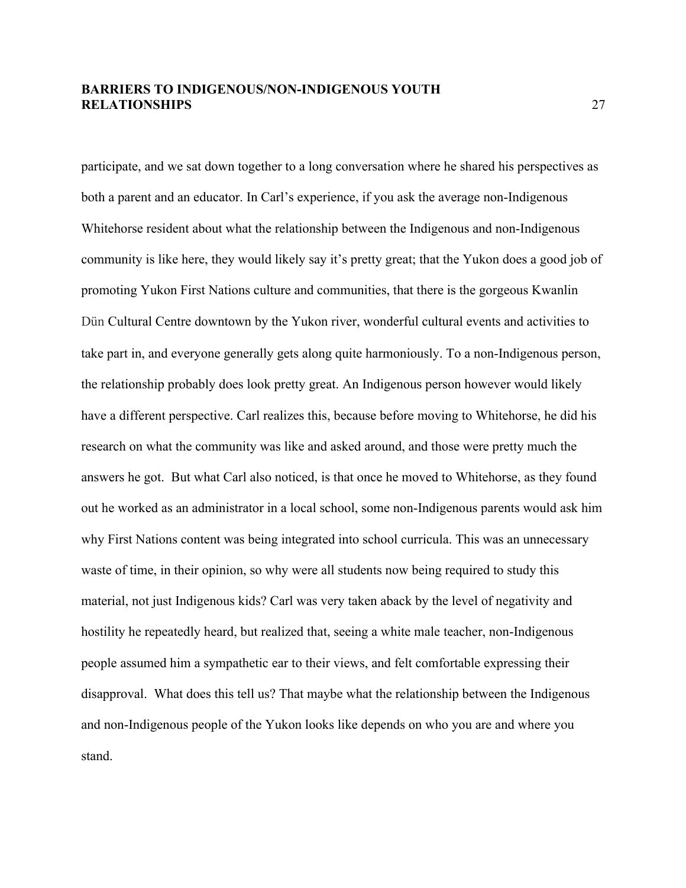participate, and we sat down together to a long conversation where he shared his perspectives as both a parent and an educator. In Carl's experience, if you ask the average non-Indigenous Whitehorse resident about what the relationship between the Indigenous and non-Indigenous community is like here, they would likely say it's pretty great; that the Yukon does a good job of promoting Yukon First Nations culture and communities, that there is the gorgeous Kwanlin Dün Cultural Centre downtown by the Yukon river, wonderful cultural events and activities to take part in, and everyone generally gets along quite harmoniously. To a non-Indigenous person, the relationship probably does look pretty great. An Indigenous person however would likely have a different perspective. Carl realizes this, because before moving to Whitehorse, he did his research on what the community was like and asked around, and those were pretty much the answers he got. But what Carl also noticed, is that once he moved to Whitehorse, as they found out he worked as an administrator in a local school, some non-Indigenous parents would ask him why First Nations content was being integrated into school curricula. This was an unnecessary waste of time, in their opinion, so why were all students now being required to study this material, not just Indigenous kids? Carl was very taken aback by the level of negativity and hostility he repeatedly heard, but realized that, seeing a white male teacher, non-Indigenous people assumed him a sympathetic ear to their views, and felt comfortable expressing their disapproval. What does this tell us? That maybe what the relationship between the Indigenous and non-Indigenous people of the Yukon looks like depends on who you are and where you stand.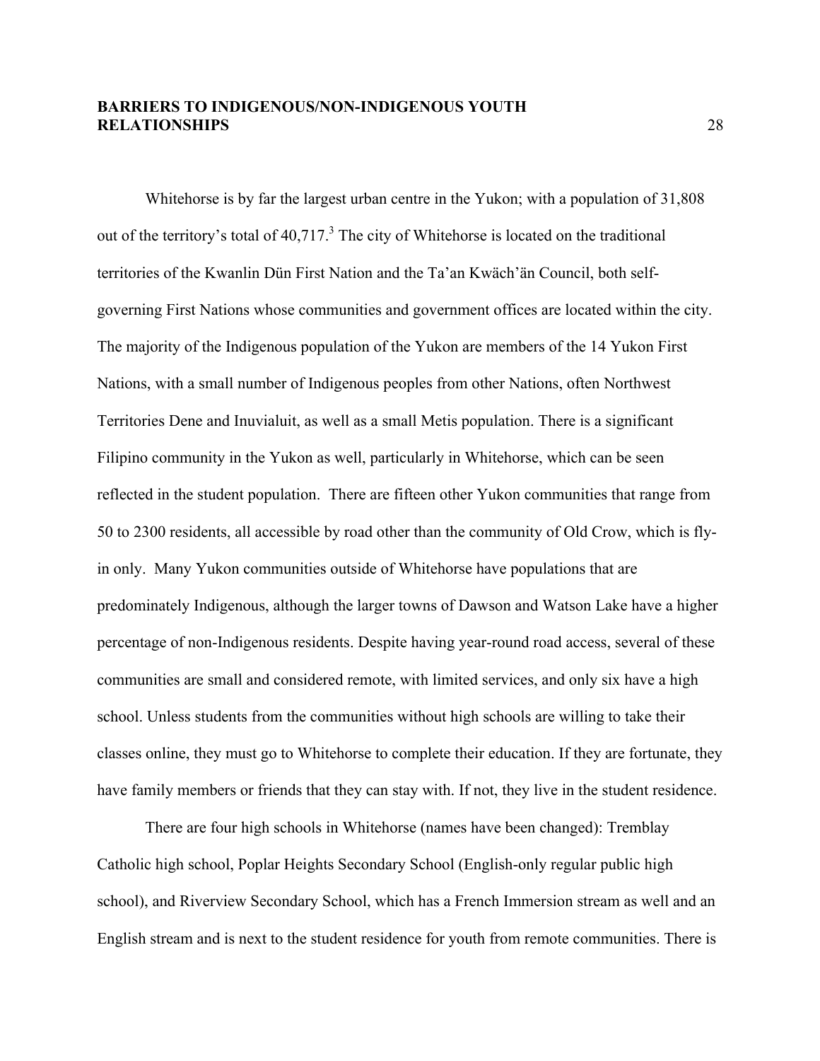Whitehorse is by far the largest urban centre in the Yukon; with a population of 31,808 out of the territory's total of 40,717.[3] The city of Whitehorse is located on the traditional territories of the Kwanlin Dün First Nation and the Ta'an Kwäch'än Council, both self-governing First Nations whose communities and government offices are located within the city. The majority of the Indigenous population of the Yukon are members of the 14 Yukon First Nations, with a small number of Indigenous peoples from other Nations, often Northwest Territories Dene and Inuvialuit, as well as a small Metis population. There is a significant Filipino community in the Yukon as well, particularly in Whitehorse, which can be seen reflected in the student population. There are fifteen other Yukon communities that range from 50 to 2300 residents, all accessible by road other than the community of Old Crow, which is fly-in only. Many Yukon communities outside of Whitehorse have populations that are predominately Indigenous, although the larger towns of Dawson and Watson Lake have a higher percentage of non-Indigenous residents. Despite having year-round road access, several of these communities are small and considered remote, with limited services, and only six have a high school. Unless students from the communities without high schools are willing to take their classes online, they must go to Whitehorse to complete their education. If they are fortunate, they have family members or friends that they can stay with. If not, they live in the student residence.

There are four high schools in Whitehorse (names have been changed): Tremblay Catholic high school, Poplar Heights Secondary School (English-only regular public high school), and Riverview Secondary School, which has a French Immersion stream as well and an English stream and is next to the student residence for youth from remote communities. There is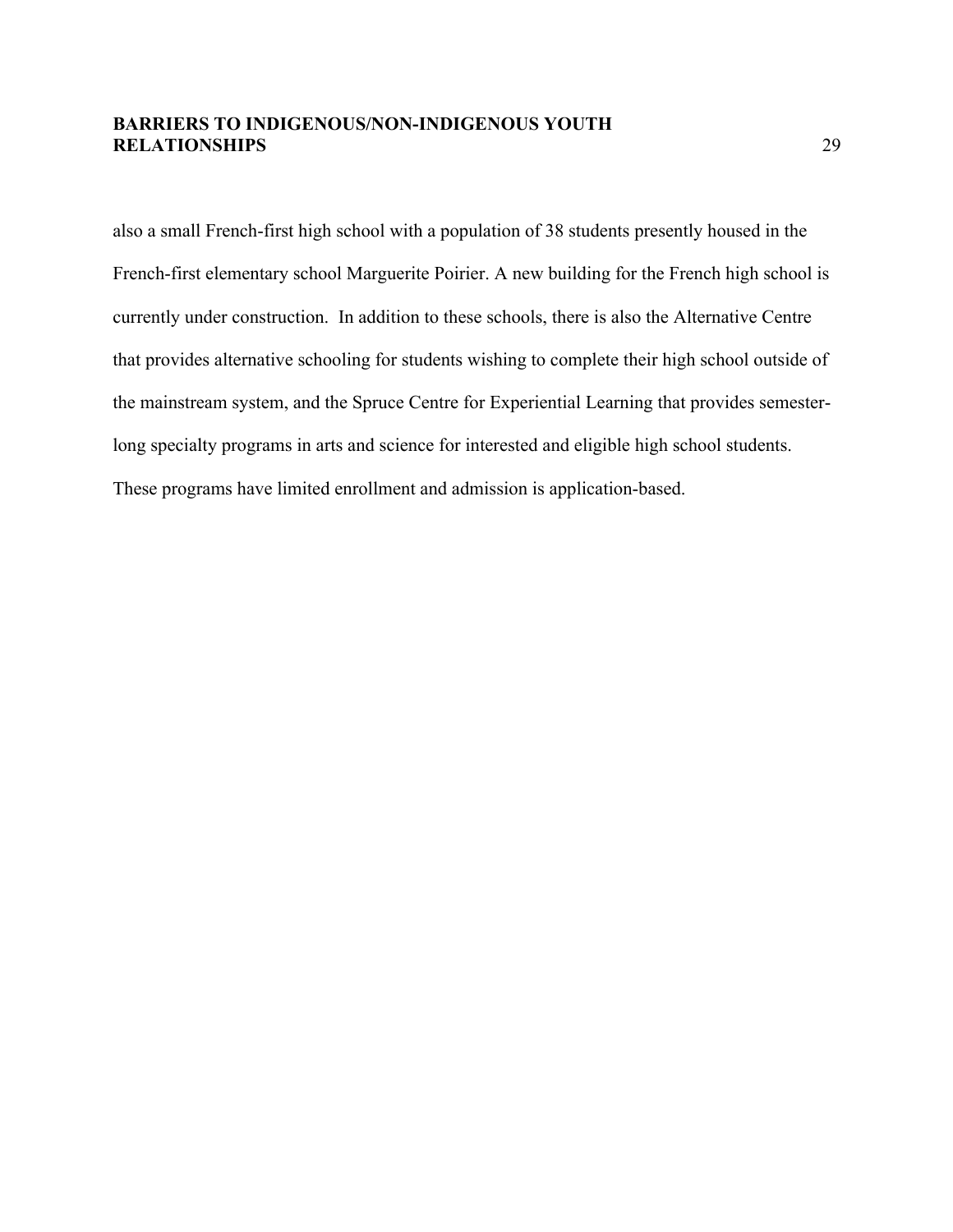also a small French-first high school with a population of 38 students presently housed in the French-first elementary school Marguerite Poirier. A new building for the French high school is currently under construction. In addition to these schools, there is also the Alternative Centre that provides alternative schooling for students wishing to complete their high school outside of the mainstream system, and the Spruce Centre for Experiential Learning that provides semester-long specialty programs in arts and science for interested and eligible high school students. These programs have limited enrollment and admission is application-based.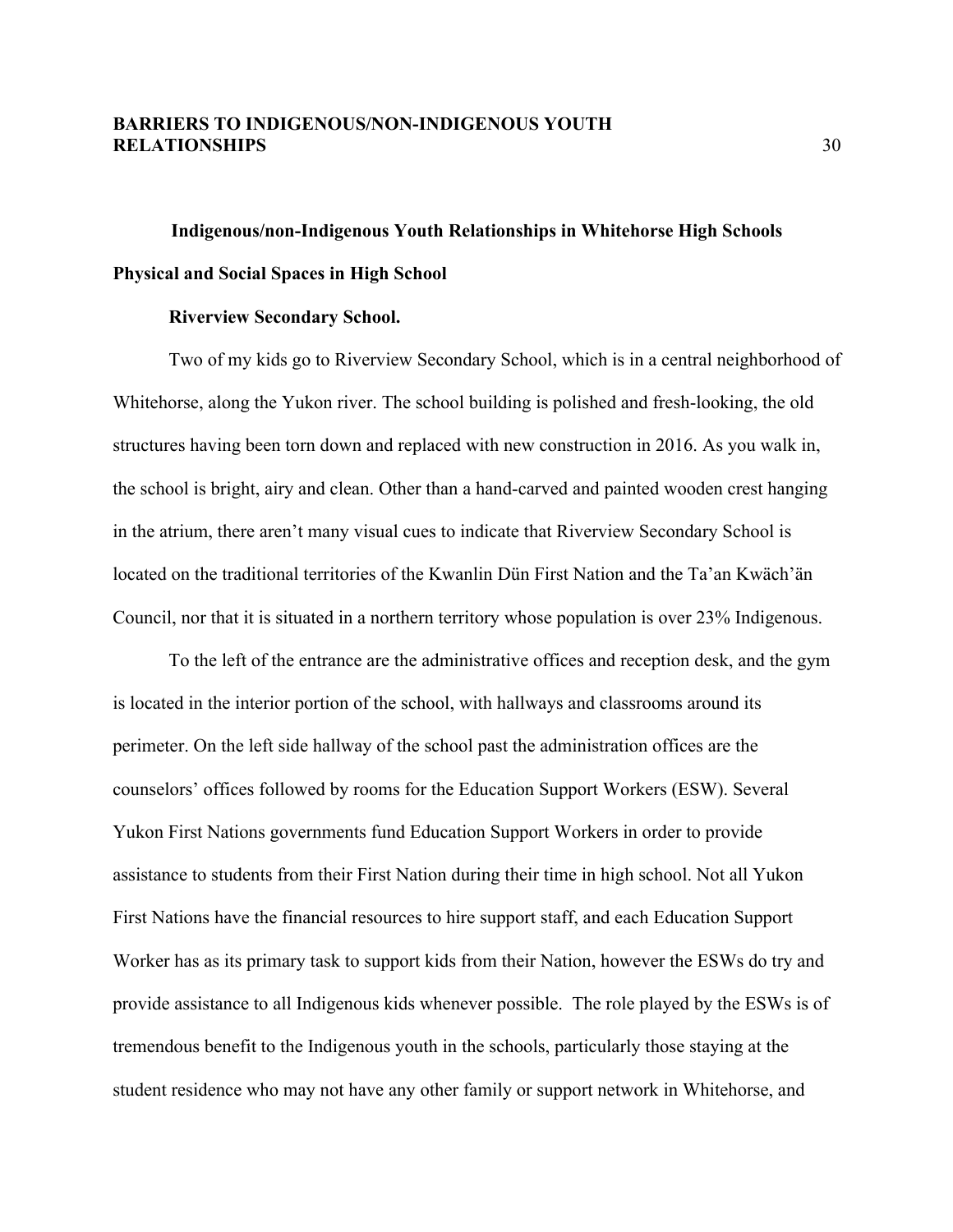## Indigenous/non-Indigenous Youth Relationships in Whitehorse High Schools

### Physical and Social Spaces in High School

#### Riverview Secondary School.

Two of my kids go to Riverview Secondary School, which is in a central neighborhood of Whitehorse, along the Yukon river. The school building is polished and fresh-looking, the old structures having been torn down and replaced with new construction in 2016. As you walk in, the school is bright, airy and clean. Other than a hand-carved and painted wooden crest hanging in the atrium, there aren't many visual cues to indicate that Riverview Secondary School is located on the traditional territories of the Kwanlin Dün First Nation and the Ta'an Kwäch'än Council, nor that it is situated in a northern territory whose population is over 23% Indigenous.

To the left of the entrance are the administrative offices and reception desk, and the gym is located in the interior portion of the school, with hallways and classrooms around its perimeter. On the left side hallway of the school past the administration offices are the counselors' offices followed by rooms for the Education Support Workers (ESW). Several Yukon First Nations governments fund Education Support Workers in order to provide assistance to students from their First Nation during their time in high school. Not all Yukon First Nations have the financial resources to hire support staff, and each Education Support Worker has as its primary task to support kids from their Nation, however the ESWs do try and provide assistance to all Indigenous kids whenever possible. The role played by the ESWs is of tremendous benefit to the Indigenous youth in the schools, particularly those staying at the student residence who may not have any other family or support network in Whitehorse, and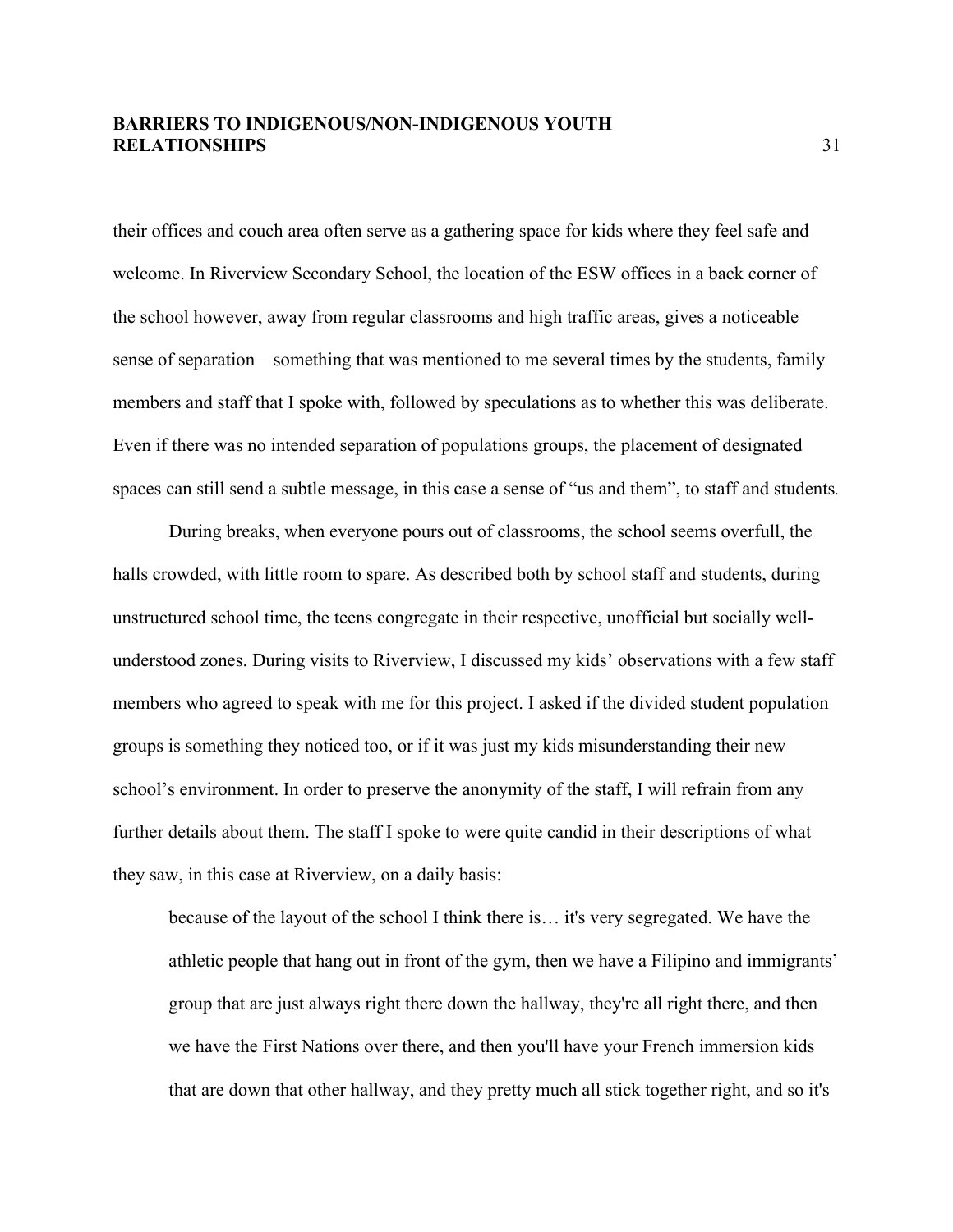their offices and couch area often serve as a gathering space for kids where they feel safe and welcome. In Riverview Secondary School, the location of the ESW offices in a back corner of the school however, away from regular classrooms and high traffic areas, gives a noticeable sense of separation—something that was mentioned to me several times by the students, family members and staff that I spoke with, followed by speculations as to whether this was deliberate. Even if there was no intended separation of populations groups, the placement of designated spaces can still send a subtle message, in this case a sense of "us and them", to staff and students.

During breaks, when everyone pours out of classrooms, the school seems overfull, the halls crowded, with little room to spare. As described both by school staff and students, during unstructured school time, the teens congregate in their respective, unofficial but socially well-understood zones. During visits to Riverview, I discussed my kids' observations with a few staff members who agreed to speak with me for this project. I asked if the divided student population groups is something they noticed too, or if it was just my kids misunderstanding their new school's environment. In order to preserve the anonymity of the staff, I will refrain from any further details about them. The staff I spoke to were quite candid in their descriptions of what they saw, in this case at Riverview, on a daily basis:

> because of the layout of the school I think there is… it's very segregated. We have the athletic people that hang out in front of the gym, then we have a Filipino and immigrants' group that are just always right there down the hallway, they're all right there, and then we have the First Nations over there, and then you'll have your French immersion kids that are down that other hallway, and they pretty much all stick together right, and so it's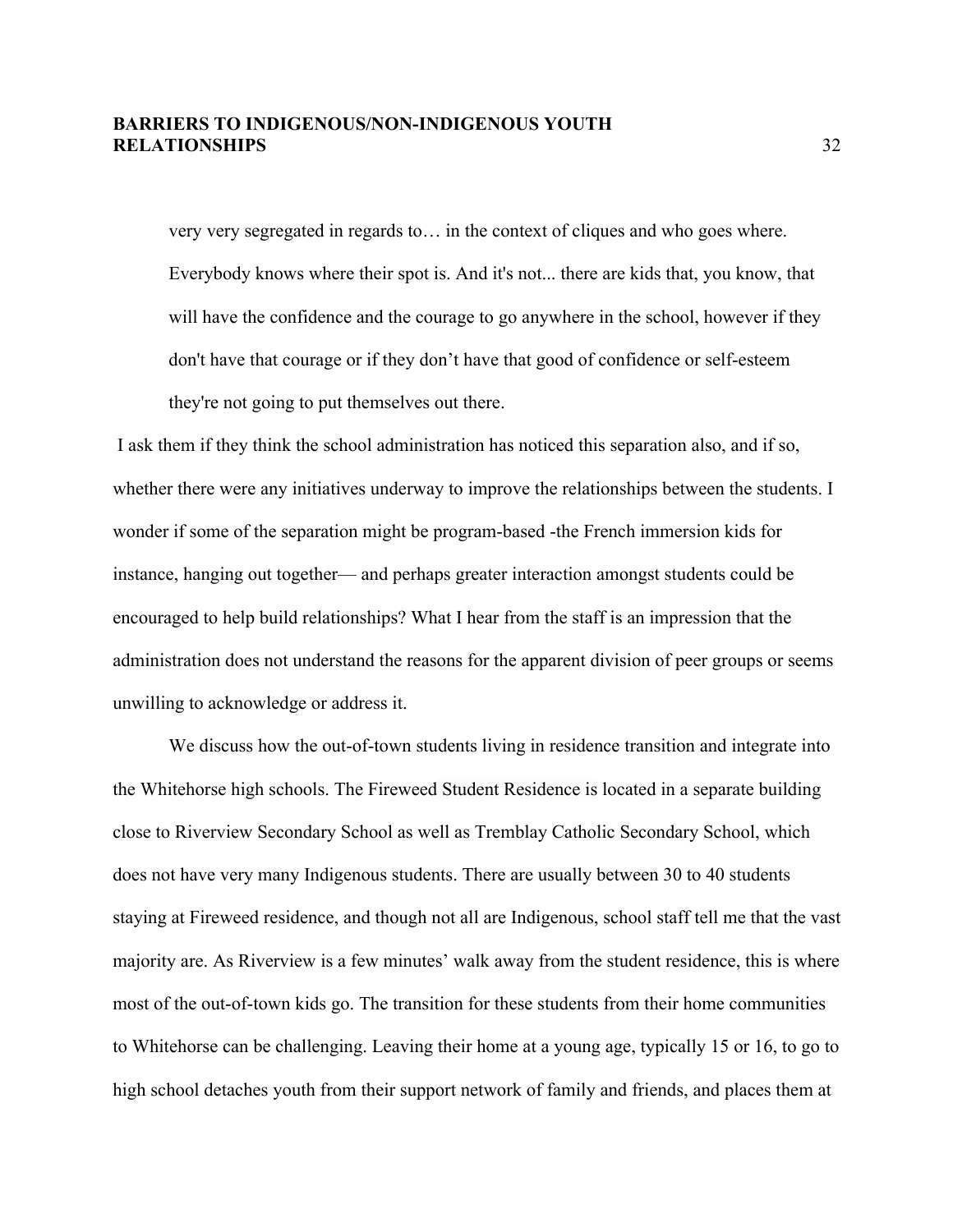> very very segregated in regards to… in the context of cliques and who goes where. Everybody knows where their spot is. And it's not... there are kids that, you know, that will have the confidence and the courage to go anywhere in the school, however if they don't have that courage or if they don't have that good of confidence or self-esteem they're not going to put themselves out there.

I ask them if they think the school administration has noticed this separation also, and if so, whether there were any initiatives underway to improve the relationships between the students. I wonder if some of the separation might be program-based -the French immersion kids for instance, hanging out together— and perhaps greater interaction amongst students could be encouraged to help build relationships? What I hear from the staff is an impression that the administration does not understand the reasons for the apparent division of peer groups or seems unwilling to acknowledge or address it.

We discuss how the out-of-town students living in residence transition and integrate into the Whitehorse high schools. The Fireweed Student Residence is located in a separate building close to Riverview Secondary School as well as Tremblay Catholic Secondary School, which does not have very many Indigenous students. There are usually between 30 to 40 students staying at Fireweed residence, and though not all are Indigenous, school staff tell me that the vast majority are. As Riverview is a few minutes' walk away from the student residence, this is where most of the out-of-town kids go. The transition for these students from their home communities to Whitehorse can be challenging. Leaving their home at a young age, typically 15 or 16, to go to high school detaches youth from their support network of family and friends, and places them at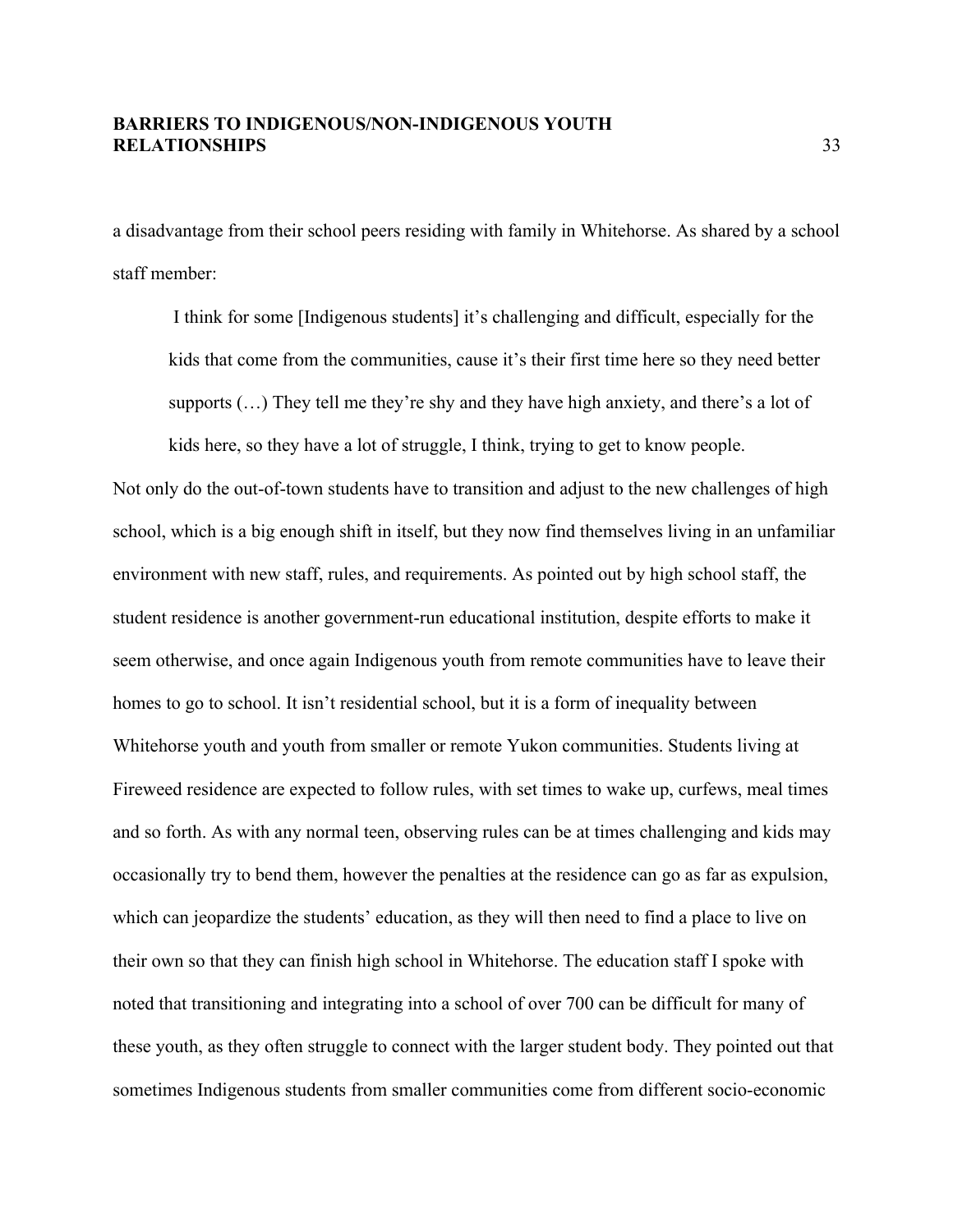a disadvantage from their school peers residing with family in Whitehorse. As shared by a school staff member:

> I think for some [Indigenous students] it's challenging and difficult, especially for the kids that come from the communities, cause it's their first time here so they need better supports (…) They tell me they're shy and they have high anxiety, and there's a lot of kids here, so they have a lot of struggle, I think, trying to get to know people.

Not only do the out-of-town students have to transition and adjust to the new challenges of high school, which is a big enough shift in itself, but they now find themselves living in an unfamiliar environment with new staff, rules, and requirements. As pointed out by high school staff, the student residence is another government-run educational institution, despite efforts to make it seem otherwise, and once again Indigenous youth from remote communities have to leave their homes to go to school. It isn't residential school, but it is a form of inequality between Whitehorse youth and youth from smaller or remote Yukon communities. Students living at Fireweed residence are expected to follow rules, with set times to wake up, curfews, meal times and so forth. As with any normal teen, observing rules can be at times challenging and kids may occasionally try to bend them, however the penalties at the residence can go as far as expulsion, which can jeopardize the students' education, as they will then need to find a place to live on their own so that they can finish high school in Whitehorse. The education staff I spoke with noted that transitioning and integrating into a school of over 700 can be difficult for many of these youth, as they often struggle to connect with the larger student body. They pointed out that sometimes Indigenous students from smaller communities come from different socio-economic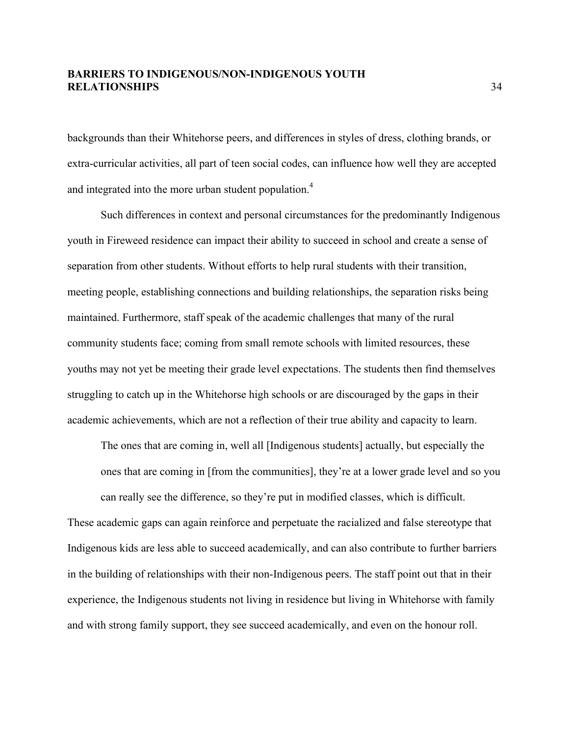backgrounds than their Whitehorse peers, and differences in styles of dress, clothing brands, or extra-curricular activities, all part of teen social codes, can influence how well they are accepted and integrated into the more urban student population.[4]

Such differences in context and personal circumstances for the predominantly Indigenous youth in Fireweed residence can impact their ability to succeed in school and create a sense of separation from other students. Without efforts to help rural students with their transition, meeting people, establishing connections and building relationships, the separation risks being maintained. Furthermore, staff speak of the academic challenges that many of the rural community students face; coming from small remote schools with limited resources, these youths may not yet be meeting their grade level expectations. The students then find themselves struggling to catch up in the Whitehorse high schools or are discouraged by the gaps in their academic achievements, which are not a reflection of their true ability and capacity to learn.

> The ones that are coming in, well all [Indigenous students] actually, but especially the ones that are coming in [from the communities], they're at a lower grade level and so you can really see the difference, so they're put in modified classes, which is difficult.

These academic gaps can again reinforce and perpetuate the racialized and false stereotype that Indigenous kids are less able to succeed academically, and can also contribute to further barriers in the building of relationships with their non-Indigenous peers. The staff point out that in their experience, the Indigenous students not living in residence but living in Whitehorse with family and with strong family support, they see succeed academically, and even on the honour roll.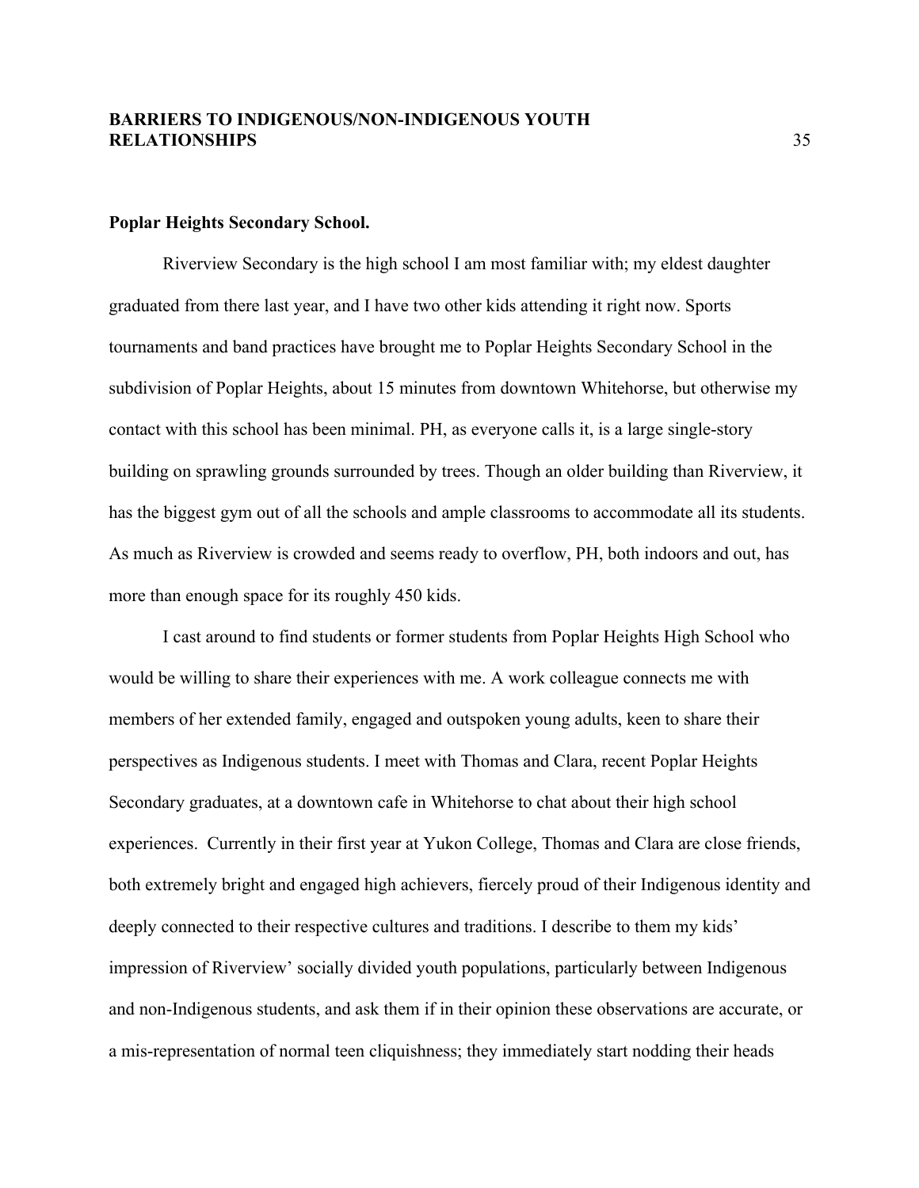**Poplar Heights Secondary School.**

Riverview Secondary is the high school I am most familiar with; my eldest daughter graduated from there last year, and I have two other kids attending it right now. Sports tournaments and band practices have brought me to Poplar Heights Secondary School in the subdivision of Poplar Heights, about 15 minutes from downtown Whitehorse, but otherwise my contact with this school has been minimal. PH, as everyone calls it, is a large single-story building on sprawling grounds surrounded by trees. Though an older building than Riverview, it has the biggest gym out of all the schools and ample classrooms to accommodate all its students. As much as Riverview is crowded and seems ready to overflow, PH, both indoors and out, has more than enough space for its roughly 450 kids.

I cast around to find students or former students from Poplar Heights High School who would be willing to share their experiences with me. A work colleague connects me with members of her extended family, engaged and outspoken young adults, keen to share their perspectives as Indigenous students. I meet with Thomas and Clara, recent Poplar Heights Secondary graduates, at a downtown cafe in Whitehorse to chat about their high school experiences. Currently in their first year at Yukon College, Thomas and Clara are close friends, both extremely bright and engaged high achievers, fiercely proud of their Indigenous identity and deeply connected to their respective cultures and traditions. I describe to them my kids' impression of Riverview' socially divided youth populations, particularly between Indigenous and non-Indigenous students, and ask them if in their opinion these observations are accurate, or a mis-representation of normal teen cliquishness; they immediately start nodding their heads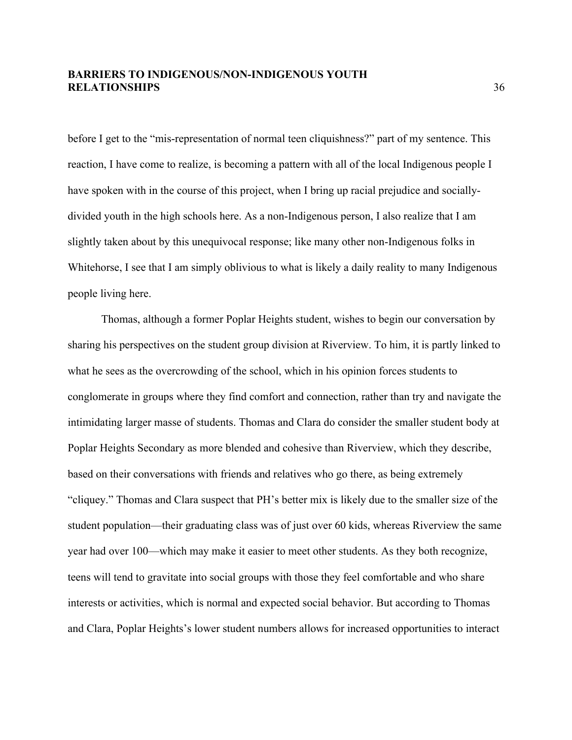before I get to the “mis-representation of normal teen cliquishness?” part of my sentence. This reaction, I have come to realize, is becoming a pattern with all of the local Indigenous people I have spoken with in the course of this project, when I bring up racial prejudice and socially-divided youth in the high schools here. As a non-Indigenous person, I also realize that I am slightly taken about by this unequivocal response; like many other non-Indigenous folks in Whitehorse, I see that I am simply oblivious to what is likely a daily reality to many Indigenous people living here.

Thomas, although a former Poplar Heights student, wishes to begin our conversation by sharing his perspectives on the student group division at Riverview. To him, it is partly linked to what he sees as the overcrowding of the school, which in his opinion forces students to conglomerate in groups where they find comfort and connection, rather than try and navigate the intimidating larger masse of students. Thomas and Clara do consider the smaller student body at Poplar Heights Secondary as more blended and cohesive than Riverview, which they describe, based on their conversations with friends and relatives who go there, as being extremely “cliquey.” Thomas and Clara suspect that PH’s better mix is likely due to the smaller size of the student population—their graduating class was of just over 60 kids, whereas Riverview the same year had over 100—which may make it easier to meet other students. As they both recognize, teens will tend to gravitate into social groups with those they feel comfortable and who share interests or activities, which is normal and expected social behavior. But according to Thomas and Clara, Poplar Heights’s lower student numbers allows for increased opportunities to interact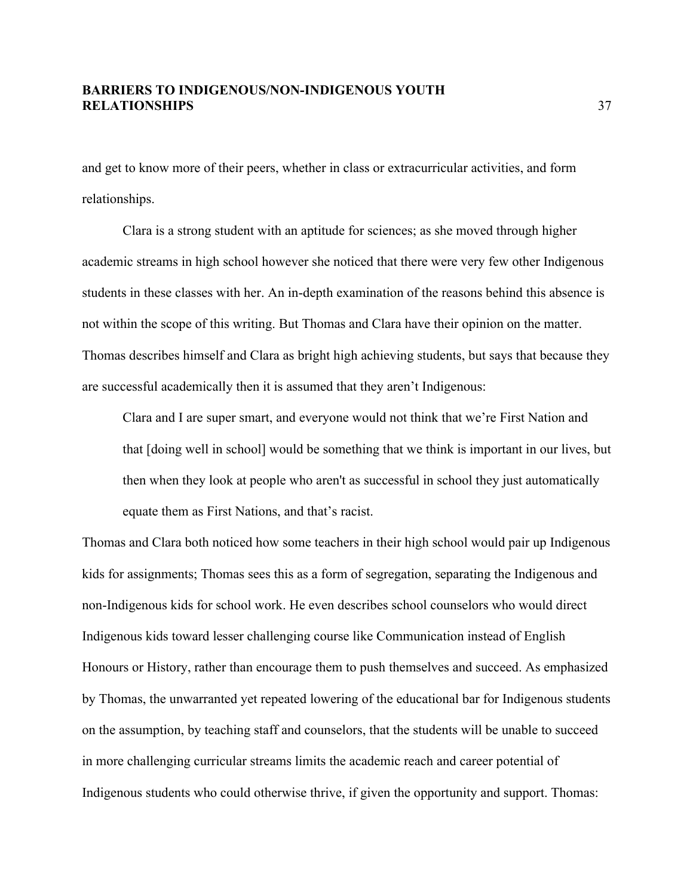and get to know more of their peers, whether in class or extracurricular activities, and form relationships.

Clara is a strong student with an aptitude for sciences; as she moved through higher academic streams in high school however she noticed that there were very few other Indigenous students in these classes with her. An in-depth examination of the reasons behind this absence is not within the scope of this writing. But Thomas and Clara have their opinion on the matter. Thomas describes himself and Clara as bright high achieving students, but says that because they are successful academically then it is assumed that they aren't Indigenous:

> Clara and I are super smart, and everyone would not think that we're First Nation and that [doing well in school] would be something that we think is important in our lives, but then when they look at people who aren't as successful in school they just automatically equate them as First Nations, and that's racist.

Thomas and Clara both noticed how some teachers in their high school would pair up Indigenous kids for assignments; Thomas sees this as a form of segregation, separating the Indigenous and non-Indigenous kids for school work. He even describes school counselors who would direct Indigenous kids toward lesser challenging course like Communication instead of English Honours or History, rather than encourage them to push themselves and succeed. As emphasized by Thomas, the unwarranted yet repeated lowering of the educational bar for Indigenous students on the assumption, by teaching staff and counselors, that the students will be unable to succeed in more challenging curricular streams limits the academic reach and career potential of Indigenous students who could otherwise thrive, if given the opportunity and support. Thomas: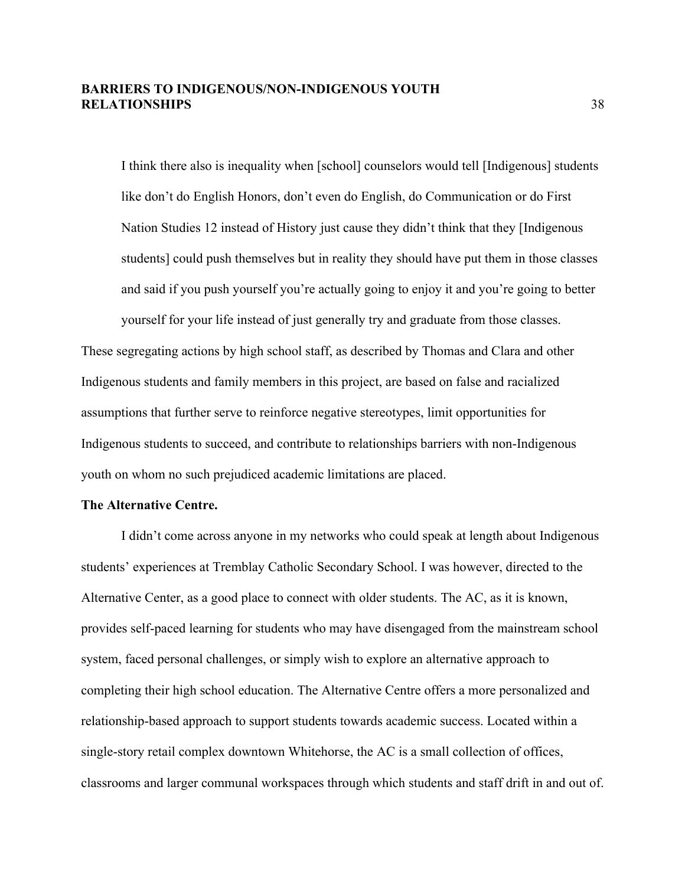> I think there also is inequality when [school] counselors would tell [Indigenous] students like don't do English Honors, don't even do English, do Communication or do First Nation Studies 12 instead of History just cause they didn't think that they [Indigenous students] could push themselves but in reality they should have put them in those classes and said if you push yourself you're actually going to enjoy it and you're going to better yourself for your life instead of just generally try and graduate from those classes.

These segregating actions by high school staff, as described by Thomas and Clara and other Indigenous students and family members in this project, are based on false and racialized assumptions that further serve to reinforce negative stereotypes, limit opportunities for Indigenous students to succeed, and contribute to relationships barriers with non-Indigenous youth on whom no such prejudiced academic limitations are placed.

**The Alternative Centre.**

I didn't come across anyone in my networks who could speak at length about Indigenous students' experiences at Tremblay Catholic Secondary School. I was however, directed to the Alternative Center, as a good place to connect with older students. The AC, as it is known, provides self-paced learning for students who may have disengaged from the mainstream school system, faced personal challenges, or simply wish to explore an alternative approach to completing their high school education. The Alternative Centre offers a more personalized and relationship-based approach to support students towards academic success. Located within a single-story retail complex downtown Whitehorse, the AC is a small collection of offices, classrooms and larger communal workspaces through which students and staff drift in and out of.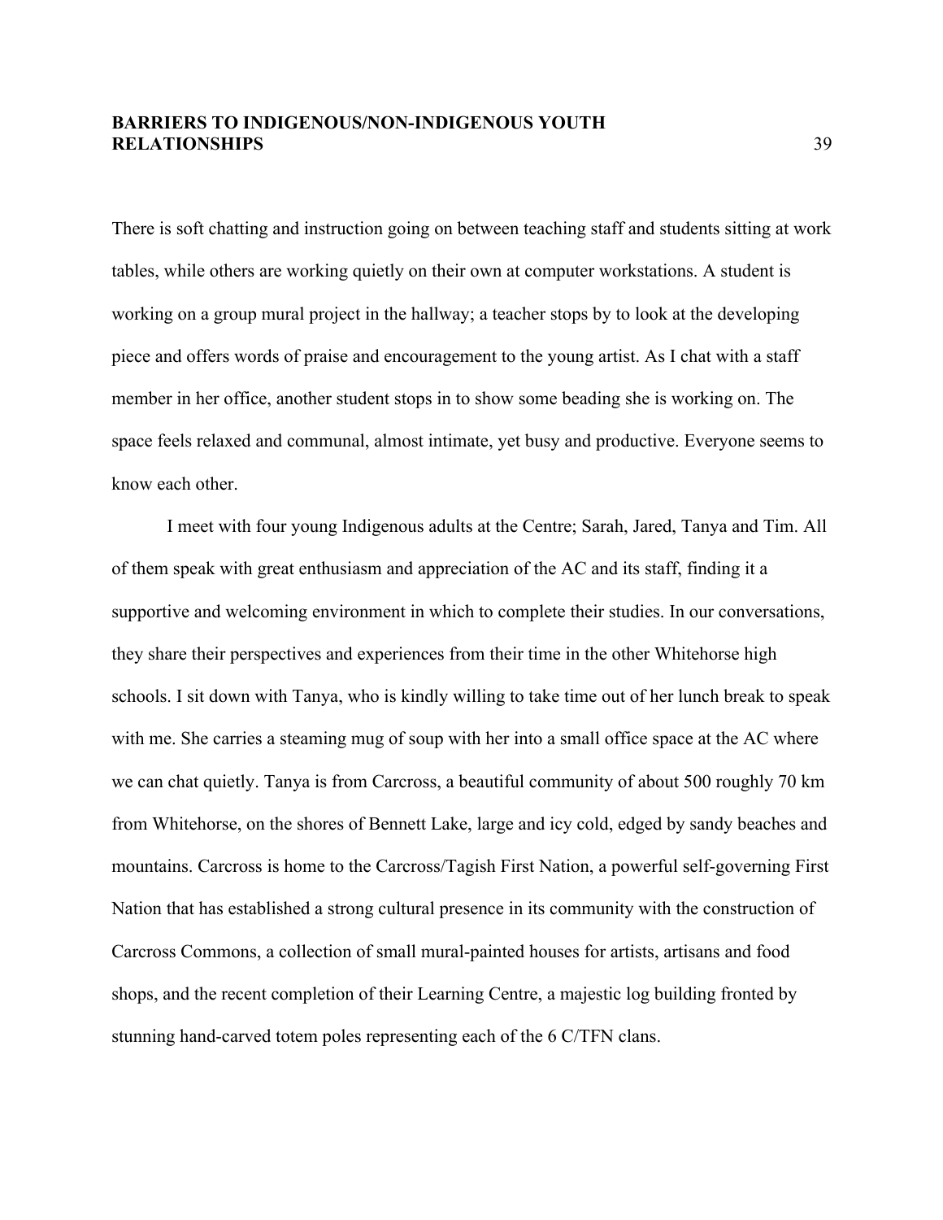There is soft chatting and instruction going on between teaching staff and students sitting at work tables, while others are working quietly on their own at computer workstations. A student is working on a group mural project in the hallway; a teacher stops by to look at the developing piece and offers words of praise and encouragement to the young artist. As I chat with a staff member in her office, another student stops in to show some beading she is working on. The space feels relaxed and communal, almost intimate, yet busy and productive. Everyone seems to know each other.

I meet with four young Indigenous adults at the Centre; Sarah, Jared, Tanya and Tim. All of them speak with great enthusiasm and appreciation of the AC and its staff, finding it a supportive and welcoming environment in which to complete their studies. In our conversations, they share their perspectives and experiences from their time in the other Whitehorse high schools. I sit down with Tanya, who is kindly willing to take time out of her lunch break to speak with me. She carries a steaming mug of soup with her into a small office space at the AC where we can chat quietly. Tanya is from Carcross, a beautiful community of about 500 roughly 70 km from Whitehorse, on the shores of Bennett Lake, large and icy cold, edged by sandy beaches and mountains. Carcross is home to the Carcross/Tagish First Nation, a powerful self-governing First Nation that has established a strong cultural presence in its community with the construction of Carcross Commons, a collection of small mural-painted houses for artists, artisans and food shops, and the recent completion of their Learning Centre, a majestic log building fronted by stunning hand-carved totem poles representing each of the 6 C/TFN clans.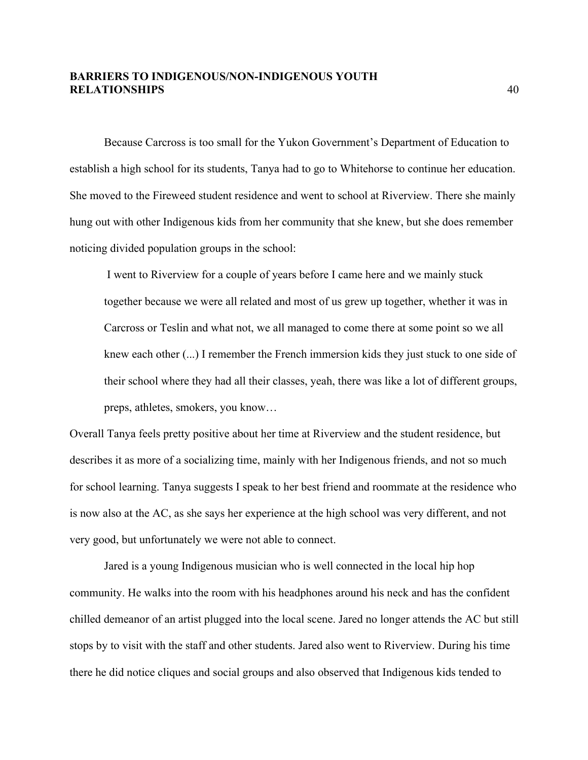Because Carcross is too small for the Yukon Government's Department of Education to establish a high school for its students, Tanya had to go to Whitehorse to continue her education. She moved to the Fireweed student residence and went to school at Riverview. There she mainly hung out with other Indigenous kids from her community that she knew, but she does remember noticing divided population groups in the school:

> I went to Riverview for a couple of years before I came here and we mainly stuck together because we were all related and most of us grew up together, whether it was in Carcross or Teslin and what not, we all managed to come there at some point so we all knew each other (...) I remember the French immersion kids they just stuck to one side of their school where they had all their classes, yeah, there was like a lot of different groups, preps, athletes, smokers, you know…

Overall Tanya feels pretty positive about her time at Riverview and the student residence, but describes it as more of a socializing time, mainly with her Indigenous friends, and not so much for school learning. Tanya suggests I speak to her best friend and roommate at the residence who is now also at the AC, as she says her experience at the high school was very different, and not very good, but unfortunately we were not able to connect.

Jared is a young Indigenous musician who is well connected in the local hip hop community. He walks into the room with his headphones around his neck and has the confident chilled demeanor of an artist plugged into the local scene. Jared no longer attends the AC but still stops by to visit with the staff and other students. Jared also went to Riverview. During his time there he did notice cliques and social groups and also observed that Indigenous kids tended to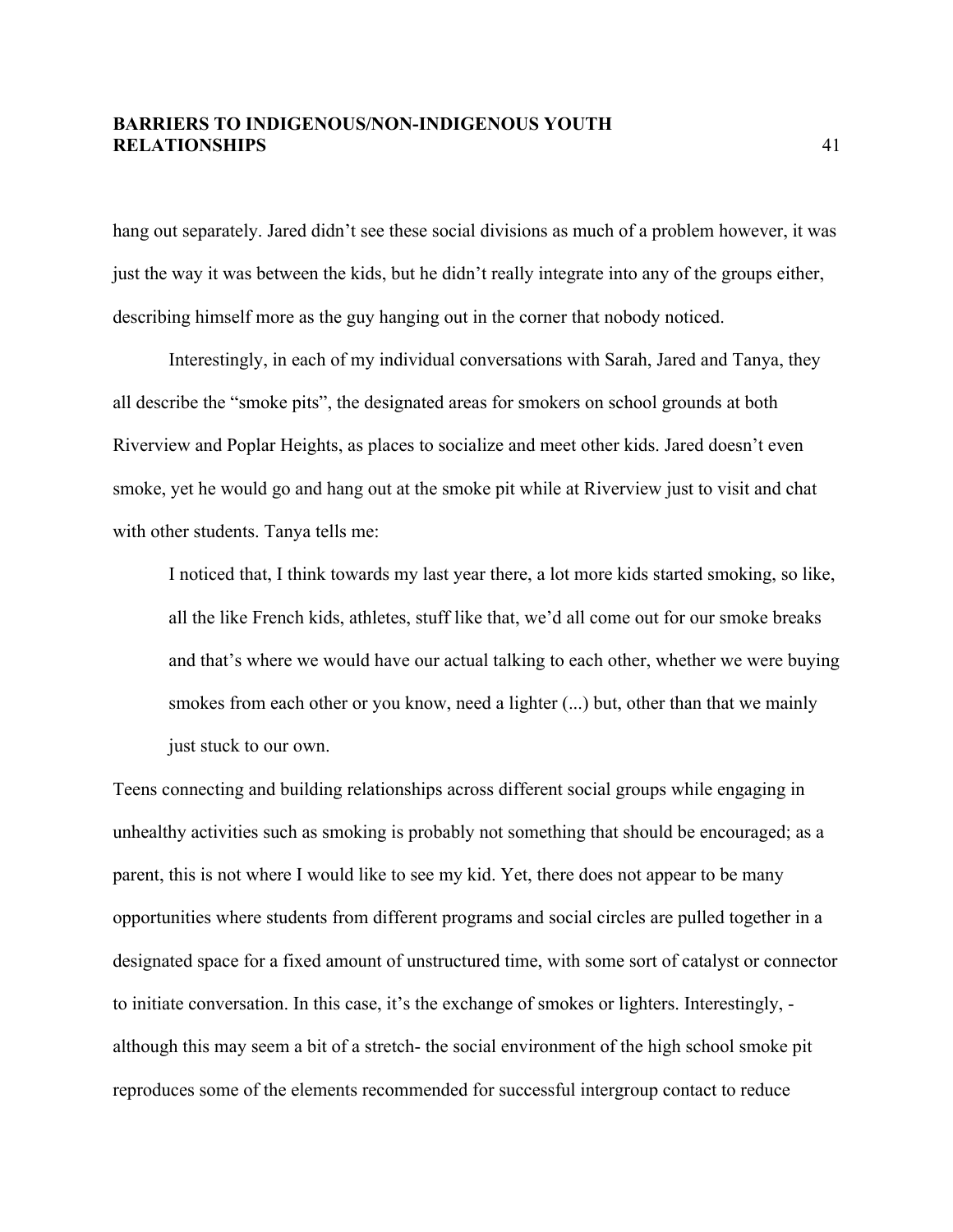hang out separately. Jared didn't see these social divisions as much of a problem however, it was just the way it was between the kids, but he didn't really integrate into any of the groups either, describing himself more as the guy hanging out in the corner that nobody noticed.

Interestingly, in each of my individual conversations with Sarah, Jared and Tanya, they all describe the "smoke pits", the designated areas for smokers on school grounds at both Riverview and Poplar Heights, as places to socialize and meet other kids. Jared doesn't even smoke, yet he would go and hang out at the smoke pit while at Riverview just to visit and chat with other students. Tanya tells me:

> I noticed that, I think towards my last year there, a lot more kids started smoking, so like, all the like French kids, athletes, stuff like that, we'd all come out for our smoke breaks and that's where we would have our actual talking to each other, whether we were buying smokes from each other or you know, need a lighter (...) but, other than that we mainly just stuck to our own.

Teens connecting and building relationships across different social groups while engaging in unhealthy activities such as smoking is probably not something that should be encouraged; as a parent, this is not where I would like to see my kid. Yet, there does not appear to be many opportunities where students from different programs and social circles are pulled together in a designated space for a fixed amount of unstructured time, with some sort of catalyst or connector to initiate conversation. In this case, it's the exchange of smokes or lighters. Interestingly, - although this may seem a bit of a stretch- the social environment of the high school smoke pit reproduces some of the elements recommended for successful intergroup contact to reduce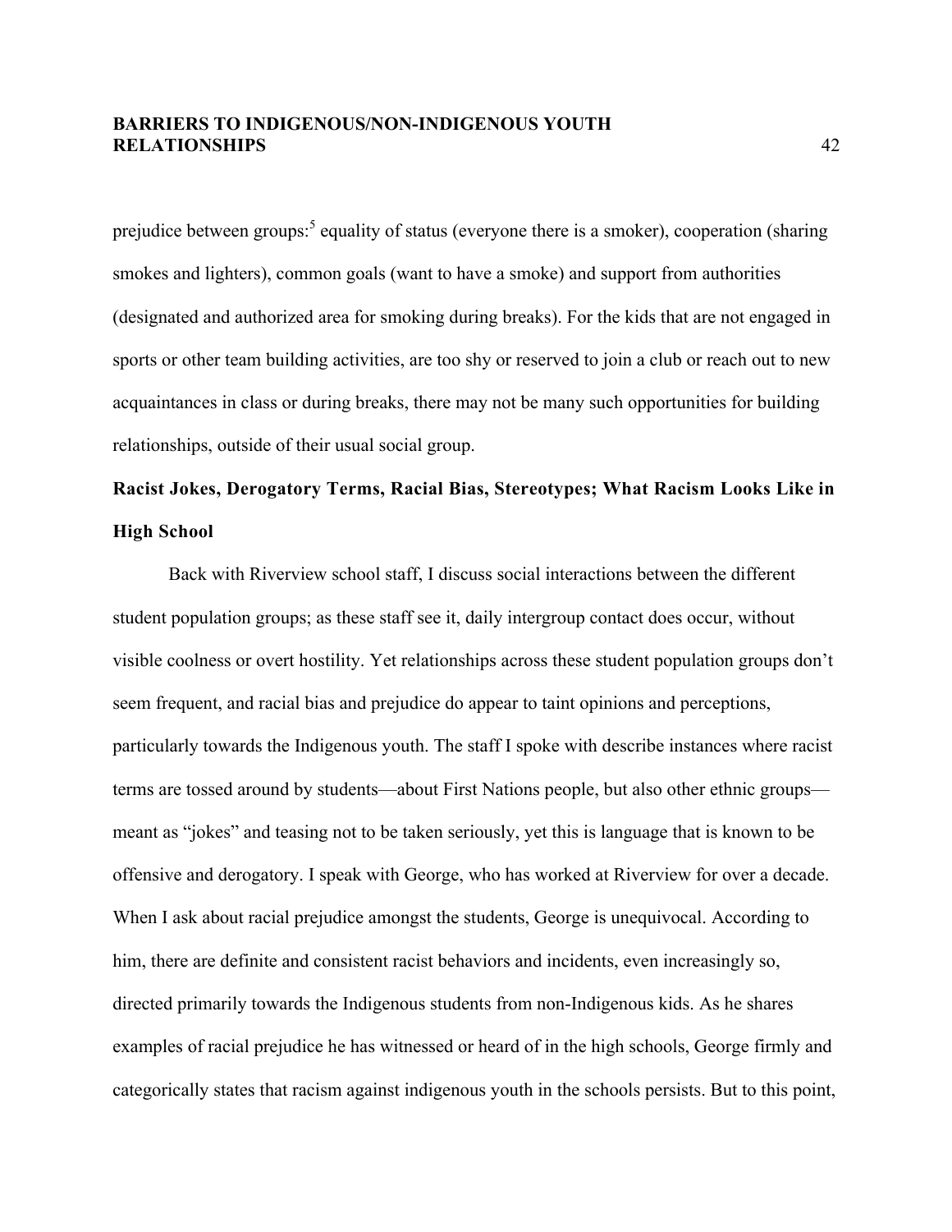prejudice between groups:[5] equality of status (everyone there is a smoker), cooperation (sharing smokes and lighters), common goals (want to have a smoke) and support from authorities (designated and authorized area for smoking during breaks). For the kids that are not engaged in sports or other team building activities, are too shy or reserved to join a club or reach out to new acquaintances in class or during breaks, there may not be many such opportunities for building relationships, outside of their usual social group.

## Racist Jokes, Derogatory Terms, Racial Bias, Stereotypes; What Racism Looks Like in High School

Back with Riverview school staff, I discuss social interactions between the different student population groups; as these staff see it, daily intergroup contact does occur, without visible coolness or overt hostility. Yet relationships across these student population groups don't seem frequent, and racial bias and prejudice do appear to taint opinions and perceptions, particularly towards the Indigenous youth. The staff I spoke with describe instances where racist terms are tossed around by students—about First Nations people, but also other ethnic groups—meant as "jokes" and teasing not to be taken seriously, yet this is language that is known to be offensive and derogatory. I speak with George, who has worked at Riverview for over a decade. When I ask about racial prejudice amongst the students, George is unequivocal. According to him, there are definite and consistent racist behaviors and incidents, even increasingly so, directed primarily towards the Indigenous students from non-Indigenous kids. As he shares examples of racial prejudice he has witnessed or heard of in the high schools, George firmly and categorically states that racism against indigenous youth in the schools persists. But to this point,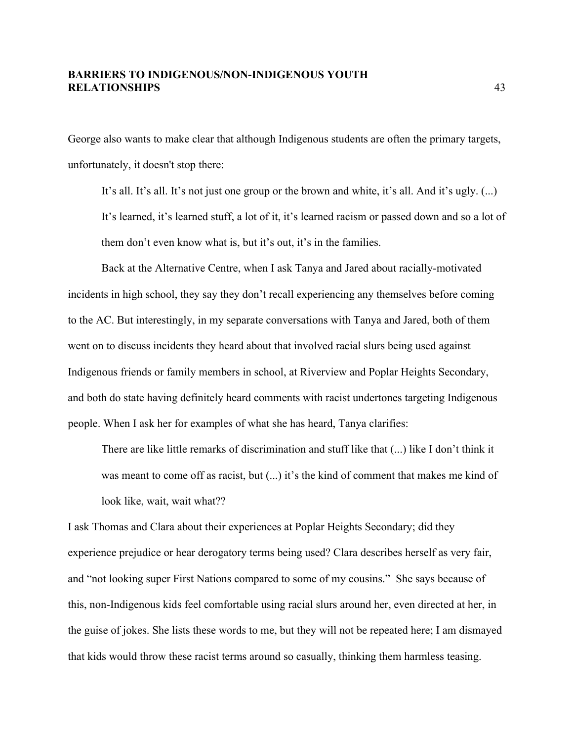George also wants to make clear that although Indigenous students are often the primary targets, unfortunately, it doesn't stop there:

> It's all. It's all. It's not just one group or the brown and white, it's all. And it's ugly. (...) It's learned, it's learned stuff, a lot of it, it's learned racism or passed down and so a lot of them don't even know what is, but it's out, it's in the families.

Back at the Alternative Centre, when I ask Tanya and Jared about racially-motivated incidents in high school, they say they don't recall experiencing any themselves before coming to the AC. But interestingly, in my separate conversations with Tanya and Jared, both of them went on to discuss incidents they heard about that involved racial slurs being used against Indigenous friends or family members in school, at Riverview and Poplar Heights Secondary, and both do state having definitely heard comments with racist undertones targeting Indigenous people. When I ask her for examples of what she has heard, Tanya clarifies:

> There are like little remarks of discrimination and stuff like that (...) like I don't think it was meant to come off as racist, but (...) it's the kind of comment that makes me kind of look like, wait, wait what??

I ask Thomas and Clara about their experiences at Poplar Heights Secondary; did they experience prejudice or hear derogatory terms being used? Clara describes herself as very fair, and "not looking super First Nations compared to some of my cousins." She says because of this, non-Indigenous kids feel comfortable using racial slurs around her, even directed at her, in the guise of jokes. She lists these words to me, but they will not be repeated here; I am dismayed that kids would throw these racist terms around so casually, thinking them harmless teasing.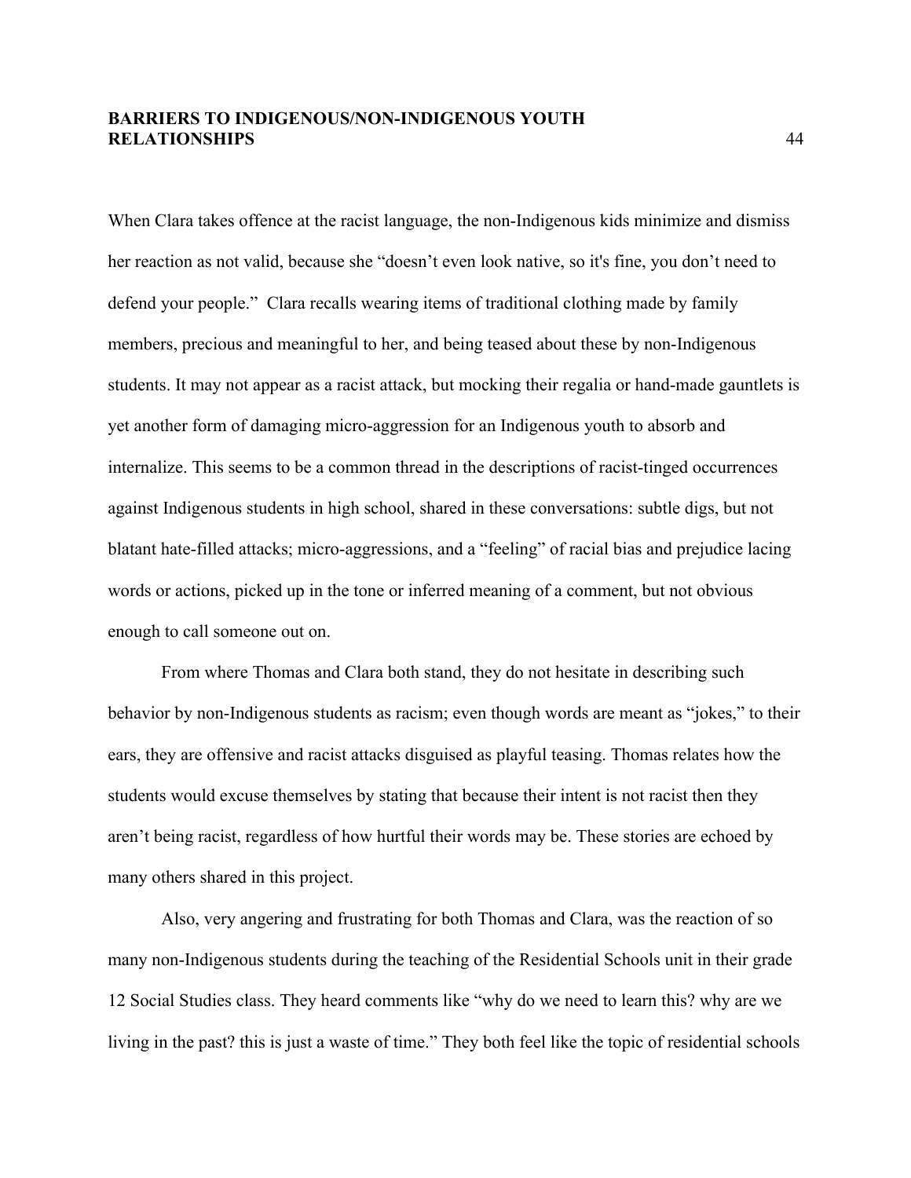When Clara takes offence at the racist language, the non-Indigenous kids minimize and dismiss her reaction as not valid, because she "doesn't even look native, so it's fine, you don't need to defend your people." Clara recalls wearing items of traditional clothing made by family members, precious and meaningful to her, and being teased about these by non-Indigenous students. It may not appear as a racist attack, but mocking their regalia or hand-made gauntlets is yet another form of damaging micro-aggression for an Indigenous youth to absorb and internalize. This seems to be a common thread in the descriptions of racist-tinged occurrences against Indigenous students in high school, shared in these conversations: subtle digs, but not blatant hate-filled attacks; micro-aggressions, and a "feeling" of racial bias and prejudice lacing words or actions, picked up in the tone or inferred meaning of a comment, but not obvious enough to call someone out on.

From where Thomas and Clara both stand, they do not hesitate in describing such behavior by non-Indigenous students as racism; even though words are meant as "jokes," to their ears, they are offensive and racist attacks disguised as playful teasing. Thomas relates how the students would excuse themselves by stating that because their intent is not racist then they aren't being racist, regardless of how hurtful their words may be. These stories are echoed by many others shared in this project.

Also, very angering and frustrating for both Thomas and Clara, was the reaction of so many non-Indigenous students during the teaching of the Residential Schools unit in their grade 12 Social Studies class. They heard comments like "why do we need to learn this? why are we living in the past? this is just a waste of time." They both feel like the topic of residential schools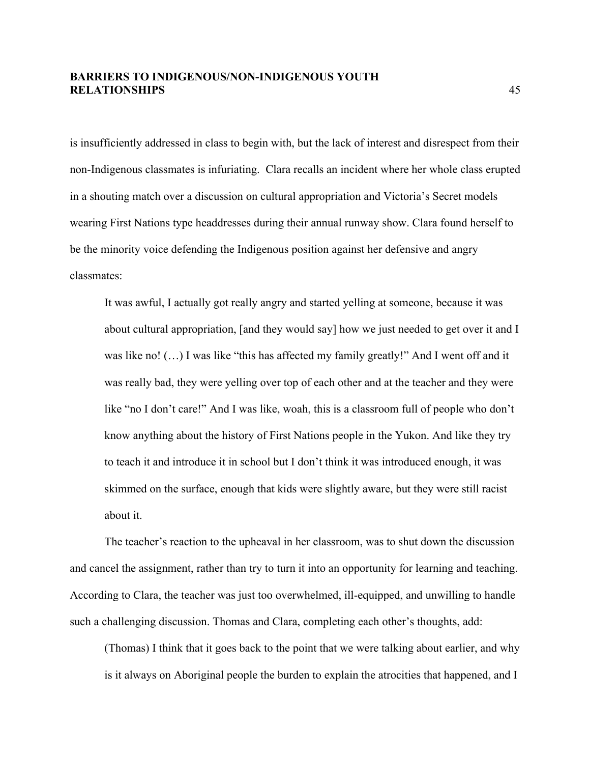is insufficiently addressed in class to begin with, but the lack of interest and disrespect from their non-Indigenous classmates is infuriating. Clara recalls an incident where her whole class erupted in a shouting match over a discussion on cultural appropriation and Victoria's Secret models wearing First Nations type headdresses during their annual runway show. Clara found herself to be the minority voice defending the Indigenous position against her defensive and angry classmates:

> It was awful, I actually got really angry and started yelling at someone, because it was about cultural appropriation, [and they would say] how we just needed to get over it and I was like no! (…) I was like "this has affected my family greatly!" And I went off and it was really bad, they were yelling over top of each other and at the teacher and they were like "no I don't care!" And I was like, woah, this is a classroom full of people who don't know anything about the history of First Nations people in the Yukon. And like they try to teach it and introduce it in school but I don't think it was introduced enough, it was skimmed on the surface, enough that kids were slightly aware, but they were still racist about it.

The teacher's reaction to the upheaval in her classroom, was to shut down the discussion and cancel the assignment, rather than try to turn it into an opportunity for learning and teaching. According to Clara, the teacher was just too overwhelmed, ill-equipped, and unwilling to handle such a challenging discussion. Thomas and Clara, completing each other's thoughts, add:

> (Thomas) I think that it goes back to the point that we were talking about earlier, and why is it always on Aboriginal people the burden to explain the atrocities that happened, and I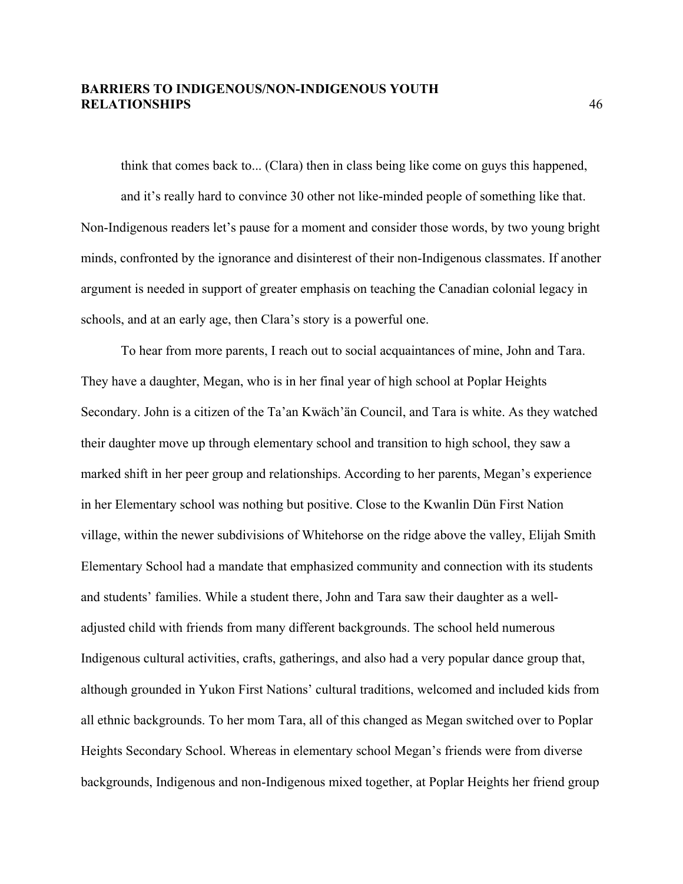think that comes back to... (Clara) then in class being like come on guys this happened, and it's really hard to convince 30 other not like-minded people of something like that.

Non-Indigenous readers let's pause for a moment and consider those words, by two young bright minds, confronted by the ignorance and disinterest of their non-Indigenous classmates. If another argument is needed in support of greater emphasis on teaching the Canadian colonial legacy in schools, and at an early age, then Clara's story is a powerful one.

To hear from more parents, I reach out to social acquaintances of mine, John and Tara. They have a daughter, Megan, who is in her final year of high school at Poplar Heights Secondary. John is a citizen of the Ta'an Kwäch'än Council, and Tara is white. As they watched their daughter move up through elementary school and transition to high school, they saw a marked shift in her peer group and relationships. According to her parents, Megan's experience in her Elementary school was nothing but positive. Close to the Kwanlin Dün First Nation village, within the newer subdivisions of Whitehorse on the ridge above the valley, Elijah Smith Elementary School had a mandate that emphasized community and connection with its students and students' families. While a student there, John and Tara saw their daughter as a well-adjusted child with friends from many different backgrounds. The school held numerous Indigenous cultural activities, crafts, gatherings, and also had a very popular dance group that, although grounded in Yukon First Nations' cultural traditions, welcomed and included kids from all ethnic backgrounds. To her mom Tara, all of this changed as Megan switched over to Poplar Heights Secondary School. Whereas in elementary school Megan's friends were from diverse backgrounds, Indigenous and non-Indigenous mixed together, at Poplar Heights her friend group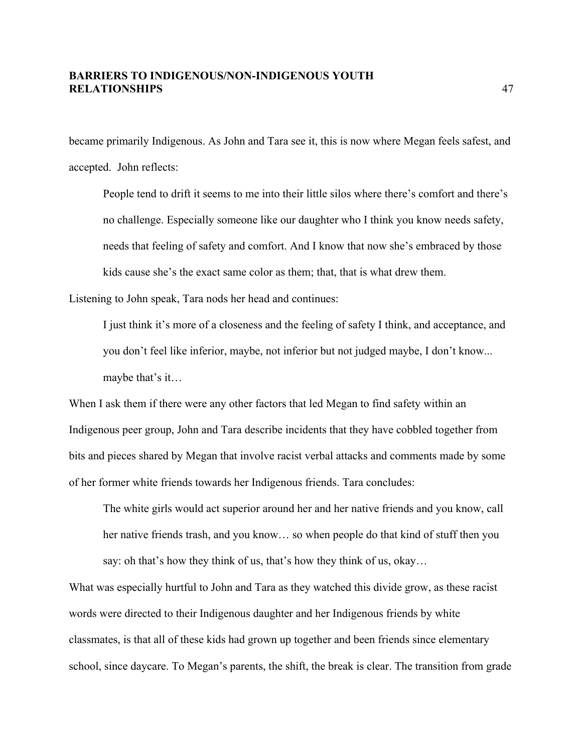became primarily Indigenous. As John and Tara see it, this is now where Megan feels safest, and accepted. John reflects:

> People tend to drift it seems to me into their little silos where there's comfort and there's no challenge. Especially someone like our daughter who I think you know needs safety, needs that feeling of safety and comfort. And I know that now she's embraced by those kids cause she's the exact same color as them; that, that is what drew them.

Listening to John speak, Tara nods her head and continues:

> I just think it's more of a closeness and the feeling of safety I think, and acceptance, and you don't feel like inferior, maybe, not inferior but not judged maybe, I don't know... maybe that's it…

When I ask them if there were any other factors that led Megan to find safety within an Indigenous peer group, John and Tara describe incidents that they have cobbled together from bits and pieces shared by Megan that involve racist verbal attacks and comments made by some of her former white friends towards her Indigenous friends. Tara concludes:

> The white girls would act superior around her and her native friends and you know, call her native friends trash, and you know… so when people do that kind of stuff then you say: oh that's how they think of us, that's how they think of us, okay…

What was especially hurtful to John and Tara as they watched this divide grow, as these racist words were directed to their Indigenous daughter and her Indigenous friends by white classmates, is that all of these kids had grown up together and been friends since elementary school, since daycare. To Megan's parents, the shift, the break is clear. The transition from grade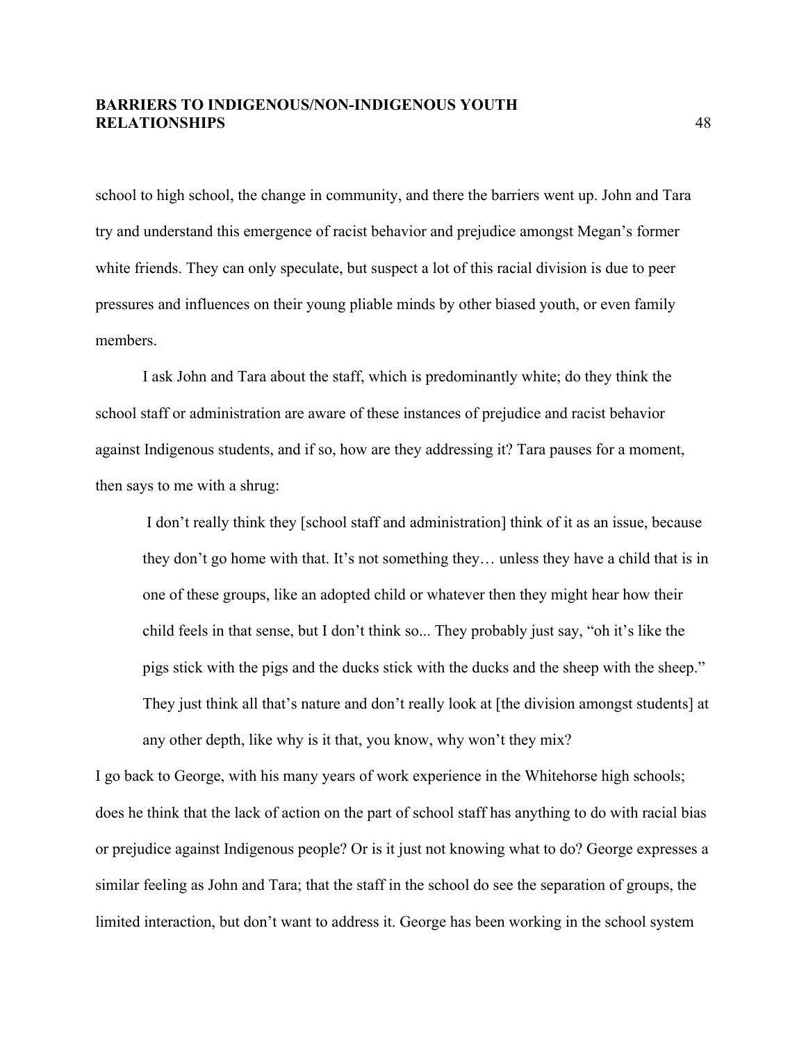school to high school, the change in community, and there the barriers went up. John and Tara try and understand this emergence of racist behavior and prejudice amongst Megan's former white friends. They can only speculate, but suspect a lot of this racial division is due to peer pressures and influences on their young pliable minds by other biased youth, or even family members.

I ask John and Tara about the staff, which is predominantly white; do they think the school staff or administration are aware of these instances of prejudice and racist behavior against Indigenous students, and if so, how are they addressing it? Tara pauses for a moment, then says to me with a shrug:

> I don't really think they [school staff and administration] think of it as an issue, because they don't go home with that. It's not something they… unless they have a child that is in one of these groups, like an adopted child or whatever then they might hear how their child feels in that sense, but I don't think so... They probably just say, "oh it's like the pigs stick with the pigs and the ducks stick with the ducks and the sheep with the sheep." They just think all that's nature and don't really look at [the division amongst students] at any other depth, like why is it that, you know, why won't they mix?

I go back to George, with his many years of work experience in the Whitehorse high schools; does he think that the lack of action on the part of school staff has anything to do with racial bias or prejudice against Indigenous people? Or is it just not knowing what to do? George expresses a similar feeling as John and Tara; that the staff in the school do see the separation of groups, the limited interaction, but don't want to address it. George has been working in the school system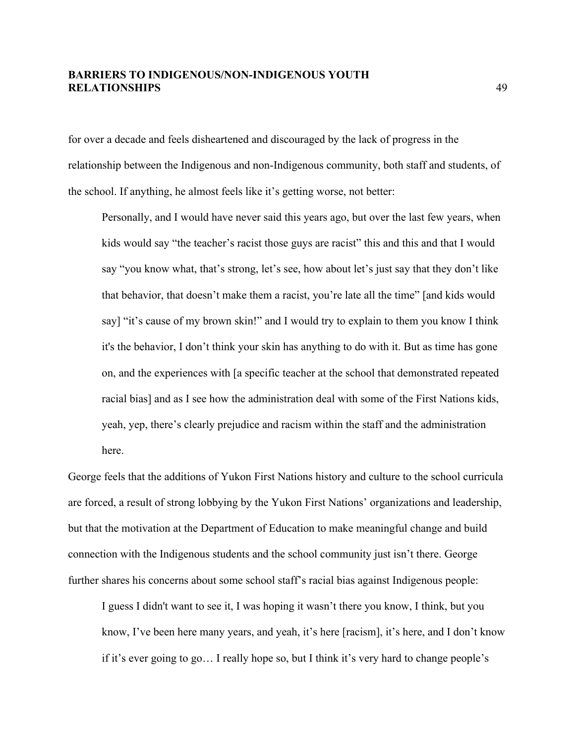for over a decade and feels disheartened and discouraged by the lack of progress in the relationship between the Indigenous and non-Indigenous community, both staff and students, of the school. If anything, he almost feels like it's getting worse, not better:

> Personally, and I would have never said this years ago, but over the last few years, when kids would say "the teacher's racist those guys are racist" this and this and that I would say "you know what, that's strong, let's see, how about let's just say that they don't like that behavior, that doesn't make them a racist, you're late all the time" [and kids would say] "it's cause of my brown skin!" and I would try to explain to them you know I think it's the behavior, I don't think your skin has anything to do with it. But as time has gone on, and the experiences with [a specific teacher at the school that demonstrated repeated racial bias] and as I see how the administration deal with some of the First Nations kids, yeah, yep, there's clearly prejudice and racism within the staff and the administration here.

George feels that the additions of Yukon First Nations history and culture to the school curricula are forced, a result of strong lobbying by the Yukon First Nations' organizations and leadership, but that the motivation at the Department of Education to make meaningful change and build connection with the Indigenous students and the school community just isn't there. George further shares his concerns about some school staff's racial bias against Indigenous people:

> I guess I didn't want to see it, I was hoping it wasn't there you know, I think, but you know, I've been here many years, and yeah, it's here [racism], it's here, and I don't know if it's ever going to go… I really hope so, but I think it's very hard to change people's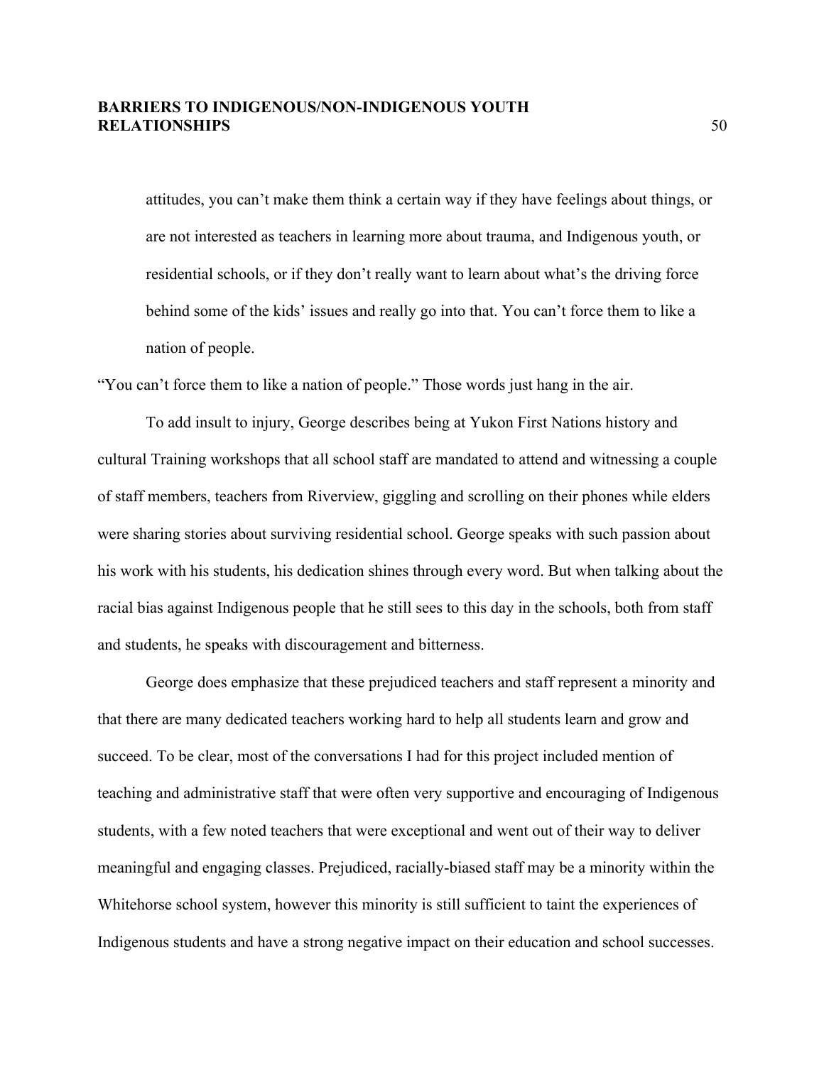> attitudes, you can't make them think a certain way if they have feelings about things, or are not interested as teachers in learning more about trauma, and Indigenous youth, or residential schools, or if they don't really want to learn about what's the driving force behind some of the kids' issues and really go into that. You can't force them to like a nation of people.

"You can't force them to like a nation of people." Those words just hang in the air.

To add insult to injury, George describes being at Yukon First Nations history and cultural Training workshops that all school staff are mandated to attend and witnessing a couple of staff members, teachers from Riverview, giggling and scrolling on their phones while elders were sharing stories about surviving residential school. George speaks with such passion about his work with his students, his dedication shines through every word. But when talking about the racial bias against Indigenous people that he still sees to this day in the schools, both from staff and students, he speaks with discouragement and bitterness.

George does emphasize that these prejudiced teachers and staff represent a minority and that there are many dedicated teachers working hard to help all students learn and grow and succeed. To be clear, most of the conversations I had for this project included mention of teaching and administrative staff that were often very supportive and encouraging of Indigenous students, with a few noted teachers that were exceptional and went out of their way to deliver meaningful and engaging classes. Prejudiced, racially-biased staff may be a minority within the Whitehorse school system, however this minority is still sufficient to taint the experiences of Indigenous students and have a strong negative impact on their education and school successes.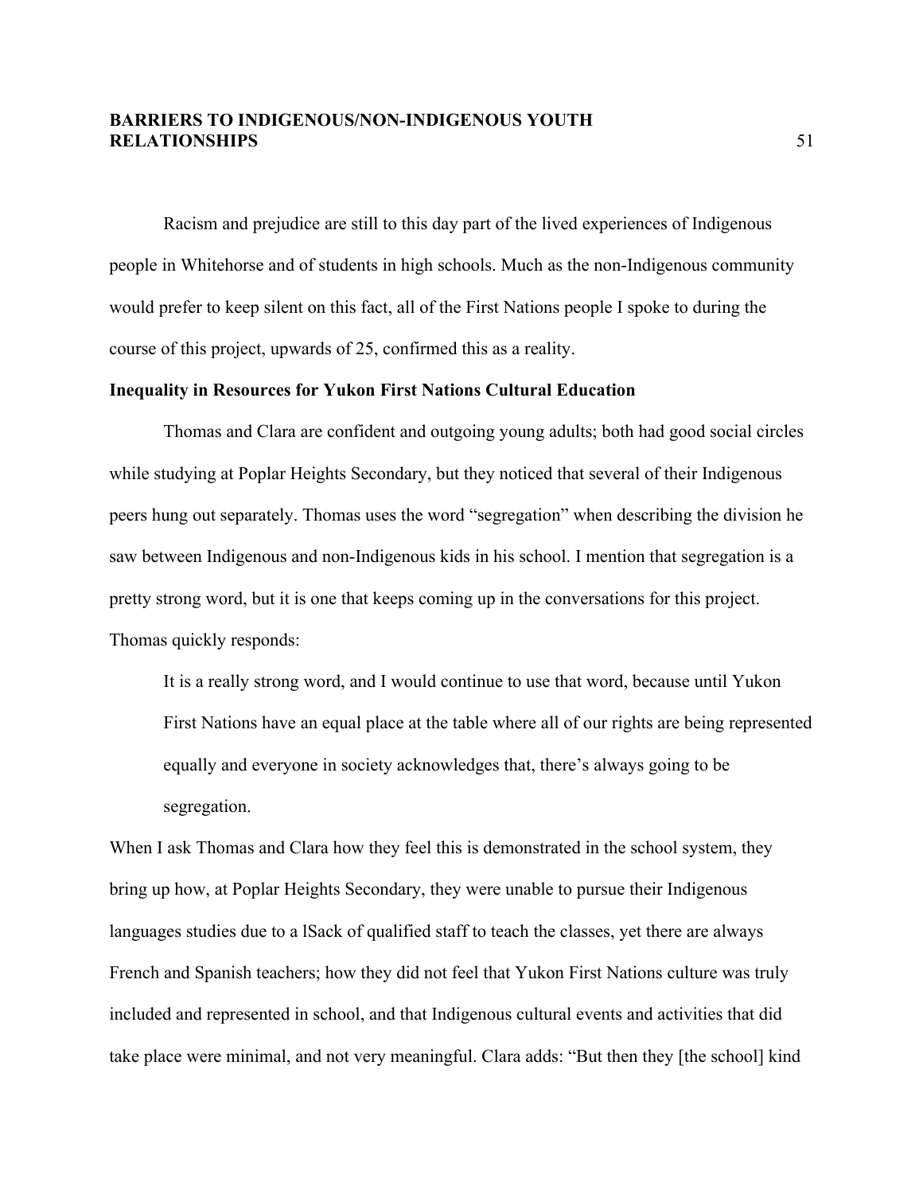Racism and prejudice are still to this day part of the lived experiences of Indigenous people in Whitehorse and of students in high schools. Much as the non-Indigenous community would prefer to keep silent on this fact, all of the First Nations people I spoke to during the course of this project, upwards of 25, confirmed this as a reality.

**Inequality in Resources for Yukon First Nations Cultural Education**

Thomas and Clara are confident and outgoing young adults; both had good social circles while studying at Poplar Heights Secondary, but they noticed that several of their Indigenous peers hung out separately. Thomas uses the word "segregation" when describing the division he saw between Indigenous and non-Indigenous kids in his school. I mention that segregation is a pretty strong word, but it is one that keeps coming up in the conversations for this project. Thomas quickly responds:

> It is a really strong word, and I would continue to use that word, because until Yukon First Nations have an equal place at the table where all of our rights are being represented equally and everyone in society acknowledges that, there's always going to be segregation.

When I ask Thomas and Clara how they feel this is demonstrated in the school system, they bring up how, at Poplar Heights Secondary, they were unable to pursue their Indigenous languages studies due to a lSack of qualified staff to teach the classes, yet there are always French and Spanish teachers; how they did not feel that Yukon First Nations culture was truly included and represented in school, and that Indigenous cultural events and activities that did take place were minimal, and not very meaningful. Clara adds: "But then they [the school] kind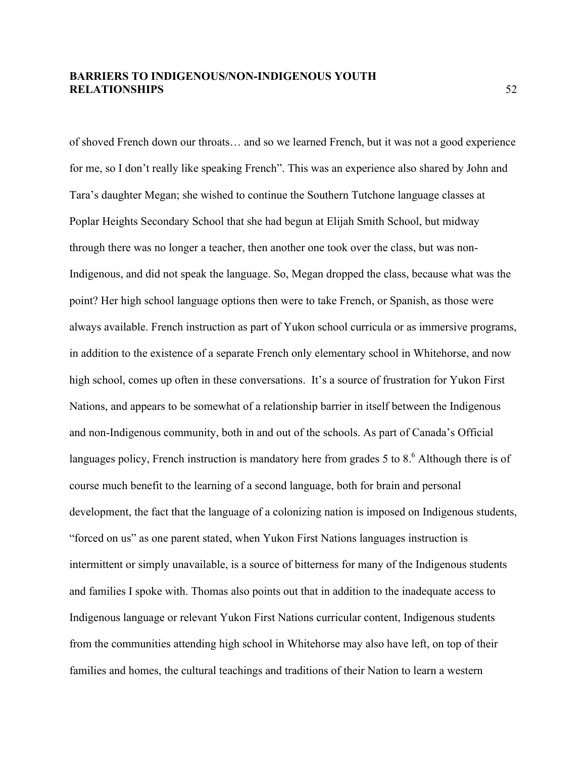of shoved French down our throats… and so we learned French, but it was not a good experience for me, so I don't really like speaking French". This was an experience also shared by John and Tara's daughter Megan; she wished to continue the Southern Tutchone language classes at Poplar Heights Secondary School that she had begun at Elijah Smith School, but midway through there was no longer a teacher, then another one took over the class, but was non-Indigenous, and did not speak the language. So, Megan dropped the class, because what was the point? Her high school language options then were to take French, or Spanish, as those were always available. French instruction as part of Yukon school curricula or as immersive programs, in addition to the existence of a separate French only elementary school in Whitehorse, and now high school, comes up often in these conversations. It's a source of frustration for Yukon First Nations, and appears to be somewhat of a relationship barrier in itself between the Indigenous and non-Indigenous community, both in and out of the schools. As part of Canada's Official languages policy, French instruction is mandatory here from grades 5 to 8.[6] Although there is of course much benefit to the learning of a second language, both for brain and personal development, the fact that the language of a colonizing nation is imposed on Indigenous students, "forced on us" as one parent stated, when Yukon First Nations languages instruction is intermittent or simply unavailable, is a source of bitterness for many of the Indigenous students and families I spoke with. Thomas also points out that in addition to the inadequate access to Indigenous language or relevant Yukon First Nations curricular content, Indigenous students from the communities attending high school in Whitehorse may also have left, on top of their families and homes, the cultural teachings and traditions of their Nation to learn a western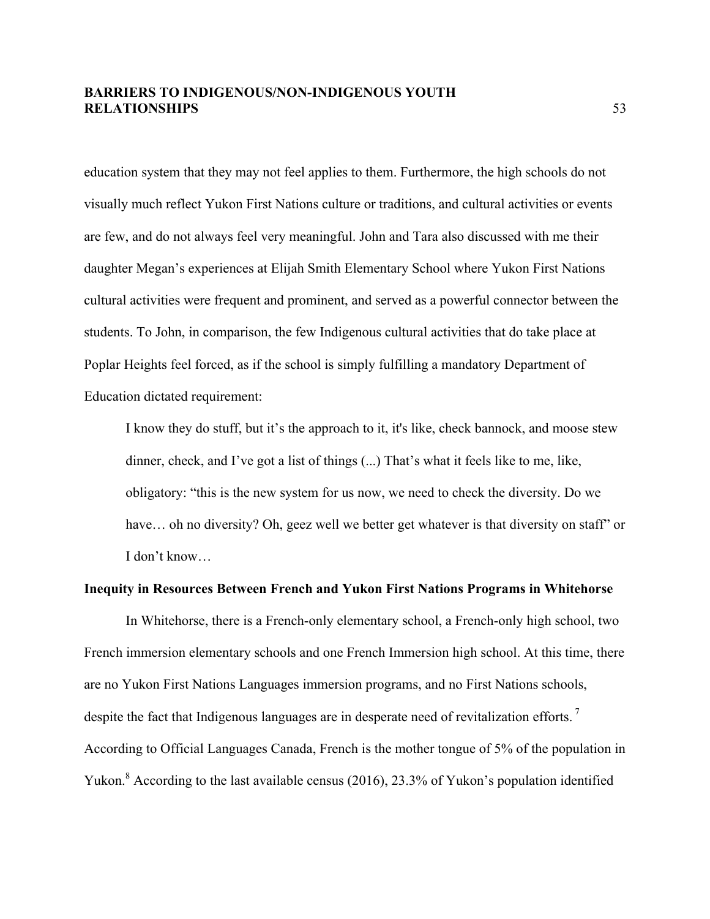education system that they may not feel applies to them. Furthermore, the high schools do not visually much reflect Yukon First Nations culture or traditions, and cultural activities or events are few, and do not always feel very meaningful. John and Tara also discussed with me their daughter Megan's experiences at Elijah Smith Elementary School where Yukon First Nations cultural activities were frequent and prominent, and served as a powerful connector between the students. To John, in comparison, the few Indigenous cultural activities that do take place at Poplar Heights feel forced, as if the school is simply fulfilling a mandatory Department of Education dictated requirement:

> I know they do stuff, but it's the approach to it, it's like, check bannock, and moose stew dinner, check, and I've got a list of things (...) That's what it feels like to me, like, obligatory: "this is the new system for us now, we need to check the diversity. Do we have… oh no diversity? Oh, geez well we better get whatever is that diversity on staff" or I don't know…

**Inequity in Resources Between French and Yukon First Nations Programs in Whitehorse**

In Whitehorse, there is a French-only elementary school, a French-only high school, two French immersion elementary schools and one French Immersion high school. At this time, there are no Yukon First Nations Languages immersion programs, and no First Nations schools, despite the fact that Indigenous languages are in desperate need of revitalization efforts.[7] According to Official Languages Canada, French is the mother tongue of 5% of the population in Yukon.[8] According to the last available census (2016), 23.3% of Yukon's population identified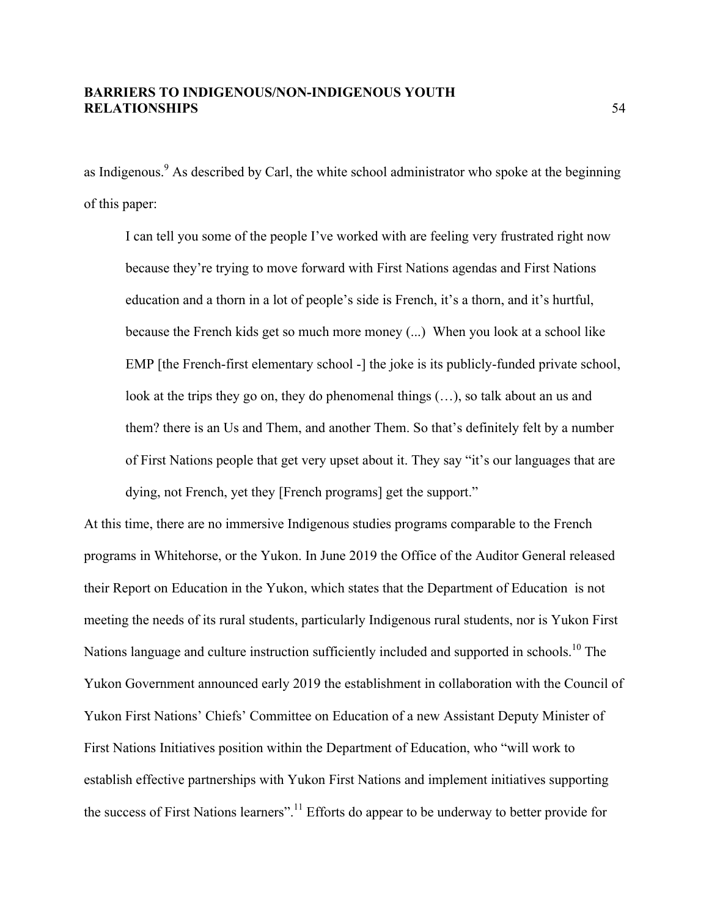as Indigenous.[9] As described by Carl, the white school administrator who spoke at the beginning of this paper:

> I can tell you some of the people I've worked with are feeling very frustrated right now because they're trying to move forward with First Nations agendas and First Nations education and a thorn in a lot of people's side is French, it's a thorn, and it's hurtful, because the French kids get so much more money (...) When you look at a school like EMP [the French-first elementary school -] the joke is its publicly-funded private school, look at the trips they go on, they do phenomenal things (…), so talk about an us and them? there is an Us and Them, and another Them. So that's definitely felt by a number of First Nations people that get very upset about it. They say "it's our languages that are dying, not French, yet they [French programs] get the support."

At this time, there are no immersive Indigenous studies programs comparable to the French programs in Whitehorse, or the Yukon. In June 2019 the Office of the Auditor General released their Report on Education in the Yukon, which states that the Department of Education is not meeting the needs of its rural students, particularly Indigenous rural students, nor is Yukon First Nations language and culture instruction sufficiently included and supported in schools.[10] The Yukon Government announced early 2019 the establishment in collaboration with the Council of Yukon First Nations' Chiefs' Committee on Education of a new Assistant Deputy Minister of First Nations Initiatives position within the Department of Education, who "will work to establish effective partnerships with Yukon First Nations and implement initiatives supporting the success of First Nations learners".[11] Efforts do appear to be underway to better provide for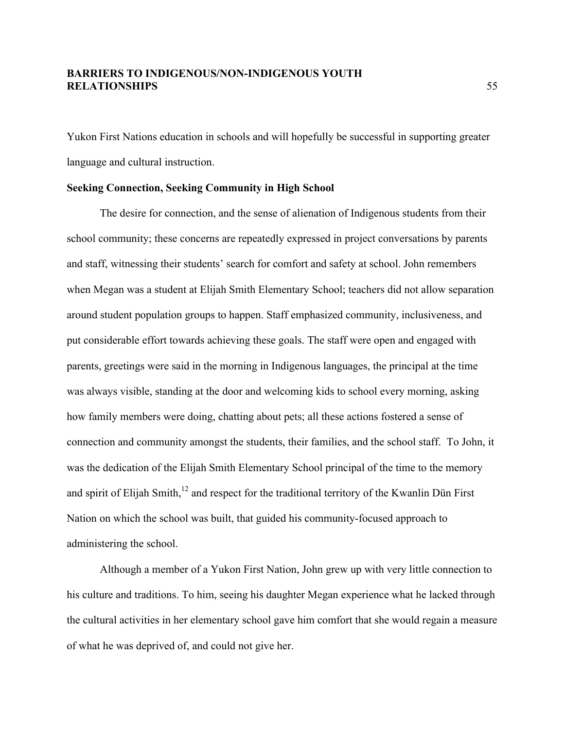Yukon First Nations education in schools and will hopefully be successful in supporting greater language and cultural instruction.

**Seeking Connection, Seeking Community in High School**

The desire for connection, and the sense of alienation of Indigenous students from their school community; these concerns are repeatedly expressed in project conversations by parents and staff, witnessing their students' search for comfort and safety at school. John remembers when Megan was a student at Elijah Smith Elementary School; teachers did not allow separation around student population groups to happen. Staff emphasized community, inclusiveness, and put considerable effort towards achieving these goals. The staff were open and engaged with parents, greetings were said in the morning in Indigenous languages, the principal at the time was always visible, standing at the door and welcoming kids to school every morning, asking how family members were doing, chatting about pets; all these actions fostered a sense of connection and community amongst the students, their families, and the school staff. To John, it was the dedication of the Elijah Smith Elementary School principal of the time to the memory and spirit of Elijah Smith,[12] and respect for the traditional territory of the Kwanlin Dün First Nation on which the school was built, that guided his community-focused approach to administering the school.

Although a member of a Yukon First Nation, John grew up with very little connection to his culture and traditions. To him, seeing his daughter Megan experience what he lacked through the cultural activities in her elementary school gave him comfort that she would regain a measure of what he was deprived of, and could not give her.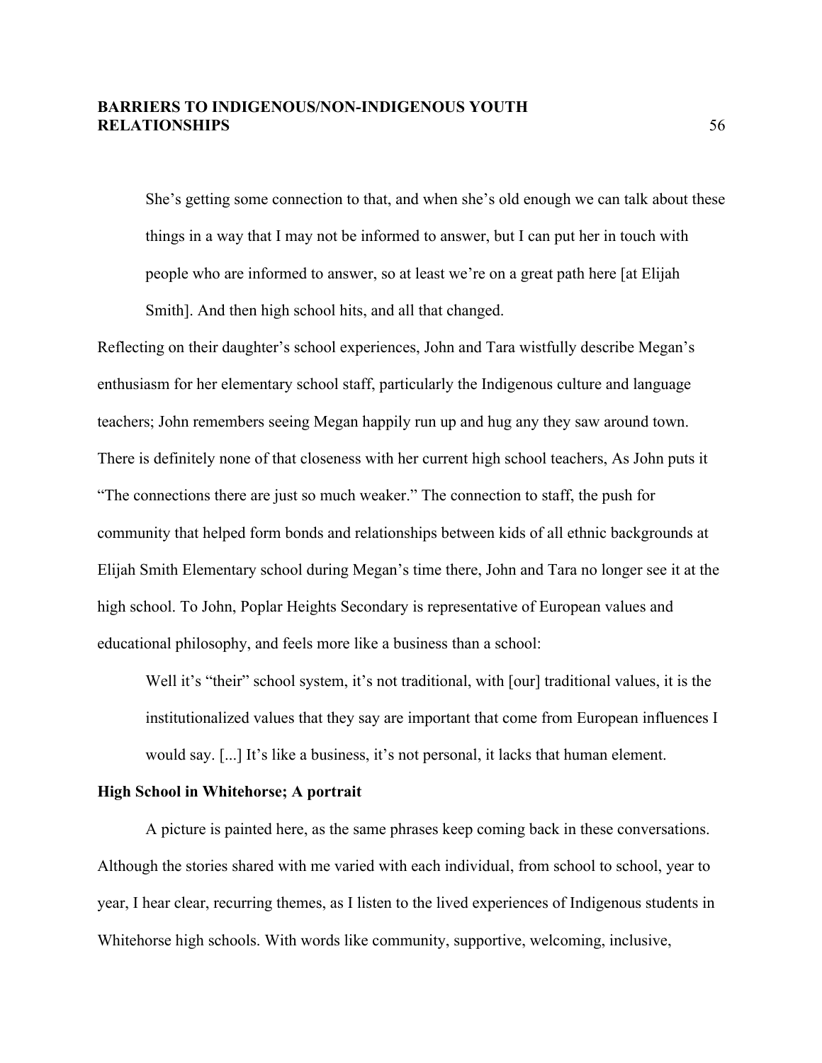> She's getting some connection to that, and when she's old enough we can talk about these things in a way that I may not be informed to answer, but I can put her in touch with people who are informed to answer, so at least we're on a great path here [at Elijah Smith]. And then high school hits, and all that changed.

Reflecting on their daughter's school experiences, John and Tara wistfully describe Megan's enthusiasm for her elementary school staff, particularly the Indigenous culture and language teachers; John remembers seeing Megan happily run up and hug any they saw around town. There is definitely none of that closeness with her current high school teachers, As John puts it "The connections there are just so much weaker." The connection to staff, the push for community that helped form bonds and relationships between kids of all ethnic backgrounds at Elijah Smith Elementary school during Megan's time there, John and Tara no longer see it at the high school. To John, Poplar Heights Secondary is representative of European values and educational philosophy, and feels more like a business than a school:

> Well it's "their" school system, it's not traditional, with [our] traditional values, it is the institutionalized values that they say are important that come from European influences I would say. [...] It's like a business, it's not personal, it lacks that human element.

**High School in Whitehorse; A portrait**

A picture is painted here, as the same phrases keep coming back in these conversations. Although the stories shared with me varied with each individual, from school to school, year to year, I hear clear, recurring themes, as I listen to the lived experiences of Indigenous students in Whitehorse high schools. With words like community, supportive, welcoming, inclusive,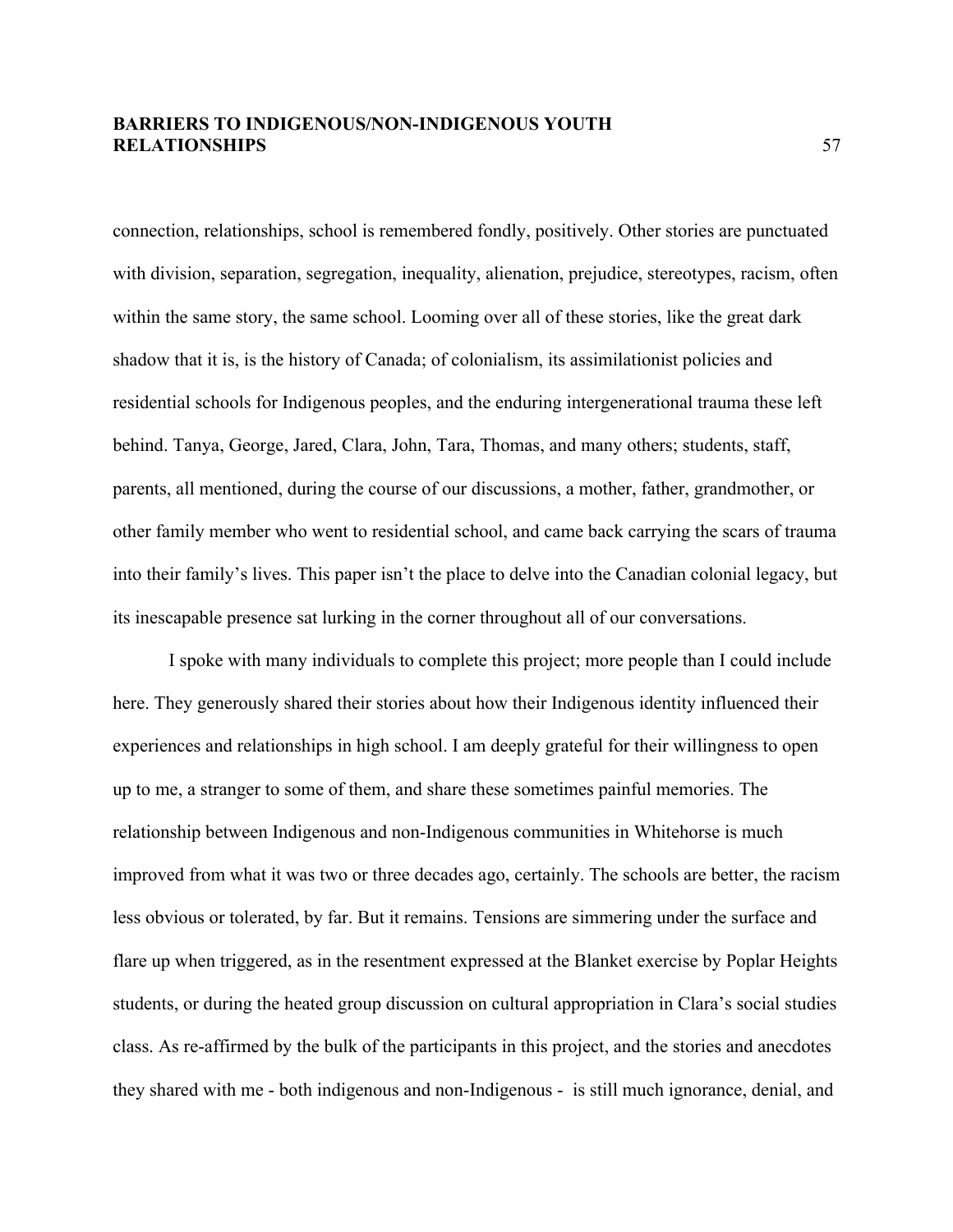connection, relationships, school is remembered fondly, positively. Other stories are punctuated with division, separation, segregation, inequality, alienation, prejudice, stereotypes, racism, often within the same story, the same school. Looming over all of these stories, like the great dark shadow that it is, is the history of Canada; of colonialism, its assimilationist policies and residential schools for Indigenous peoples, and the enduring intergenerational trauma these left behind. Tanya, George, Jared, Clara, John, Tara, Thomas, and many others; students, staff, parents, all mentioned, during the course of our discussions, a mother, father, grandmother, or other family member who went to residential school, and came back carrying the scars of trauma into their family's lives. This paper isn't the place to delve into the Canadian colonial legacy, but its inescapable presence sat lurking in the corner throughout all of our conversations.

I spoke with many individuals to complete this project; more people than I could include here. They generously shared their stories about how their Indigenous identity influenced their experiences and relationships in high school. I am deeply grateful for their willingness to open up to me, a stranger to some of them, and share these sometimes painful memories. The relationship between Indigenous and non-Indigenous communities in Whitehorse is much improved from what it was two or three decades ago, certainly. The schools are better, the racism less obvious or tolerated, by far. But it remains. Tensions are simmering under the surface and flare up when triggered, as in the resentment expressed at the Blanket exercise by Poplar Heights students, or during the heated group discussion on cultural appropriation in Clara's social studies class. As re-affirmed by the bulk of the participants in this project, and the stories and anecdotes they shared with me - both indigenous and non-Indigenous - is still much ignorance, denial, and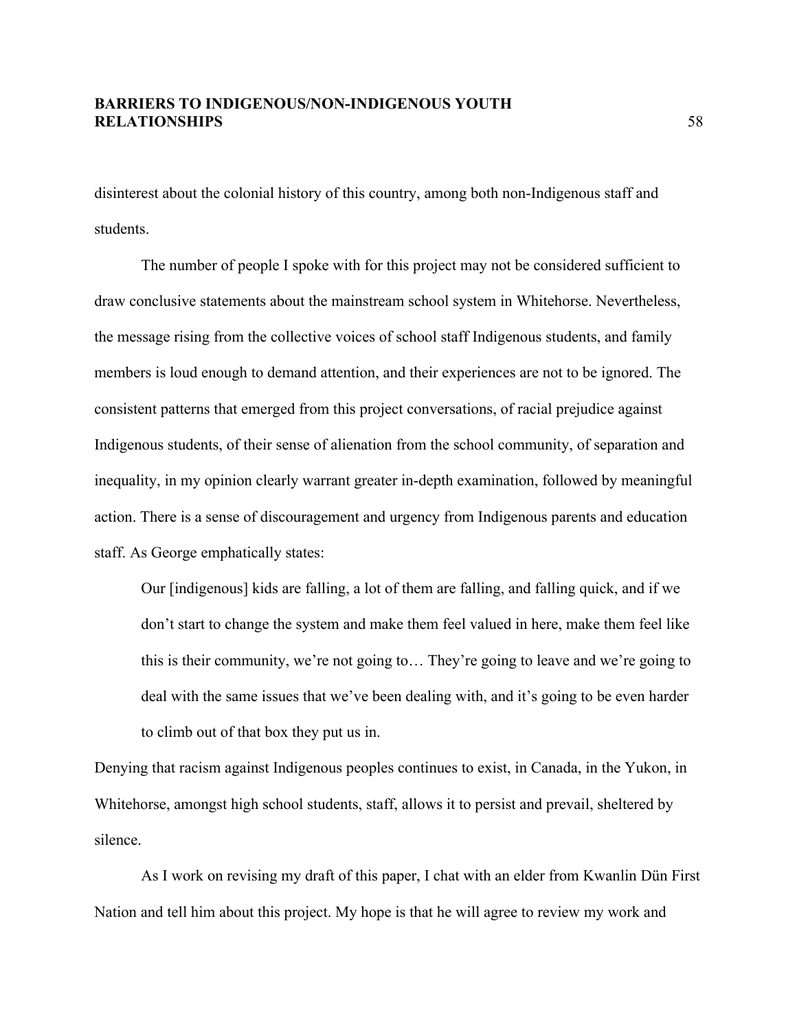disinterest about the colonial history of this country, among both non-Indigenous staff and students.

The number of people I spoke with for this project may not be considered sufficient to draw conclusive statements about the mainstream school system in Whitehorse. Nevertheless, the message rising from the collective voices of school staff Indigenous students, and family members is loud enough to demand attention, and their experiences are not to be ignored. The consistent patterns that emerged from this project conversations, of racial prejudice against Indigenous students, of their sense of alienation from the school community, of separation and inequality, in my opinion clearly warrant greater in-depth examination, followed by meaningful action. There is a sense of discouragement and urgency from Indigenous parents and education staff. As George emphatically states:

> Our [indigenous] kids are falling, a lot of them are falling, and falling quick, and if we don't start to change the system and make them feel valued in here, make them feel like this is their community, we're not going to… They're going to leave and we're going to deal with the same issues that we've been dealing with, and it's going to be even harder to climb out of that box they put us in.

Denying that racism against Indigenous peoples continues to exist, in Canada, in the Yukon, in Whitehorse, amongst high school students, staff, allows it to persist and prevail, sheltered by silence.

As I work on revising my draft of this paper, I chat with an elder from Kwanlin Dün First Nation and tell him about this project. My hope is that he will agree to review my work and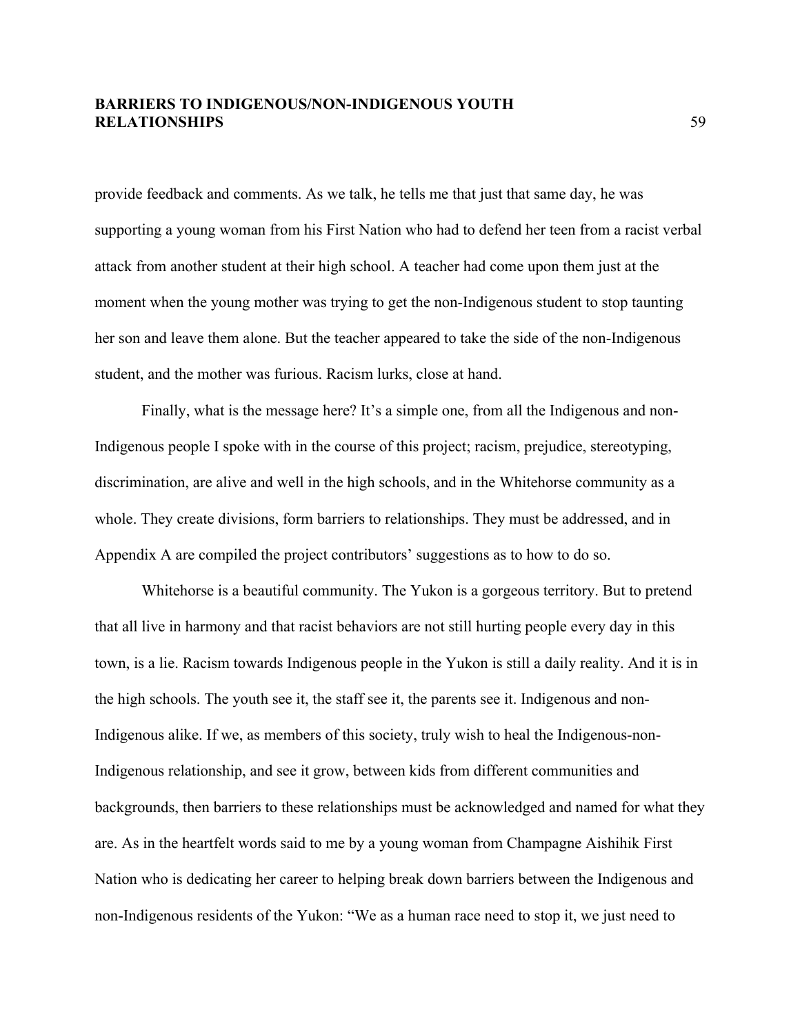provide feedback and comments. As we talk, he tells me that just that same day, he was supporting a young woman from his First Nation who had to defend her teen from a racist verbal attack from another student at their high school. A teacher had come upon them just at the moment when the young mother was trying to get the non-Indigenous student to stop taunting her son and leave them alone. But the teacher appeared to take the side of the non-Indigenous student, and the mother was furious. Racism lurks, close at hand.

Finally, what is the message here? It's a simple one, from all the Indigenous and non-Indigenous people I spoke with in the course of this project; racism, prejudice, stereotyping, discrimination, are alive and well in the high schools, and in the Whitehorse community as a whole. They create divisions, form barriers to relationships. They must be addressed, and in Appendix A are compiled the project contributors' suggestions as to how to do so.

Whitehorse is a beautiful community. The Yukon is a gorgeous territory. But to pretend that all live in harmony and that racist behaviors are not still hurting people every day in this town, is a lie. Racism towards Indigenous people in the Yukon is still a daily reality. And it is in the high schools. The youth see it, the staff see it, the parents see it. Indigenous and non-Indigenous alike. If we, as members of this society, truly wish to heal the Indigenous-non-Indigenous relationship, and see it grow, between kids from different communities and backgrounds, then barriers to these relationships must be acknowledged and named for what they are. As in the heartfelt words said to me by a young woman from Champagne Aishihik First Nation who is dedicating her career to helping break down barriers between the Indigenous and non-Indigenous residents of the Yukon: "We as a human race need to stop it, we just need to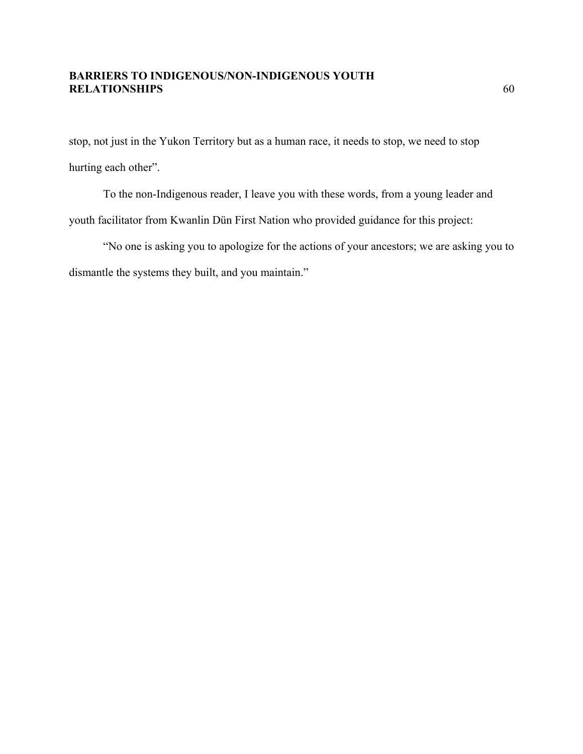stop, not just in the Yukon Territory but as a human race, it needs to stop, we need to stop hurting each other".

To the non-Indigenous reader, I leave you with these words, from a young leader and youth facilitator from Kwanlin Dün First Nation who provided guidance for this project:

"No one is asking you to apologize for the actions of your ancestors; we are asking you to dismantle the systems they built, and you maintain."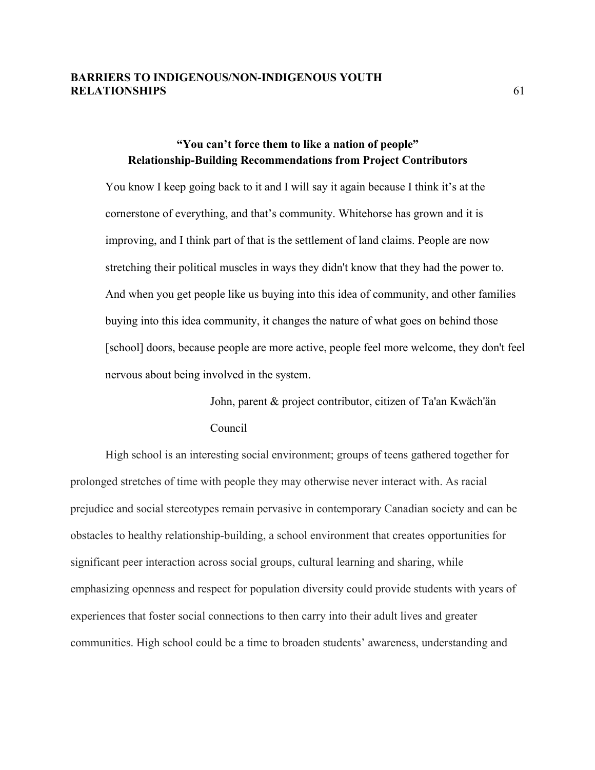## "You can't force them to like a nation of people"
## Relationship-Building Recommendations from Project Contributors

> You know I keep going back to it and I will say it again because I think it's at the cornerstone of everything, and that's community. Whitehorse has grown and it is improving, and I think part of that is the settlement of land claims. People are now stretching their political muscles in ways they didn't know that they had the power to. And when you get people like us buying into this idea of community, and other families buying into this idea community, it changes the nature of what goes on behind those [school] doors, because people are more active, people feel more welcome, they don't feel nervous about being involved in the system.
>
> John, parent & project contributor, citizen of Ta'an Kwäch'än Council

High school is an interesting social environment; groups of teens gathered together for prolonged stretches of time with people they may otherwise never interact with. As racial prejudice and social stereotypes remain pervasive in contemporary Canadian society and can be obstacles to healthy relationship-building, a school environment that creates opportunities for significant peer interaction across social groups, cultural learning and sharing, while emphasizing openness and respect for population diversity could provide students with years of experiences that foster social connections to then carry into their adult lives and greater communities. High school could be a time to broaden students' awareness, understanding and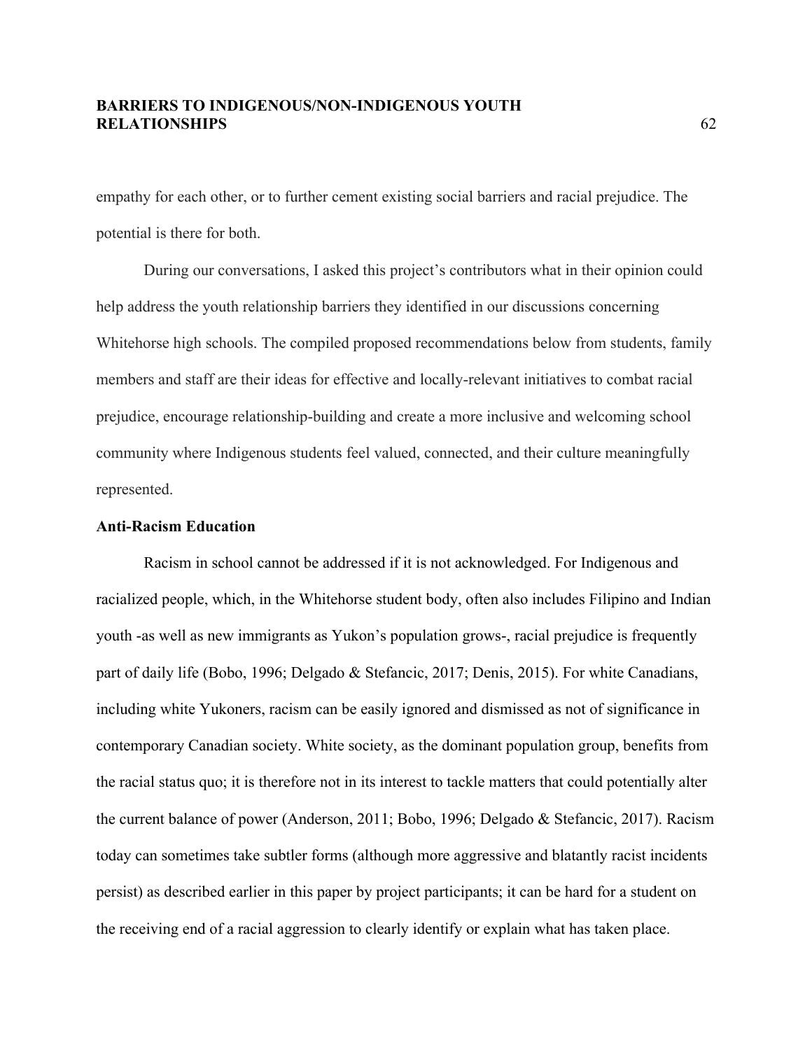empathy for each other, or to further cement existing social barriers and racial prejudice. The potential is there for both.

During our conversations, I asked this project's contributors what in their opinion could help address the youth relationship barriers they identified in our discussions concerning Whitehorse high schools. The compiled proposed recommendations below from students, family members and staff are their ideas for effective and locally-relevant initiatives to combat racial prejudice, encourage relationship-building and create a more inclusive and welcoming school community where Indigenous students feel valued, connected, and their culture meaningfully represented.

### Anti-Racism Education

Racism in school cannot be addressed if it is not acknowledged. For Indigenous and racialized people, which, in the Whitehorse student body, often also includes Filipino and Indian youth -as well as new immigrants as Yukon's population grows-, racial prejudice is frequently part of daily life (Bobo, 1996; Delgado & Stefancic, 2017; Denis, 2015). For white Canadians, including white Yukoners, racism can be easily ignored and dismissed as not of significance in contemporary Canadian society. White society, as the dominant population group, benefits from the racial status quo; it is therefore not in its interest to tackle matters that could potentially alter the current balance of power (Anderson, 2011; Bobo, 1996; Delgado & Stefancic, 2017). Racism today can sometimes take subtler forms (although more aggressive and blatantly racist incidents persist) as described earlier in this paper by project participants; it can be hard for a student on the receiving end of a racial aggression to clearly identify or explain what has taken place.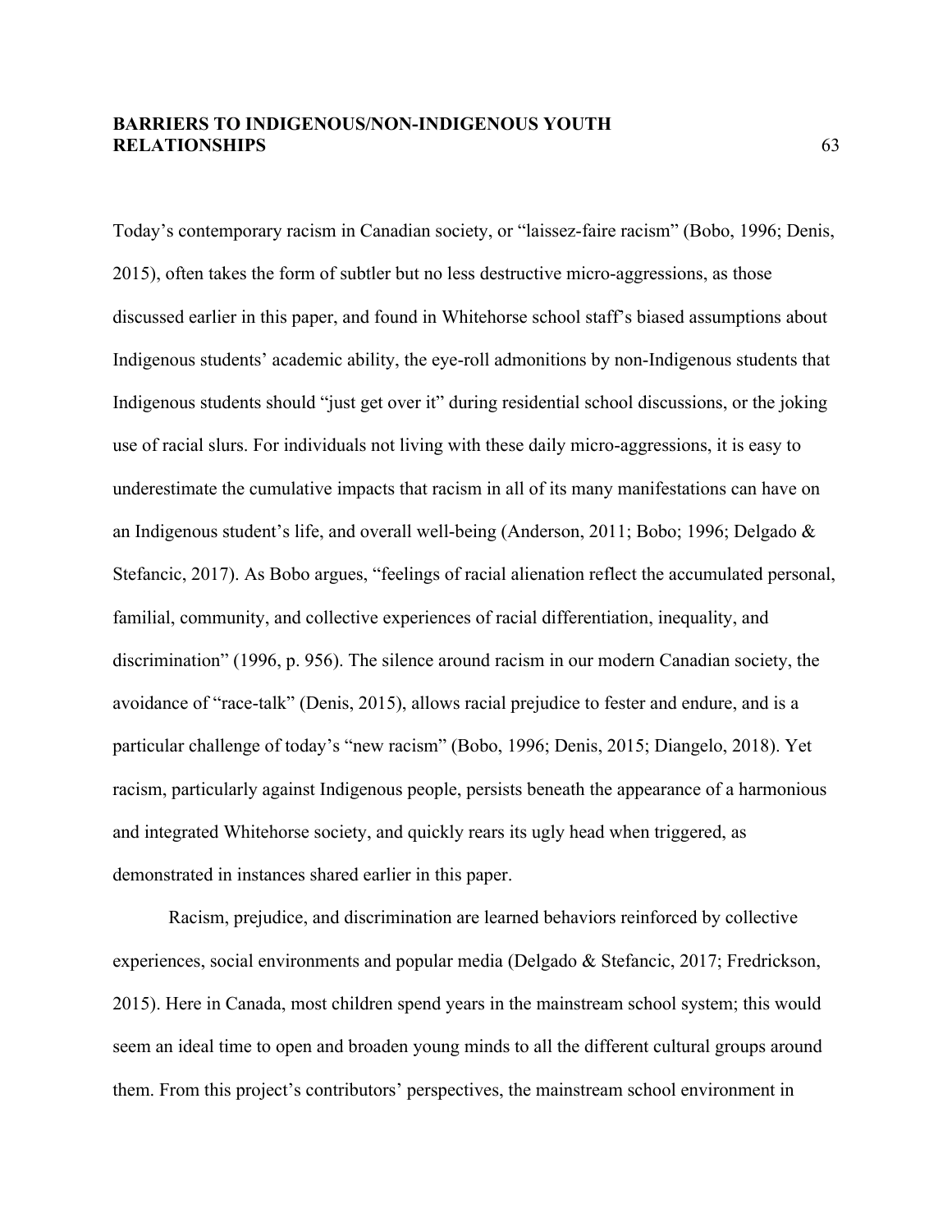Today's contemporary racism in Canadian society, or "laissez-faire racism" (Bobo, 1996; Denis, 2015), often takes the form of subtler but no less destructive micro-aggressions, as those discussed earlier in this paper, and found in Whitehorse school staff's biased assumptions about Indigenous students' academic ability, the eye-roll admonitions by non-Indigenous students that Indigenous students should "just get over it" during residential school discussions, or the joking use of racial slurs. For individuals not living with these daily micro-aggressions, it is easy to underestimate the cumulative impacts that racism in all of its many manifestations can have on an Indigenous student's life, and overall well-being (Anderson, 2011; Bobo; 1996; Delgado & Stefancic, 2017). As Bobo argues, "feelings of racial alienation reflect the accumulated personal, familial, community, and collective experiences of racial differentiation, inequality, and discrimination" (1996, p. 956). The silence around racism in our modern Canadian society, the avoidance of "race-talk" (Denis, 2015), allows racial prejudice to fester and endure, and is a particular challenge of today's "new racism" (Bobo, 1996; Denis, 2015; Diangelo, 2018). Yet racism, particularly against Indigenous people, persists beneath the appearance of a harmonious and integrated Whitehorse society, and quickly rears its ugly head when triggered, as demonstrated in instances shared earlier in this paper.

Racism, prejudice, and discrimination are learned behaviors reinforced by collective experiences, social environments and popular media (Delgado & Stefancic, 2017; Fredrickson, 2015). Here in Canada, most children spend years in the mainstream school system; this would seem an ideal time to open and broaden young minds to all the different cultural groups around them. From this project's contributors' perspectives, the mainstream school environment in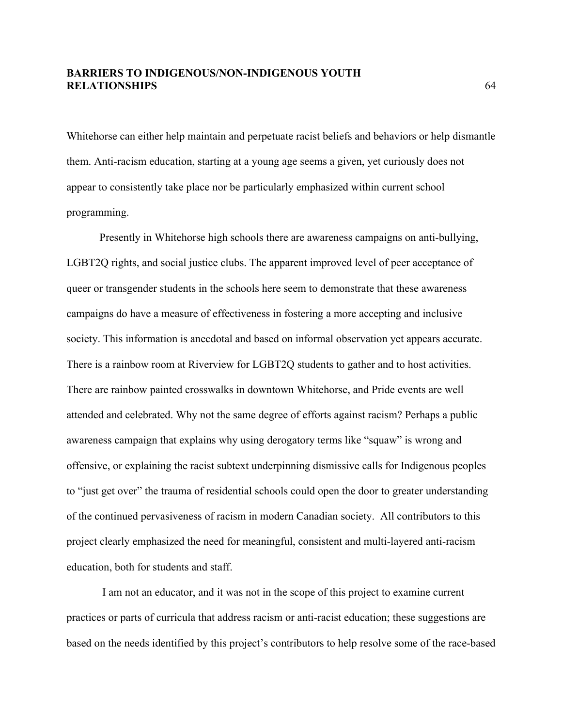Whitehorse can either help maintain and perpetuate racist beliefs and behaviors or help dismantle them. Anti-racism education, starting at a young age seems a given, yet curiously does not appear to consistently take place nor be particularly emphasized within current school programming.

Presently in Whitehorse high schools there are awareness campaigns on anti-bullying, LGBT2Q rights, and social justice clubs. The apparent improved level of peer acceptance of queer or transgender students in the schools here seem to demonstrate that these awareness campaigns do have a measure of effectiveness in fostering a more accepting and inclusive society. This information is anecdotal and based on informal observation yet appears accurate. There is a rainbow room at Riverview for LGBT2Q students to gather and to host activities. There are rainbow painted crosswalks in downtown Whitehorse, and Pride events are well attended and celebrated. Why not the same degree of efforts against racism? Perhaps a public awareness campaign that explains why using derogatory terms like "squaw" is wrong and offensive, or explaining the racist subtext underpinning dismissive calls for Indigenous peoples to "just get over" the trauma of residential schools could open the door to greater understanding of the continued pervasiveness of racism in modern Canadian society. All contributors to this project clearly emphasized the need for meaningful, consistent and multi-layered anti-racism education, both for students and staff.

I am not an educator, and it was not in the scope of this project to examine current practices or parts of curricula that address racism or anti-racist education; these suggestions are based on the needs identified by this project's contributors to help resolve some of the race-based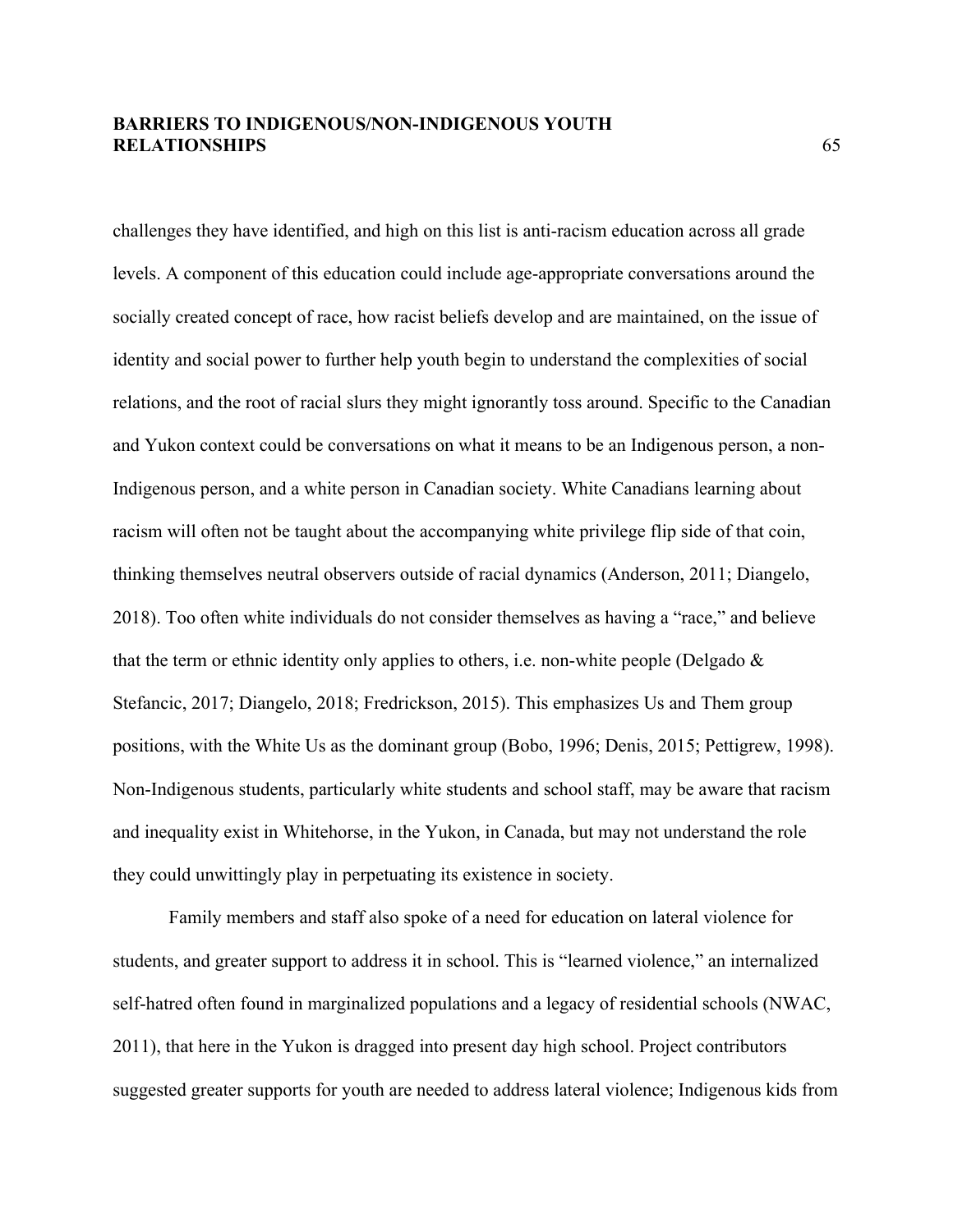challenges they have identified, and high on this list is anti-racism education across all grade levels. A component of this education could include age-appropriate conversations around the socially created concept of race, how racist beliefs develop and are maintained, on the issue of identity and social power to further help youth begin to understand the complexities of social relations, and the root of racial slurs they might ignorantly toss around. Specific to the Canadian and Yukon context could be conversations on what it means to be an Indigenous person, a non-Indigenous person, and a white person in Canadian society. White Canadians learning about racism will often not be taught about the accompanying white privilege flip side of that coin, thinking themselves neutral observers outside of racial dynamics (Anderson, 2011; Diangelo, 2018). Too often white individuals do not consider themselves as having a "race," and believe that the term or ethnic identity only applies to others, i.e. non-white people (Delgado & Stefancic, 2017; Diangelo, 2018; Fredrickson, 2015). This emphasizes Us and Them group positions, with the White Us as the dominant group (Bobo, 1996; Denis, 2015; Pettigrew, 1998). Non-Indigenous students, particularly white students and school staff, may be aware that racism and inequality exist in Whitehorse, in the Yukon, in Canada, but may not understand the role they could unwittingly play in perpetuating its existence in society.

Family members and staff also spoke of a need for education on lateral violence for students, and greater support to address it in school. This is "learned violence," an internalized self-hatred often found in marginalized populations and a legacy of residential schools (NWAC, 2011), that here in the Yukon is dragged into present day high school. Project contributors suggested greater supports for youth are needed to address lateral violence; Indigenous kids from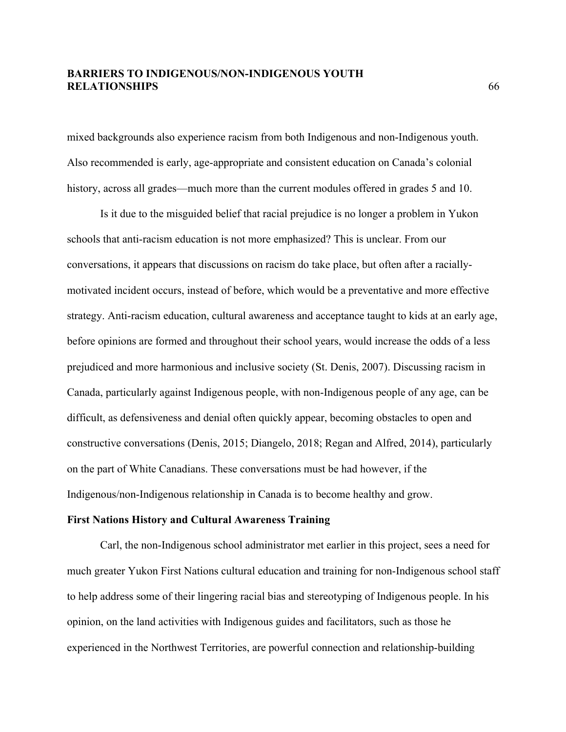mixed backgrounds also experience racism from both Indigenous and non-Indigenous youth. Also recommended is early, age-appropriate and consistent education on Canada's colonial history, across all grades—much more than the current modules offered in grades 5 and 10.

Is it due to the misguided belief that racial prejudice is no longer a problem in Yukon schools that anti-racism education is not more emphasized? This is unclear. From our conversations, it appears that discussions on racism do take place, but often after a racially-motivated incident occurs, instead of before, which would be a preventative and more effective strategy. Anti-racism education, cultural awareness and acceptance taught to kids at an early age, before opinions are formed and throughout their school years, would increase the odds of a less prejudiced and more harmonious and inclusive society (St. Denis, 2007). Discussing racism in Canada, particularly against Indigenous people, with non-Indigenous people of any age, can be difficult, as defensiveness and denial often quickly appear, becoming obstacles to open and constructive conversations (Denis, 2015; Diangelo, 2018; Regan and Alfred, 2014), particularly on the part of White Canadians. These conversations must be had however, if the Indigenous/non-Indigenous relationship in Canada is to become healthy and grow.

**First Nations History and Cultural Awareness Training**

Carl, the non-Indigenous school administrator met earlier in this project, sees a need for much greater Yukon First Nations cultural education and training for non-Indigenous school staff to help address some of their lingering racial bias and stereotyping of Indigenous people. In his opinion, on the land activities with Indigenous guides and facilitators, such as those he experienced in the Northwest Territories, are powerful connection and relationship-building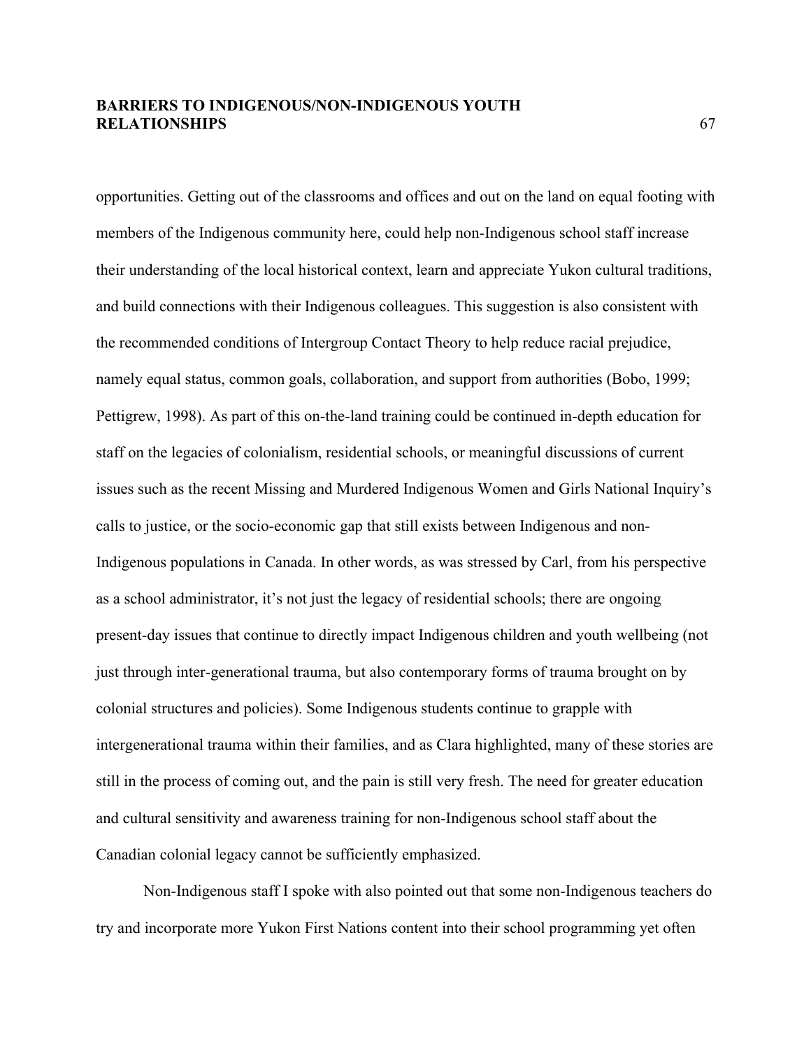opportunities. Getting out of the classrooms and offices and out on the land on equal footing with members of the Indigenous community here, could help non-Indigenous school staff increase their understanding of the local historical context, learn and appreciate Yukon cultural traditions, and build connections with their Indigenous colleagues. This suggestion is also consistent with the recommended conditions of Intergroup Contact Theory to help reduce racial prejudice, namely equal status, common goals, collaboration, and support from authorities (Bobo, 1999; Pettigrew, 1998). As part of this on-the-land training could be continued in-depth education for staff on the legacies of colonialism, residential schools, or meaningful discussions of current issues such as the recent Missing and Murdered Indigenous Women and Girls National Inquiry's calls to justice, or the socio-economic gap that still exists between Indigenous and non-Indigenous populations in Canada. In other words, as was stressed by Carl, from his perspective as a school administrator, it's not just the legacy of residential schools; there are ongoing present-day issues that continue to directly impact Indigenous children and youth wellbeing (not just through inter-generational trauma, but also contemporary forms of trauma brought on by colonial structures and policies). Some Indigenous students continue to grapple with intergenerational trauma within their families, and as Clara highlighted, many of these stories are still in the process of coming out, and the pain is still very fresh. The need for greater education and cultural sensitivity and awareness training for non-Indigenous school staff about the Canadian colonial legacy cannot be sufficiently emphasized.

Non-Indigenous staff I spoke with also pointed out that some non-Indigenous teachers do try and incorporate more Yukon First Nations content into their school programming yet often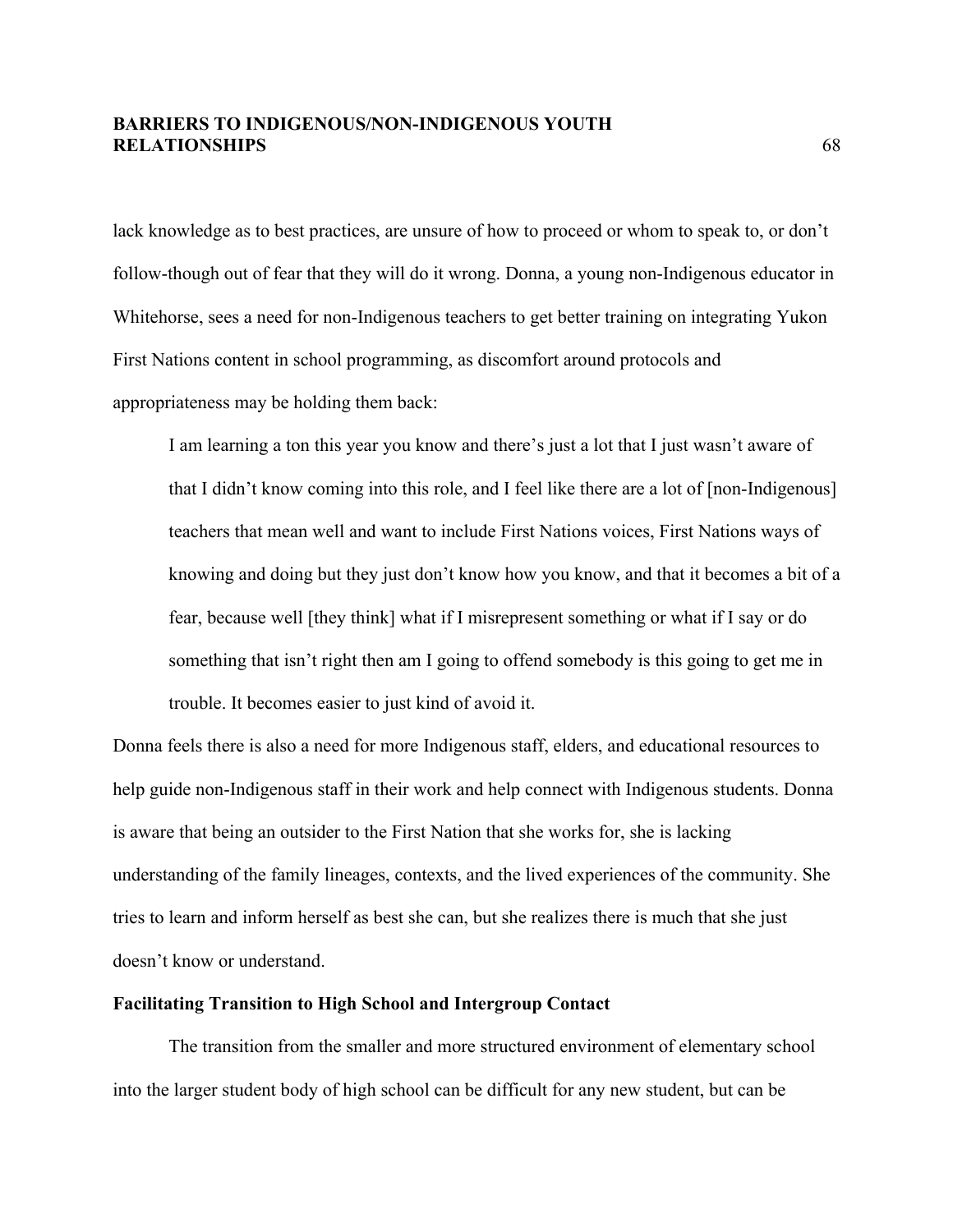lack knowledge as to best practices, are unsure of how to proceed or whom to speak to, or don't follow-though out of fear that they will do it wrong. Donna, a young non-Indigenous educator in Whitehorse, sees a need for non-Indigenous teachers to get better training on integrating Yukon First Nations content in school programming, as discomfort around protocols and appropriateness may be holding them back:

> I am learning a ton this year you know and there's just a lot that I just wasn't aware of that I didn't know coming into this role, and I feel like there are a lot of [non-Indigenous] teachers that mean well and want to include First Nations voices, First Nations ways of knowing and doing but they just don't know how you know, and that it becomes a bit of a fear, because well [they think] what if I misrepresent something or what if I say or do something that isn't right then am I going to offend somebody is this going to get me in trouble. It becomes easier to just kind of avoid it.

Donna feels there is also a need for more Indigenous staff, elders, and educational resources to help guide non-Indigenous staff in their work and help connect with Indigenous students. Donna is aware that being an outsider to the First Nation that she works for, she is lacking understanding of the family lineages, contexts, and the lived experiences of the community. She tries to learn and inform herself as best she can, but she realizes there is much that she just doesn't know or understand.

**Facilitating Transition to High School and Intergroup Contact**

The transition from the smaller and more structured environment of elementary school into the larger student body of high school can be difficult for any new student, but can be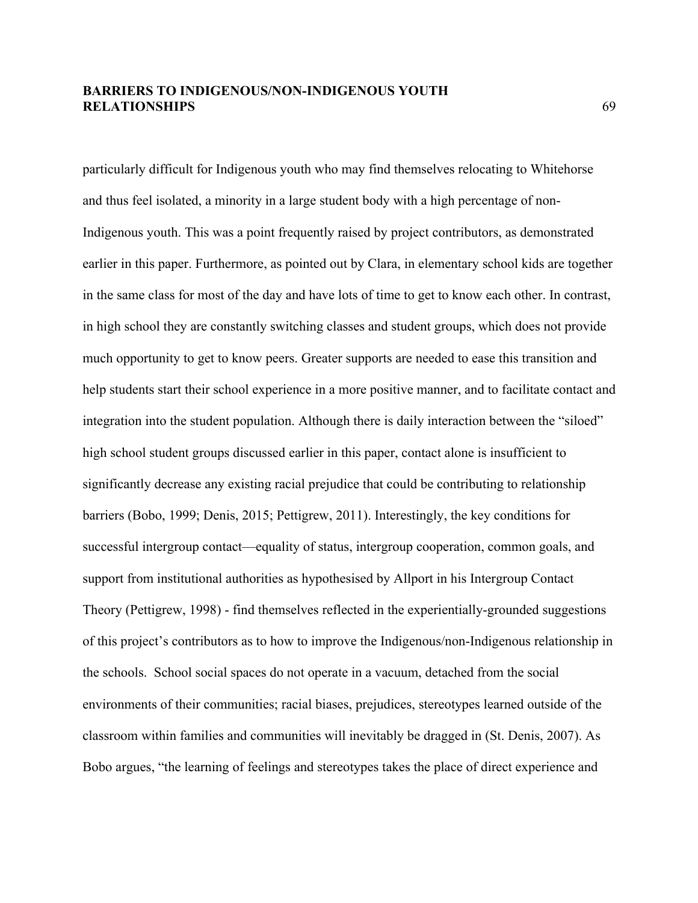particularly difficult for Indigenous youth who may find themselves relocating to Whitehorse and thus feel isolated, a minority in a large student body with a high percentage of non-Indigenous youth. This was a point frequently raised by project contributors, as demonstrated earlier in this paper. Furthermore, as pointed out by Clara, in elementary school kids are together in the same class for most of the day and have lots of time to get to know each other. In contrast, in high school they are constantly switching classes and student groups, which does not provide much opportunity to get to know peers. Greater supports are needed to ease this transition and help students start their school experience in a more positive manner, and to facilitate contact and integration into the student population. Although there is daily interaction between the "siloed" high school student groups discussed earlier in this paper, contact alone is insufficient to significantly decrease any existing racial prejudice that could be contributing to relationship barriers (Bobo, 1999; Denis, 2015; Pettigrew, 2011). Interestingly, the key conditions for successful intergroup contact—equality of status, intergroup cooperation, common goals, and support from institutional authorities as hypothesised by Allport in his Intergroup Contact Theory (Pettigrew, 1998) - find themselves reflected in the experientially-grounded suggestions of this project's contributors as to how to improve the Indigenous/non-Indigenous relationship in the schools. School social spaces do not operate in a vacuum, detached from the social environments of their communities; racial biases, prejudices, stereotypes learned outside of the classroom within families and communities will inevitably be dragged in (St. Denis, 2007). As Bobo argues, "the learning of feelings and stereotypes takes the place of direct experience and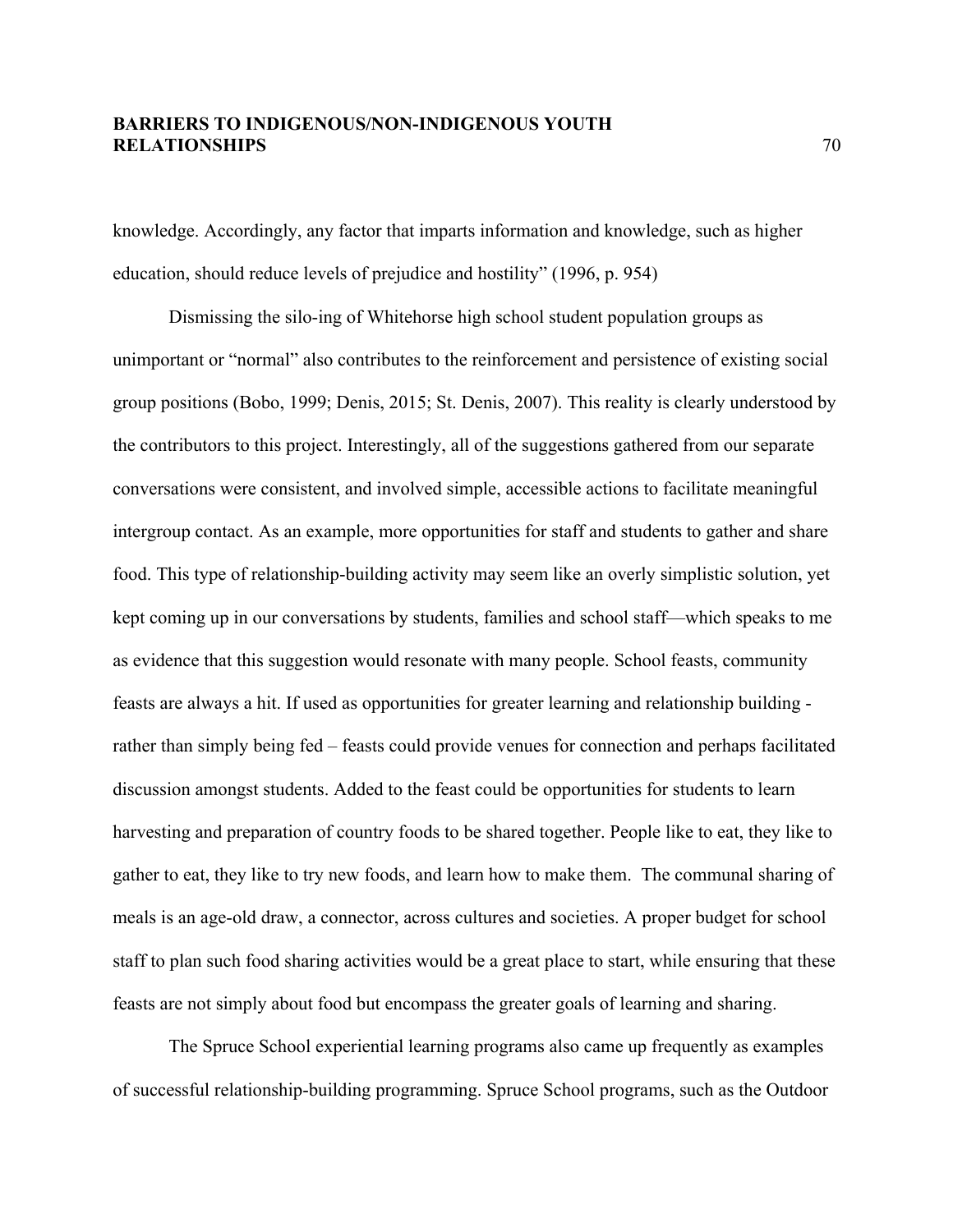knowledge. Accordingly, any factor that imparts information and knowledge, such as higher education, should reduce levels of prejudice and hostility" (1996, p. 954)

Dismissing the silo-ing of Whitehorse high school student population groups as unimportant or "normal" also contributes to the reinforcement and persistence of existing social group positions (Bobo, 1999; Denis, 2015; St. Denis, 2007). This reality is clearly understood by the contributors to this project. Interestingly, all of the suggestions gathered from our separate conversations were consistent, and involved simple, accessible actions to facilitate meaningful intergroup contact. As an example, more opportunities for staff and students to gather and share food. This type of relationship-building activity may seem like an overly simplistic solution, yet kept coming up in our conversations by students, families and school staff—which speaks to me as evidence that this suggestion would resonate with many people. School feasts, community feasts are always a hit. If used as opportunities for greater learning and relationship building - rather than simply being fed – feasts could provide venues for connection and perhaps facilitated discussion amongst students. Added to the feast could be opportunities for students to learn harvesting and preparation of country foods to be shared together. People like to eat, they like to gather to eat, they like to try new foods, and learn how to make them. The communal sharing of meals is an age-old draw, a connector, across cultures and societies. A proper budget for school staff to plan such food sharing activities would be a great place to start, while ensuring that these feasts are not simply about food but encompass the greater goals of learning and sharing.

The Spruce School experiential learning programs also came up frequently as examples of successful relationship-building programming. Spruce School programs, such as the Outdoor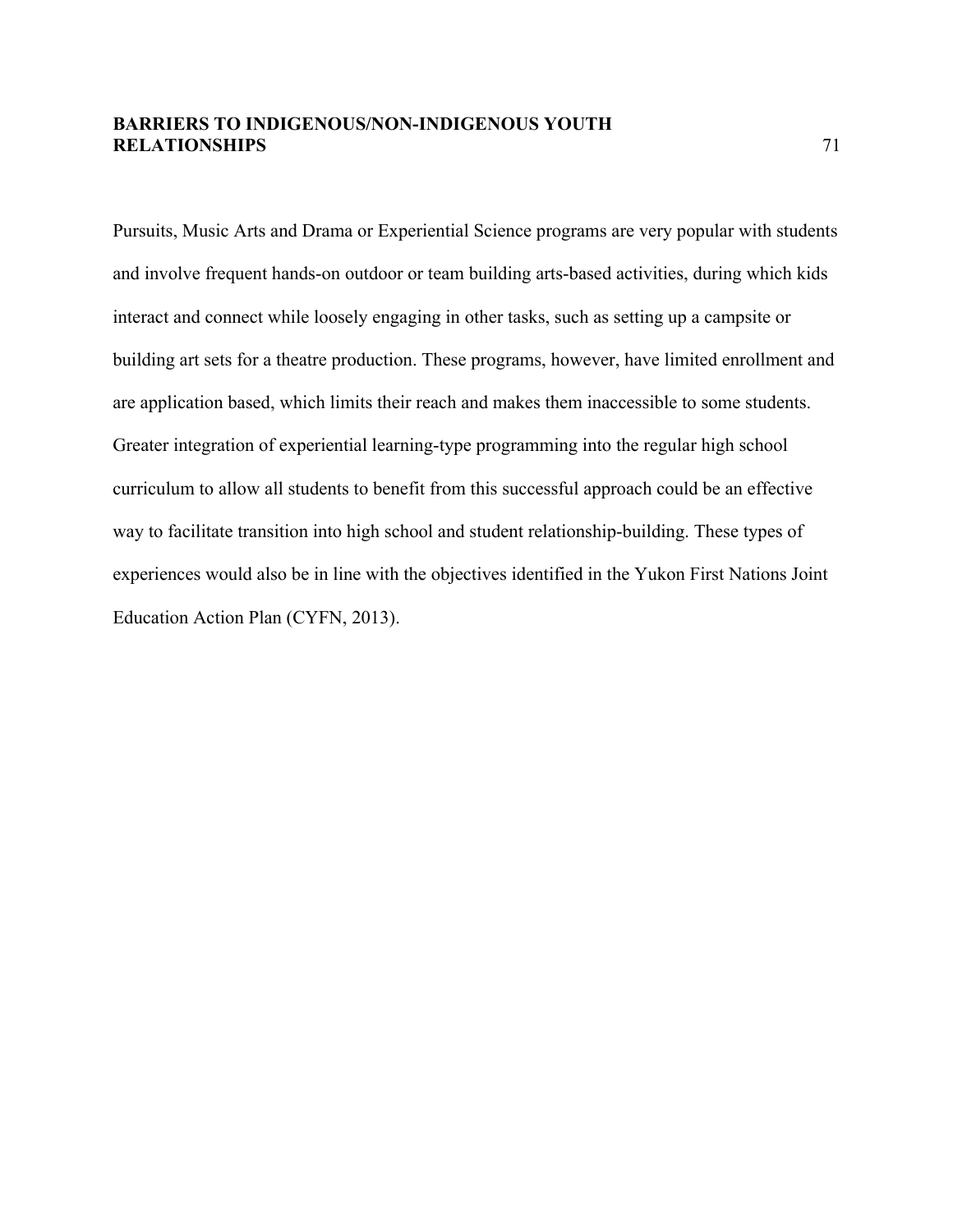Pursuits, Music Arts and Drama or Experiential Science programs are very popular with students and involve frequent hands-on outdoor or team building arts-based activities, during which kids interact and connect while loosely engaging in other tasks, such as setting up a campsite or building art sets for a theatre production. These programs, however, have limited enrollment and are application based, which limits their reach and makes them inaccessible to some students. Greater integration of experiential learning-type programming into the regular high school curriculum to allow all students to benefit from this successful approach could be an effective way to facilitate transition into high school and student relationship-building. These types of experiences would also be in line with the objectives identified in the Yukon First Nations Joint Education Action Plan (CYFN, 2013).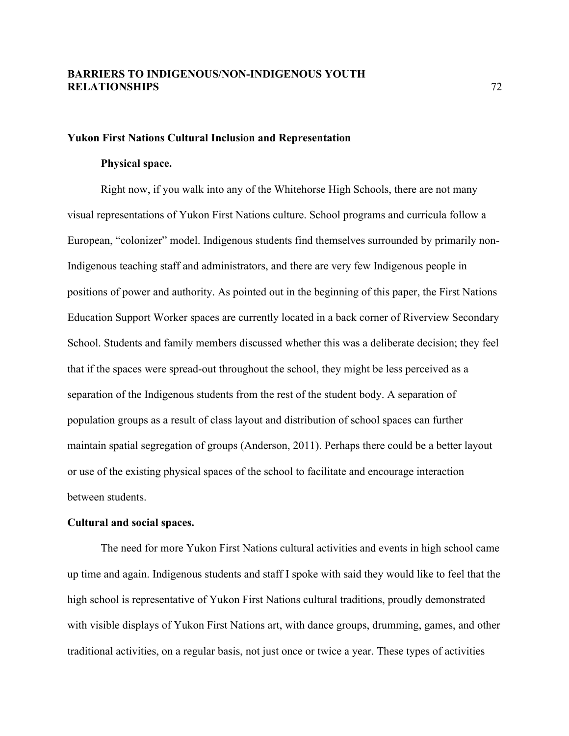## Yukon First Nations Cultural Inclusion and Representation

### Physical space.

Right now, if you walk into any of the Whitehorse High Schools, there are not many visual representations of Yukon First Nations culture. School programs and curricula follow a European, “colonizer” model. Indigenous students find themselves surrounded by primarily non-Indigenous teaching staff and administrators, and there are very few Indigenous people in positions of power and authority. As pointed out in the beginning of this paper, the First Nations Education Support Worker spaces are currently located in a back corner of Riverview Secondary School. Students and family members discussed whether this was a deliberate decision; they feel that if the spaces were spread-out throughout the school, they might be less perceived as a separation of the Indigenous students from the rest of the student body. A separation of population groups as a result of class layout and distribution of school spaces can further maintain spatial segregation of groups (Anderson, 2011). Perhaps there could be a better layout or use of the existing physical spaces of the school to facilitate and encourage interaction between students.

### Cultural and social spaces.

The need for more Yukon First Nations cultural activities and events in high school came up time and again. Indigenous students and staff I spoke with said they would like to feel that the high school is representative of Yukon First Nations cultural traditions, proudly demonstrated with visible displays of Yukon First Nations art, with dance groups, drumming, games, and other traditional activities, on a regular basis, not just once or twice a year. These types of activities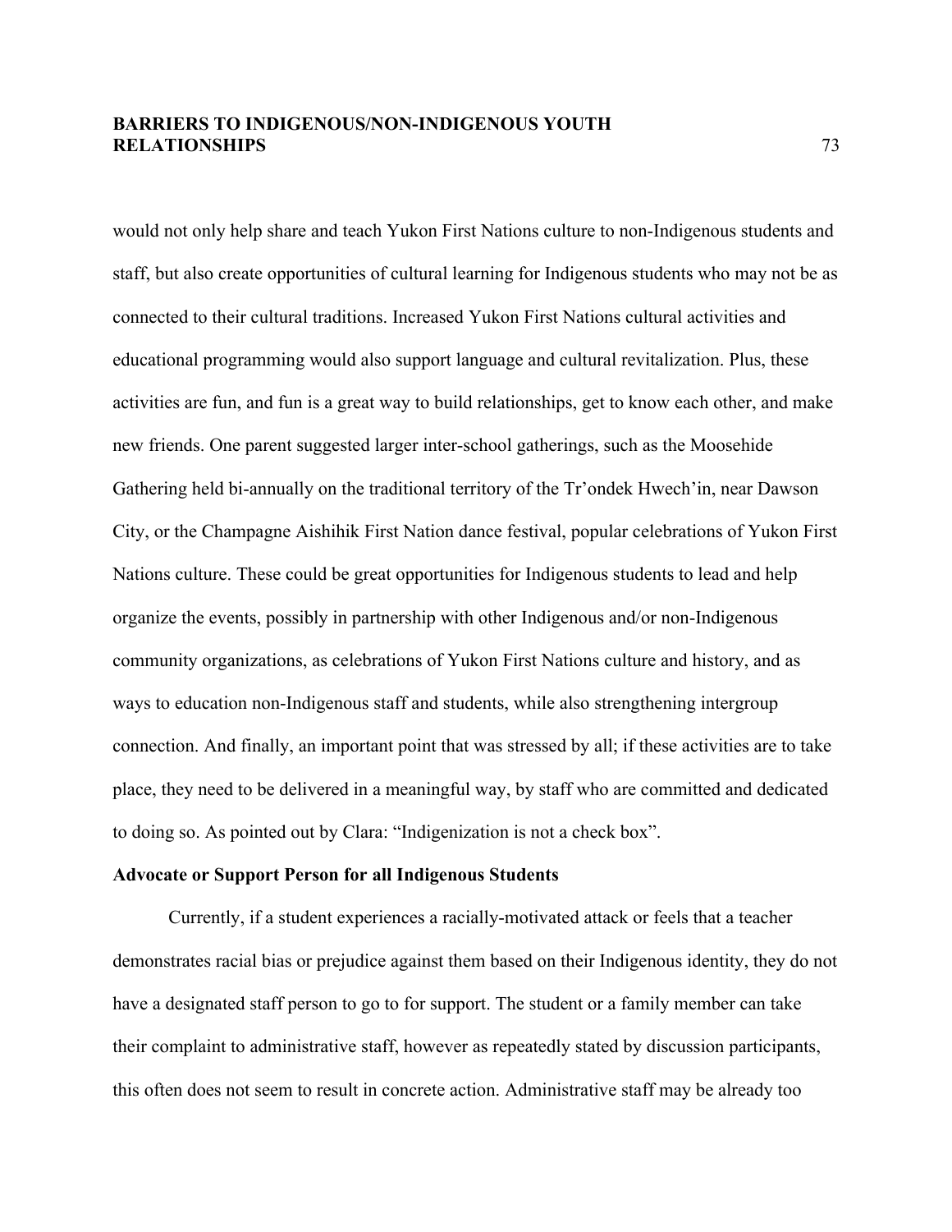would not only help share and teach Yukon First Nations culture to non-Indigenous students and staff, but also create opportunities of cultural learning for Indigenous students who may not be as connected to their cultural traditions. Increased Yukon First Nations cultural activities and educational programming would also support language and cultural revitalization. Plus, these activities are fun, and fun is a great way to build relationships, get to know each other, and make new friends. One parent suggested larger inter-school gatherings, such as the Moosehide Gathering held bi-annually on the traditional territory of the Tr'ondek Hwech'in, near Dawson City, or the Champagne Aishihik First Nation dance festival, popular celebrations of Yukon First Nations culture. These could be great opportunities for Indigenous students to lead and help organize the events, possibly in partnership with other Indigenous and/or non-Indigenous community organizations, as celebrations of Yukon First Nations culture and history, and as ways to education non-Indigenous staff and students, while also strengthening intergroup connection. And finally, an important point that was stressed by all; if these activities are to take place, they need to be delivered in a meaningful way, by staff who are committed and dedicated to doing so. As pointed out by Clara: "Indigenization is not a check box".

## Advocate or Support Person for all Indigenous Students

Currently, if a student experiences a racially-motivated attack or feels that a teacher demonstrates racial bias or prejudice against them based on their Indigenous identity, they do not have a designated staff person to go to for support. The student or a family member can take their complaint to administrative staff, however as repeatedly stated by discussion participants, this often does not seem to result in concrete action. Administrative staff may be already too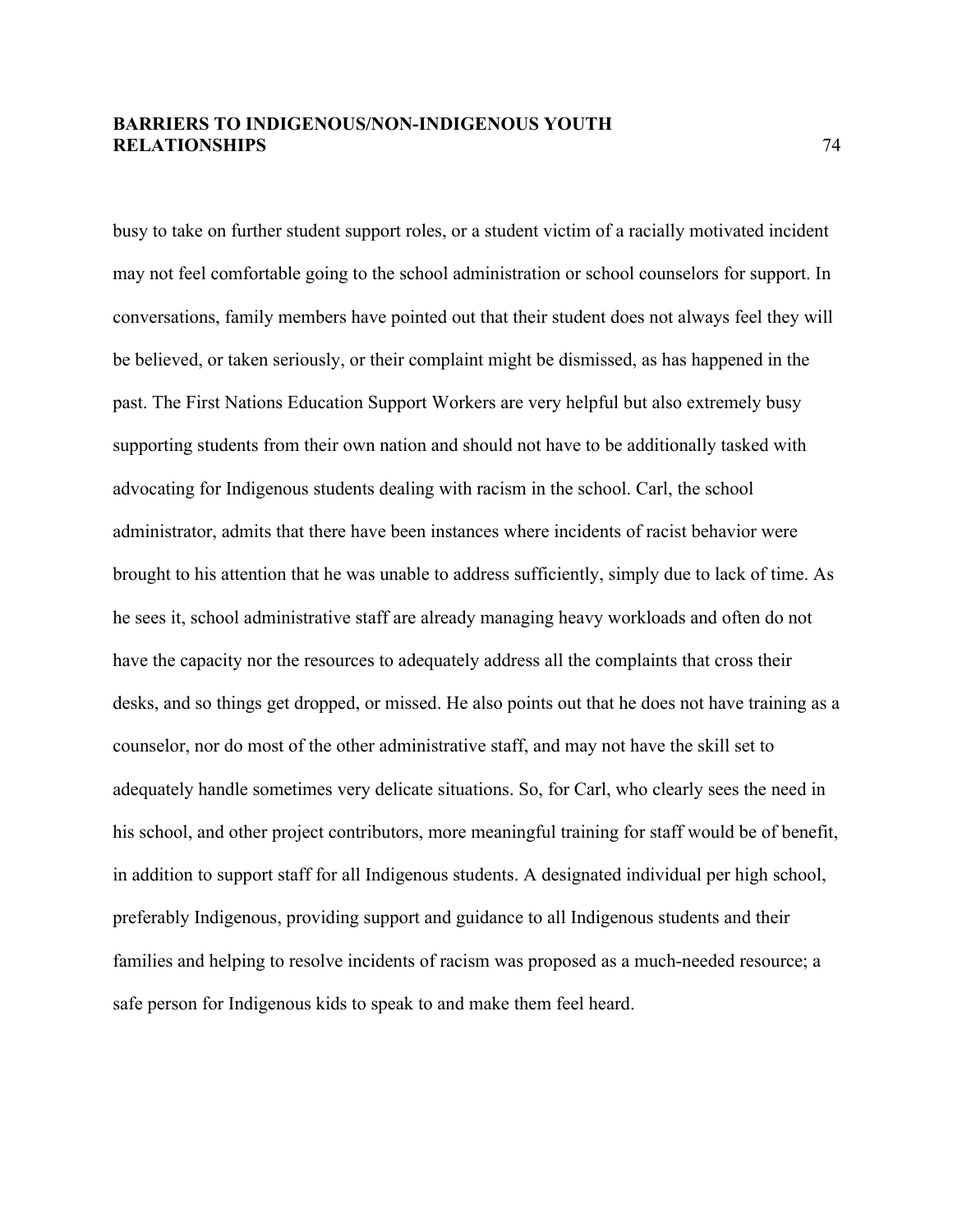busy to take on further student support roles, or a student victim of a racially motivated incident may not feel comfortable going to the school administration or school counselors for support. In conversations, family members have pointed out that their student does not always feel they will be believed, or taken seriously, or their complaint might be dismissed, as has happened in the past. The First Nations Education Support Workers are very helpful but also extremely busy supporting students from their own nation and should not have to be additionally tasked with advocating for Indigenous students dealing with racism in the school. Carl, the school administrator, admits that there have been instances where incidents of racist behavior were brought to his attention that he was unable to address sufficiently, simply due to lack of time. As he sees it, school administrative staff are already managing heavy workloads and often do not have the capacity nor the resources to adequately address all the complaints that cross their desks, and so things get dropped, or missed. He also points out that he does not have training as a counselor, nor do most of the other administrative staff, and may not have the skill set to adequately handle sometimes very delicate situations. So, for Carl, who clearly sees the need in his school, and other project contributors, more meaningful training for staff would be of benefit, in addition to support staff for all Indigenous students. A designated individual per high school, preferably Indigenous, providing support and guidance to all Indigenous students and their families and helping to resolve incidents of racism was proposed as a much-needed resource; a safe person for Indigenous kids to speak to and make them feel heard.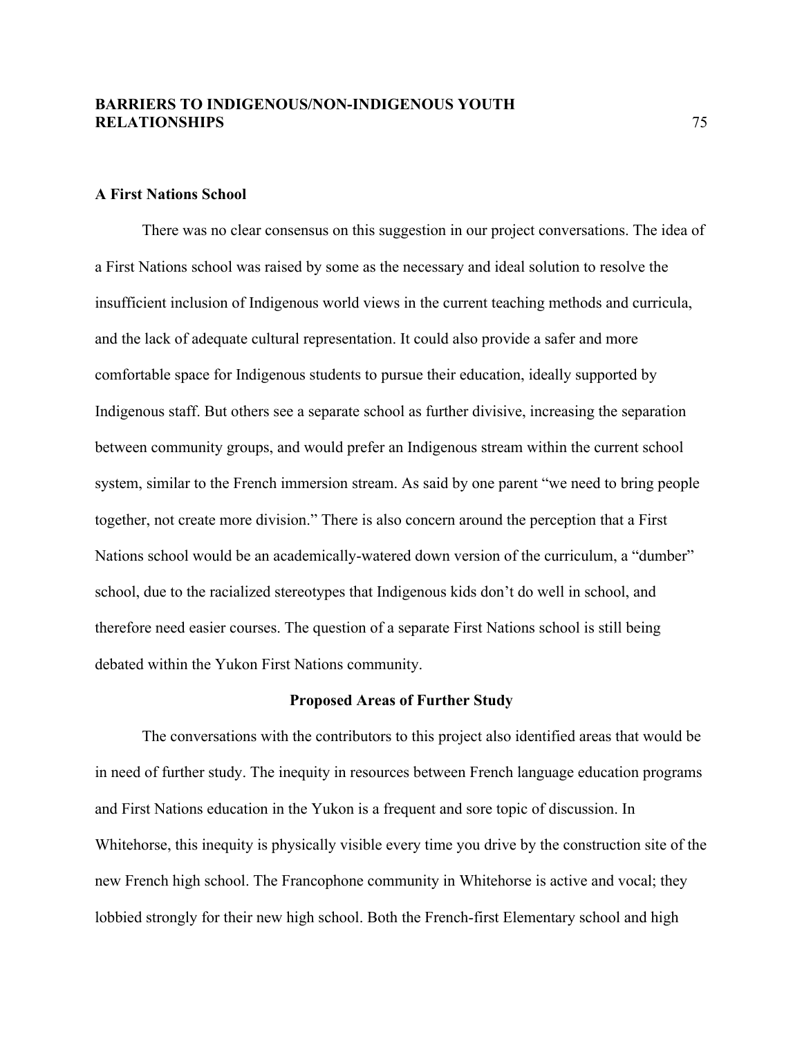### A First Nations School

There was no clear consensus on this suggestion in our project conversations. The idea of a First Nations school was raised by some as the necessary and ideal solution to resolve the insufficient inclusion of Indigenous world views in the current teaching methods and curricula, and the lack of adequate cultural representation. It could also provide a safer and more comfortable space for Indigenous students to pursue their education, ideally supported by Indigenous staff. But others see a separate school as further divisive, increasing the separation between community groups, and would prefer an Indigenous stream within the current school system, similar to the French immersion stream. As said by one parent "we need to bring people together, not create more division." There is also concern around the perception that a First Nations school would be an academically-watered down version of the curriculum, a "dumber" school, due to the racialized stereotypes that Indigenous kids don't do well in school, and therefore need easier courses. The question of a separate First Nations school is still being debated within the Yukon First Nations community.

## Proposed Areas of Further Study

The conversations with the contributors to this project also identified areas that would be in need of further study. The inequity in resources between French language education programs and First Nations education in the Yukon is a frequent and sore topic of discussion. In Whitehorse, this inequity is physically visible every time you drive by the construction site of the new French high school. The Francophone community in Whitehorse is active and vocal; they lobbied strongly for their new high school. Both the French-first Elementary school and high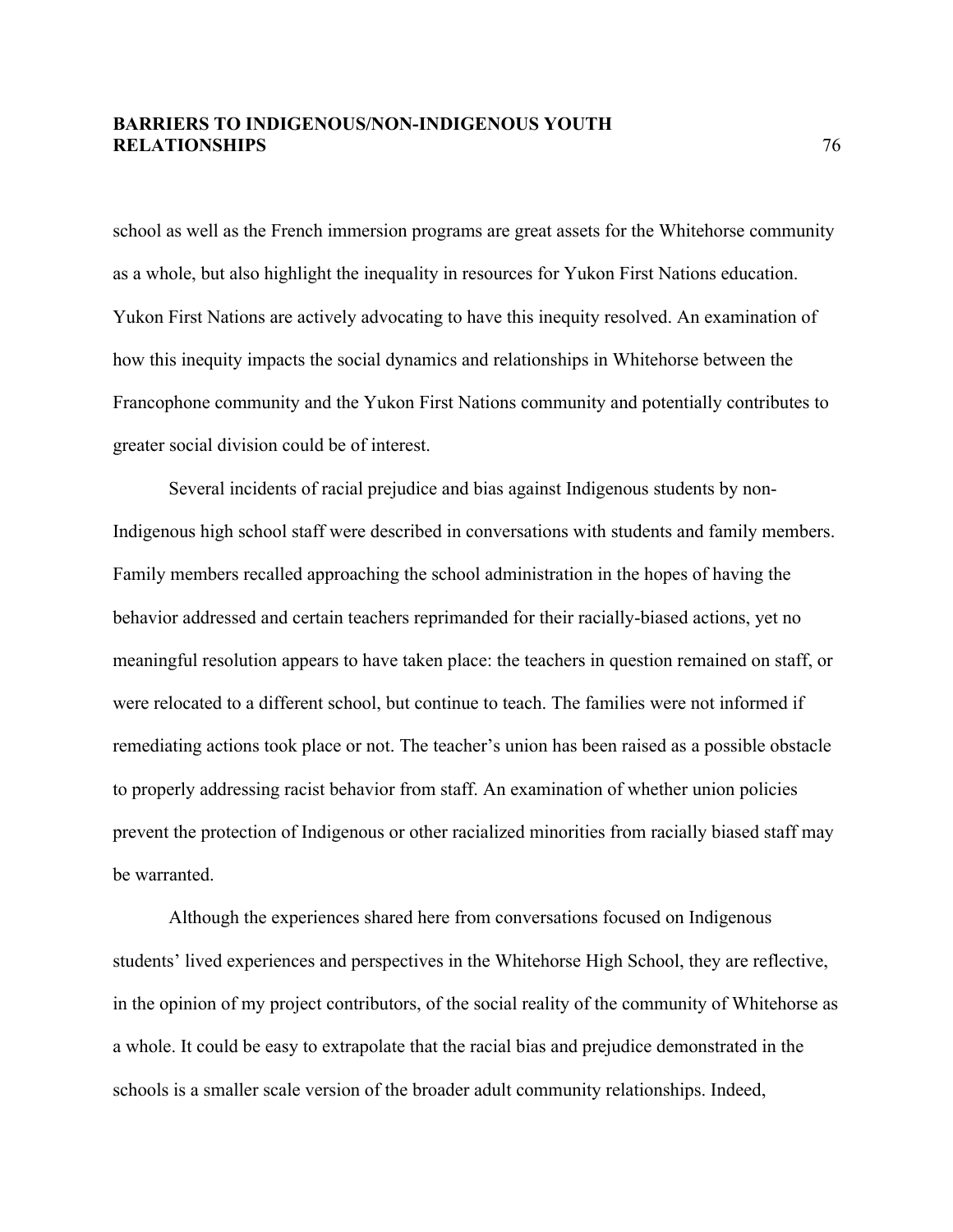school as well as the French immersion programs are great assets for the Whitehorse community as a whole, but also highlight the inequality in resources for Yukon First Nations education. Yukon First Nations are actively advocating to have this inequity resolved. An examination of how this inequity impacts the social dynamics and relationships in Whitehorse between the Francophone community and the Yukon First Nations community and potentially contributes to greater social division could be of interest.

Several incidents of racial prejudice and bias against Indigenous students by non-Indigenous high school staff were described in conversations with students and family members. Family members recalled approaching the school administration in the hopes of having the behavior addressed and certain teachers reprimanded for their racially-biased actions, yet no meaningful resolution appears to have taken place: the teachers in question remained on staff, or were relocated to a different school, but continue to teach. The families were not informed if remediating actions took place or not. The teacher's union has been raised as a possible obstacle to properly addressing racist behavior from staff. An examination of whether union policies prevent the protection of Indigenous or other racialized minorities from racially biased staff may be warranted.

Although the experiences shared here from conversations focused on Indigenous students' lived experiences and perspectives in the Whitehorse High School, they are reflective, in the opinion of my project contributors, of the social reality of the community of Whitehorse as a whole. It could be easy to extrapolate that the racial bias and prejudice demonstrated in the schools is a smaller scale version of the broader adult community relationships. Indeed,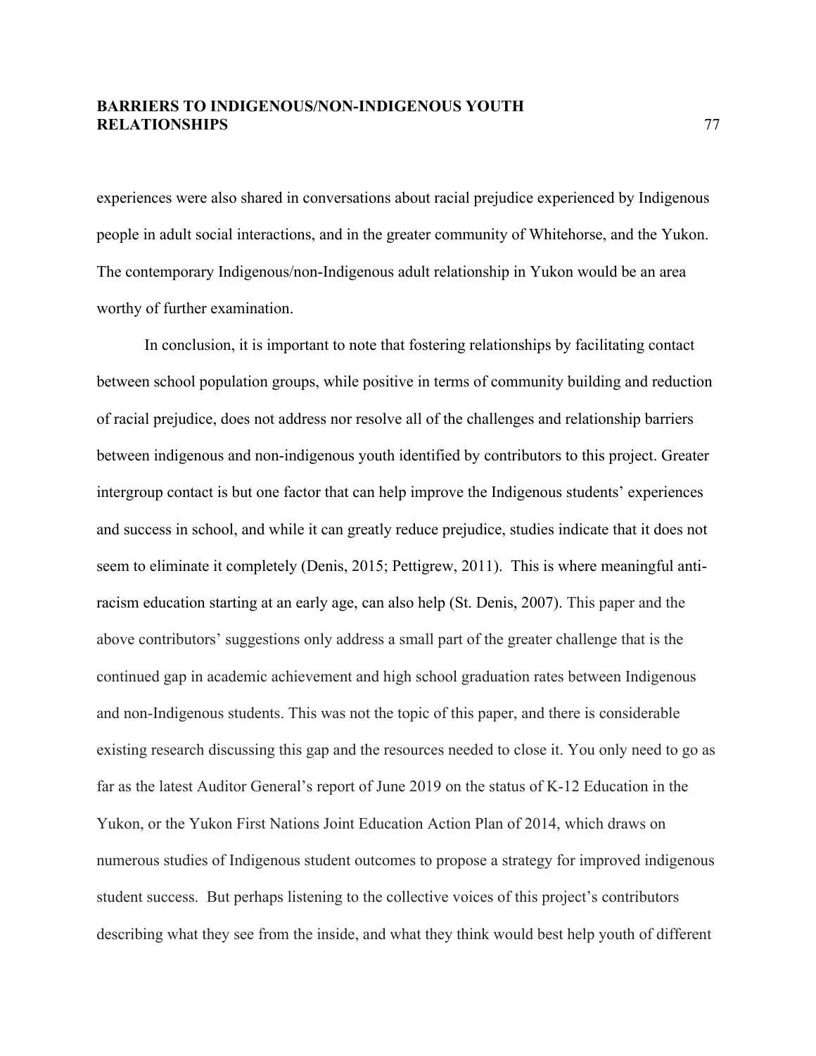experiences were also shared in conversations about racial prejudice experienced by Indigenous people in adult social interactions, and in the greater community of Whitehorse, and the Yukon. The contemporary Indigenous/non-Indigenous adult relationship in Yukon would be an area worthy of further examination.

In conclusion, it is important to note that fostering relationships by facilitating contact between school population groups, while positive in terms of community building and reduction of racial prejudice, does not address nor resolve all of the challenges and relationship barriers between indigenous and non-indigenous youth identified by contributors to this project. Greater intergroup contact is but one factor that can help improve the Indigenous students' experiences and success in school, and while it can greatly reduce prejudice, studies indicate that it does not seem to eliminate it completely (Denis, 2015; Pettigrew, 2011). This is where meaningful anti-racism education starting at an early age, can also help (St. Denis, 2007). This paper and the above contributors' suggestions only address a small part of the greater challenge that is the continued gap in academic achievement and high school graduation rates between Indigenous and non-Indigenous students. This was not the topic of this paper, and there is considerable existing research discussing this gap and the resources needed to close it. You only need to go as far as the latest Auditor General's report of June 2019 on the status of K-12 Education in the Yukon, or the Yukon First Nations Joint Education Action Plan of 2014, which draws on numerous studies of Indigenous student outcomes to propose a strategy for improved indigenous student success. But perhaps listening to the collective voices of this project's contributors describing what they see from the inside, and what they think would best help youth of different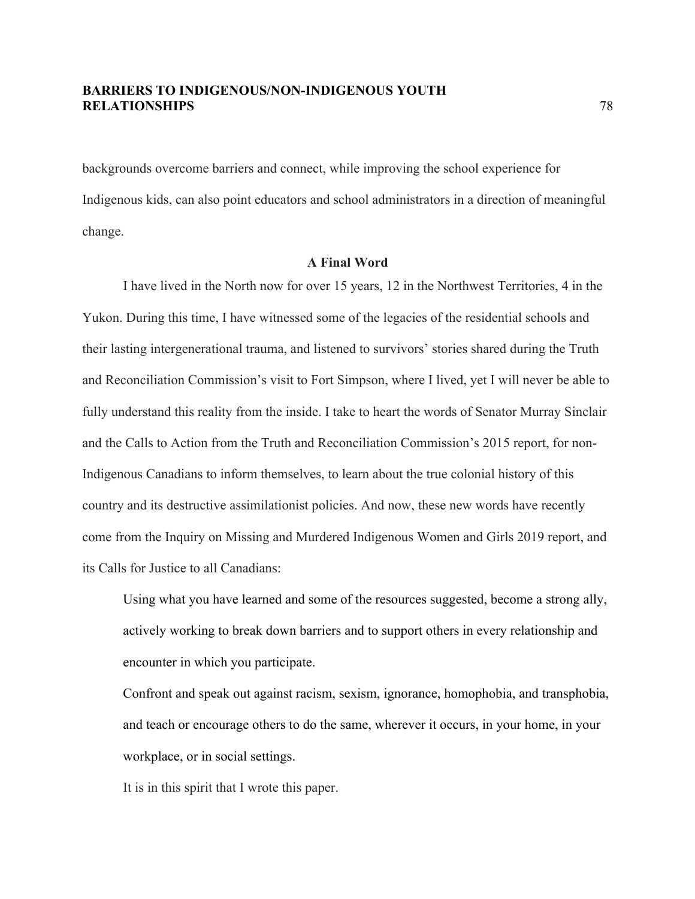backgrounds overcome barriers and connect, while improving the school experience for Indigenous kids, can also point educators and school administrators in a direction of meaningful change.

## A Final Word

I have lived in the North now for over 15 years, 12 in the Northwest Territories, 4 in the Yukon. During this time, I have witnessed some of the legacies of the residential schools and their lasting intergenerational trauma, and listened to survivors' stories shared during the Truth and Reconciliation Commission's visit to Fort Simpson, where I lived, yet I will never be able to fully understand this reality from the inside. I take to heart the words of Senator Murray Sinclair and the Calls to Action from the Truth and Reconciliation Commission's 2015 report, for non-Indigenous Canadians to inform themselves, to learn about the true colonial history of this country and its destructive assimilationist policies. And now, these new words have recently come from the Inquiry on Missing and Murdered Indigenous Women and Girls 2019 report, and its Calls for Justice to all Canadians:

> Using what you have learned and some of the resources suggested, become a strong ally, actively working to break down barriers and to support others in every relationship and encounter in which you participate.
>
> Confront and speak out against racism, sexism, ignorance, homophobia, and transphobia, and teach or encourage others to do the same, wherever it occurs, in your home, in your workplace, or in social settings.

It is in this spirit that I wrote this paper.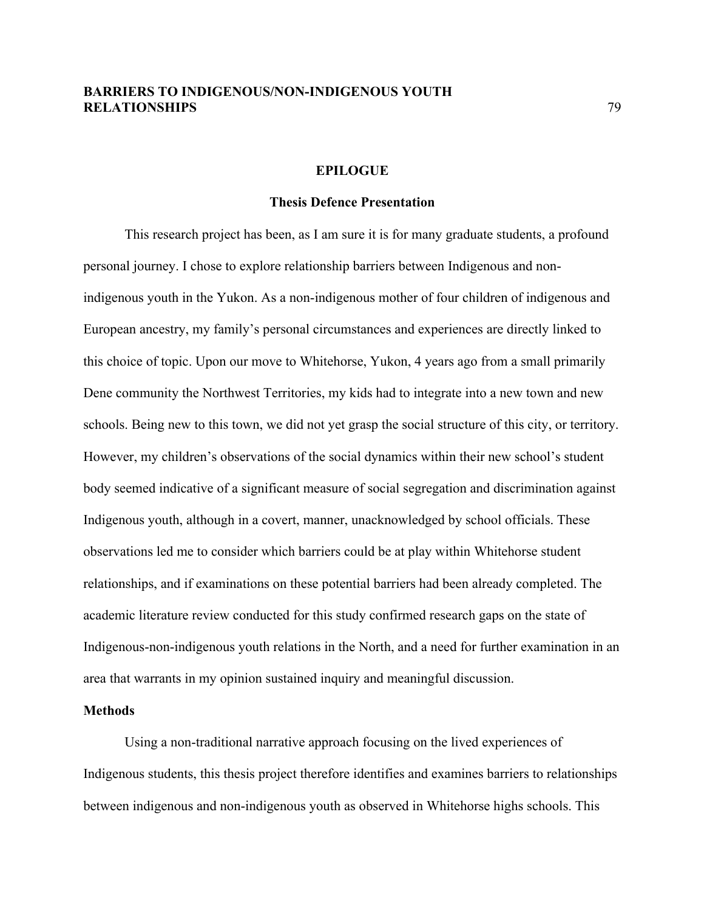# EPILOGUE

## Thesis Defence Presentation

This research project has been, as I am sure it is for many graduate students, a profound personal journey. I chose to explore relationship barriers between Indigenous and non-indigenous youth in the Yukon. As a non-indigenous mother of four children of indigenous and European ancestry, my family's personal circumstances and experiences are directly linked to this choice of topic. Upon our move to Whitehorse, Yukon, 4 years ago from a small primarily Dene community the Northwest Territories, my kids had to integrate into a new town and new schools. Being new to this town, we did not yet grasp the social structure of this city, or territory. However, my children's observations of the social dynamics within their new school's student body seemed indicative of a significant measure of social segregation and discrimination against Indigenous youth, although in a covert, manner, unacknowledged by school officials. These observations led me to consider which barriers could be at play within Whitehorse student relationships, and if examinations on these potential barriers had been already completed. The academic literature review conducted for this study confirmed research gaps on the state of Indigenous-non-indigenous youth relations in the North, and a need for further examination in an area that warrants in my opinion sustained inquiry and meaningful discussion.

### Methods

Using a non-traditional narrative approach focusing on the lived experiences of Indigenous students, this thesis project therefore identifies and examines barriers to relationships between indigenous and non-indigenous youth as observed in Whitehorse highs schools. This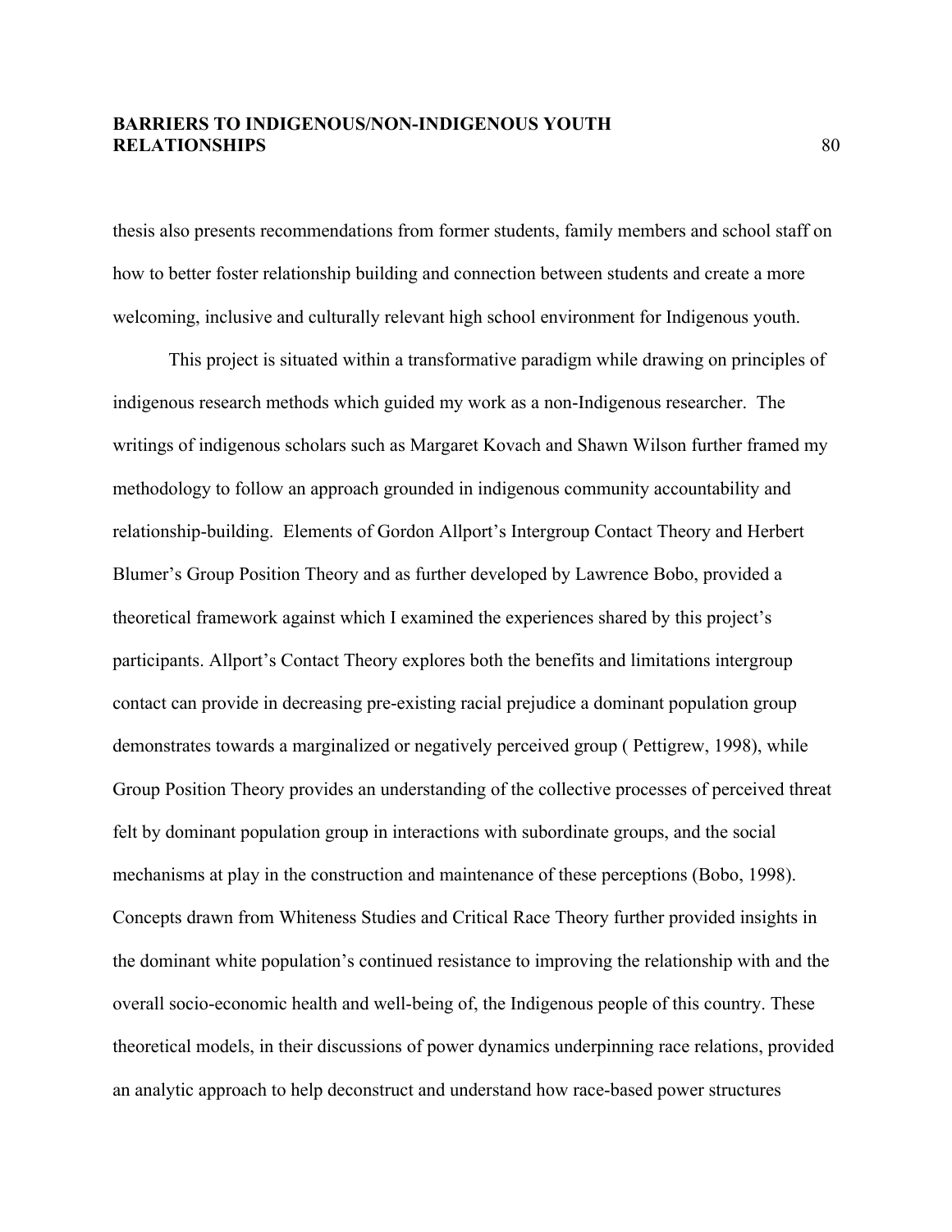thesis also presents recommendations from former students, family members and school staff on how to better foster relationship building and connection between students and create a more welcoming, inclusive and culturally relevant high school environment for Indigenous youth.

This project is situated within a transformative paradigm while drawing on principles of indigenous research methods which guided my work as a non-Indigenous researcher. The writings of indigenous scholars such as Margaret Kovach and Shawn Wilson further framed my methodology to follow an approach grounded in indigenous community accountability and relationship-building. Elements of Gordon Allport's Intergroup Contact Theory and Herbert Blumer's Group Position Theory and as further developed by Lawrence Bobo, provided a theoretical framework against which I examined the experiences shared by this project's participants. Allport's Contact Theory explores both the benefits and limitations intergroup contact can provide in decreasing pre-existing racial prejudice a dominant population group demonstrates towards a marginalized or negatively perceived group ( Pettigrew, 1998), while Group Position Theory provides an understanding of the collective processes of perceived threat felt by dominant population group in interactions with subordinate groups, and the social mechanisms at play in the construction and maintenance of these perceptions (Bobo, 1998). Concepts drawn from Whiteness Studies and Critical Race Theory further provided insights in the dominant white population's continued resistance to improving the relationship with and the overall socio-economic health and well-being of, the Indigenous people of this country. These theoretical models, in their discussions of power dynamics underpinning race relations, provided an analytic approach to help deconstruct and understand how race-based power structures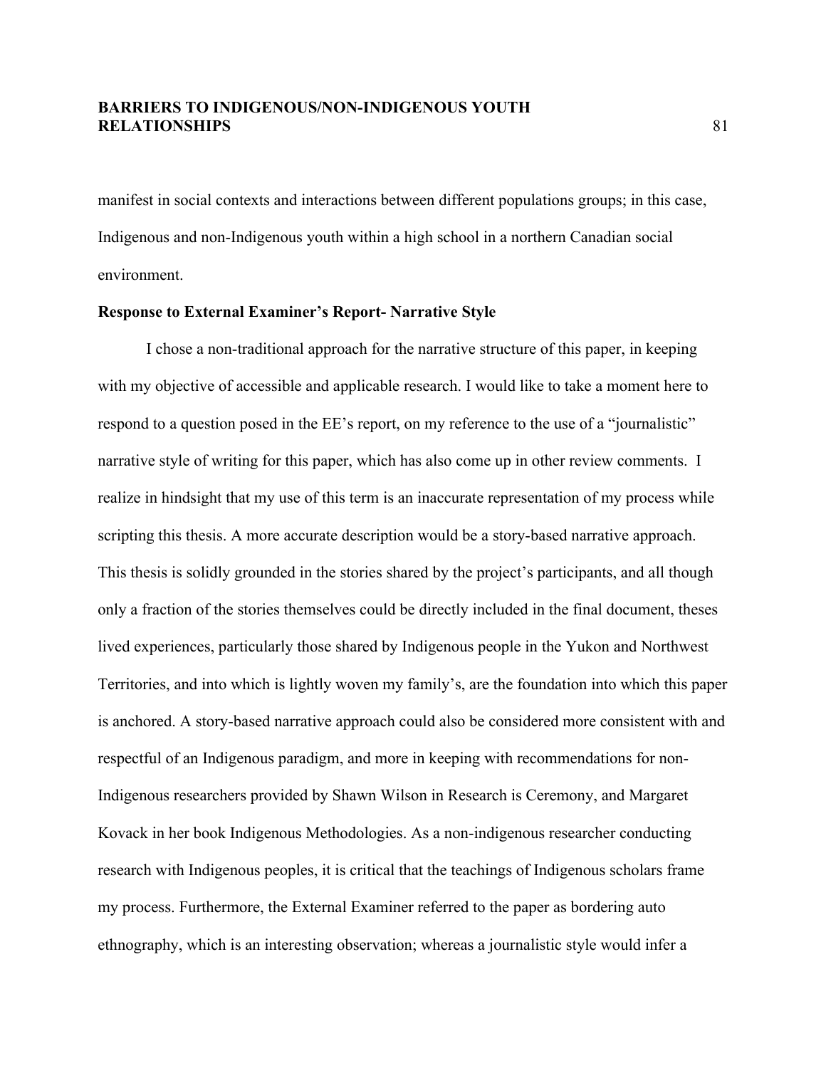manifest in social contexts and interactions between different populations groups; in this case, Indigenous and non-Indigenous youth within a high school in a northern Canadian social environment.

**Response to External Examiner's Report- Narrative Style**

I chose a non-traditional approach for the narrative structure of this paper, in keeping with my objective of accessible and applicable research. I would like to take a moment here to respond to a question posed in the EE's report, on my reference to the use of a "journalistic" narrative style of writing for this paper, which has also come up in other review comments. I realize in hindsight that my use of this term is an inaccurate representation of my process while scripting this thesis. A more accurate description would be a story-based narrative approach. This thesis is solidly grounded in the stories shared by the project's participants, and all though only a fraction of the stories themselves could be directly included in the final document, theses lived experiences, particularly those shared by Indigenous people in the Yukon and Northwest Territories, and into which is lightly woven my family's, are the foundation into which this paper is anchored. A story-based narrative approach could also be considered more consistent with and respectful of an Indigenous paradigm, and more in keeping with recommendations for non-Indigenous researchers provided by Shawn Wilson in Research is Ceremony, and Margaret Kovack in her book Indigenous Methodologies. As a non-indigenous researcher conducting research with Indigenous peoples, it is critical that the teachings of Indigenous scholars frame my process. Furthermore, the External Examiner referred to the paper as bordering auto ethnography, which is an interesting observation; whereas a journalistic style would infer a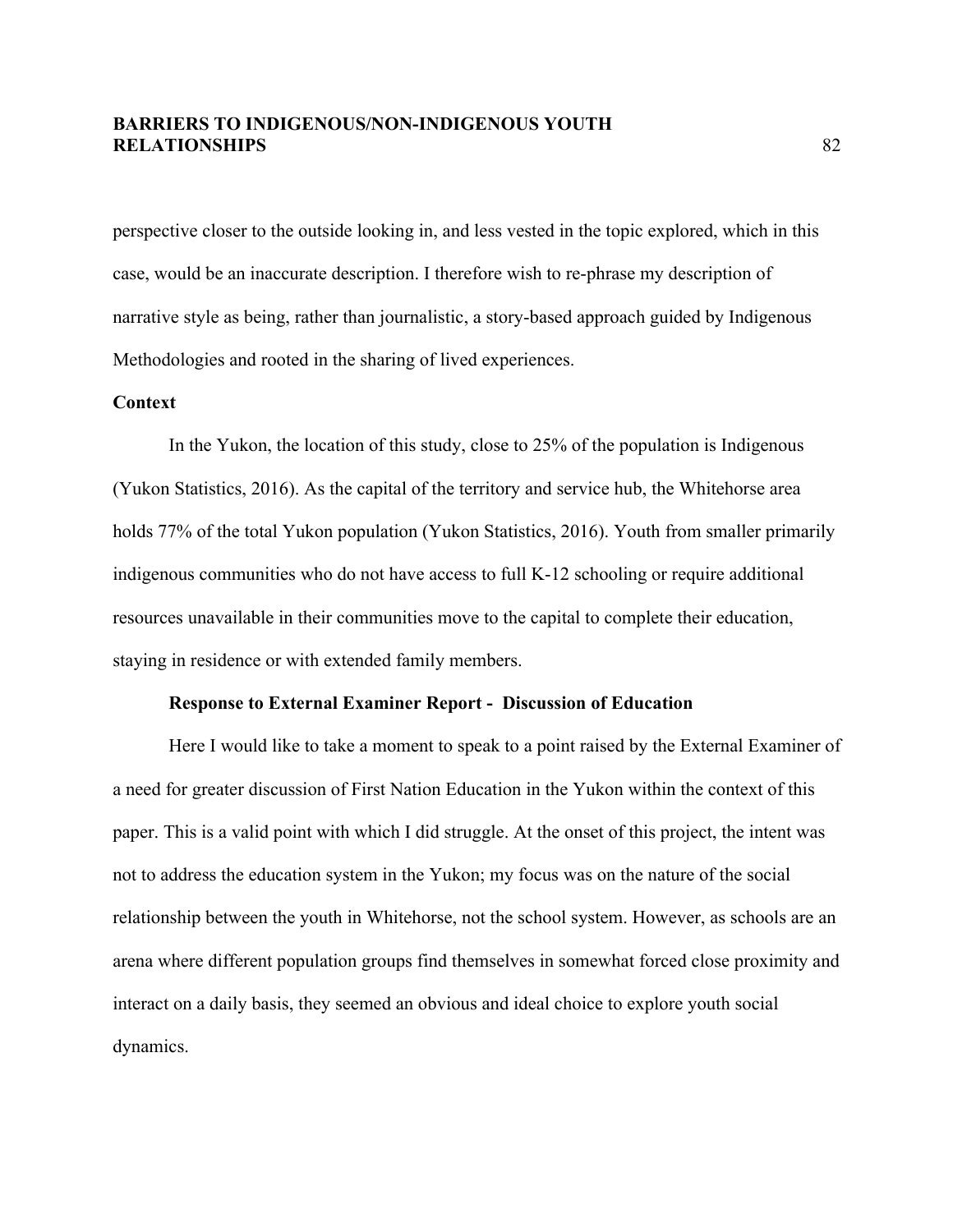perspective closer to the outside looking in, and less vested in the topic explored, which in this case, would be an inaccurate description. I therefore wish to re-phrase my description of narrative style as being, rather than journalistic, a story-based approach guided by Indigenous Methodologies and rooted in the sharing of lived experiences.

## Context

In the Yukon, the location of this study, close to 25% of the population is Indigenous (Yukon Statistics, 2016). As the capital of the territory and service hub, the Whitehorse area holds 77% of the total Yukon population (Yukon Statistics, 2016). Youth from smaller primarily indigenous communities who do not have access to full K-12 schooling or require additional resources unavailable in their communities move to the capital to complete their education, staying in residence or with extended family members.

### Response to External Examiner Report - Discussion of Education

Here I would like to take a moment to speak to a point raised by the External Examiner of a need for greater discussion of First Nation Education in the Yukon within the context of this paper. This is a valid point with which I did struggle. At the onset of this project, the intent was not to address the education system in the Yukon; my focus was on the nature of the social relationship between the youth in Whitehorse, not the school system. However, as schools are an arena where different population groups find themselves in somewhat forced close proximity and interact on a daily basis, they seemed an obvious and ideal choice to explore youth social dynamics.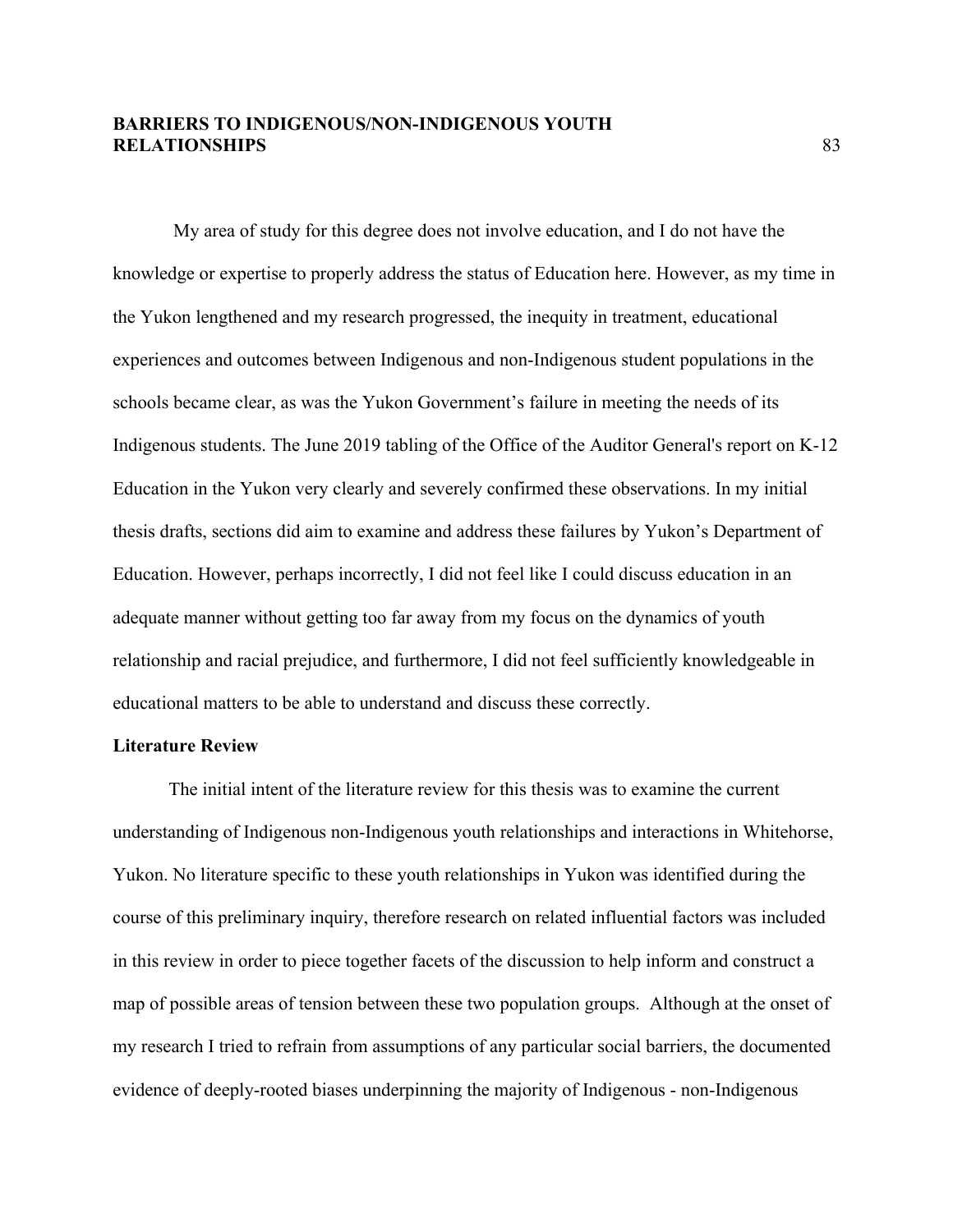My area of study for this degree does not involve education, and I do not have the knowledge or expertise to properly address the status of Education here. However, as my time in the Yukon lengthened and my research progressed, the inequity in treatment, educational experiences and outcomes between Indigenous and non-Indigenous student populations in the schools became clear, as was the Yukon Government's failure in meeting the needs of its Indigenous students. The June 2019 tabling of the Office of the Auditor General's report on K-12 Education in the Yukon very clearly and severely confirmed these observations. In my initial thesis drafts, sections did aim to examine and address these failures by Yukon's Department of Education. However, perhaps incorrectly, I did not feel like I could discuss education in an adequate manner without getting too far away from my focus on the dynamics of youth relationship and racial prejudice, and furthermore, I did not feel sufficiently knowledgeable in educational matters to be able to understand and discuss these correctly.

**Literature Review**

The initial intent of the literature review for this thesis was to examine the current understanding of Indigenous non-Indigenous youth relationships and interactions in Whitehorse, Yukon. No literature specific to these youth relationships in Yukon was identified during the course of this preliminary inquiry, therefore research on related influential factors was included in this review in order to piece together facets of the discussion to help inform and construct a map of possible areas of tension between these two population groups. Although at the onset of my research I tried to refrain from assumptions of any particular social barriers, the documented evidence of deeply-rooted biases underpinning the majority of Indigenous - non-Indigenous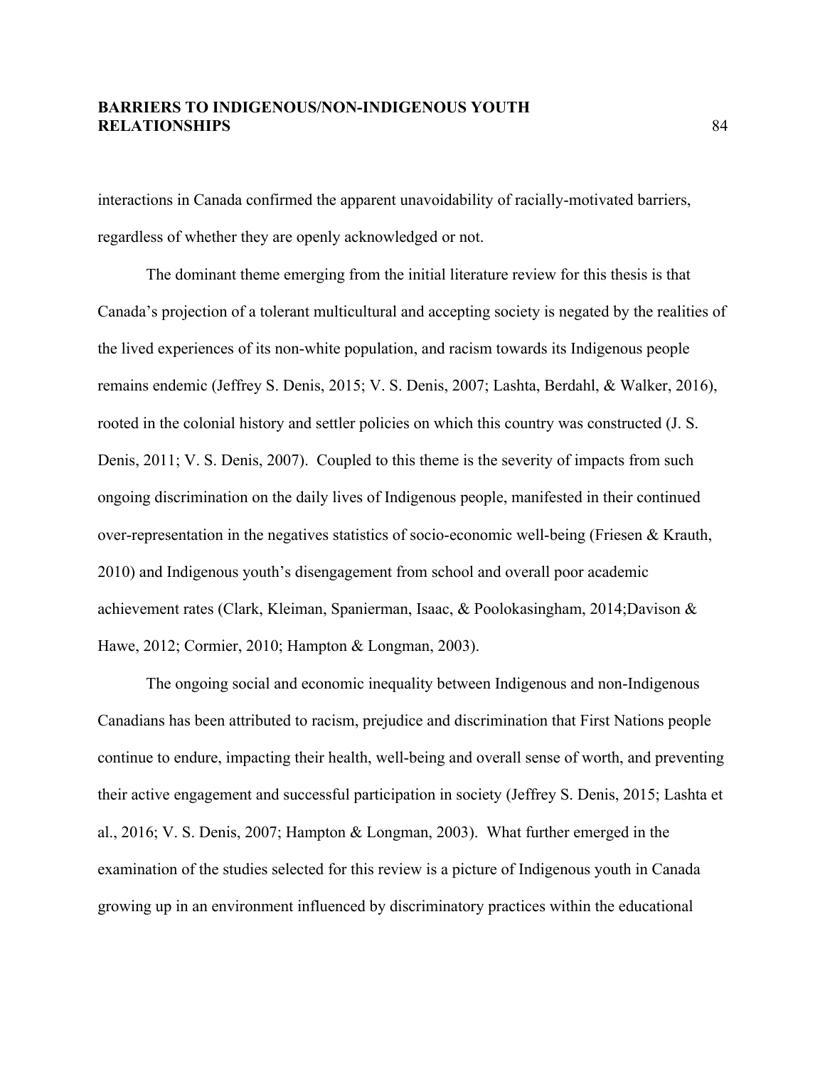interactions in Canada confirmed the apparent unavoidability of racially-motivated barriers, regardless of whether they are openly acknowledged or not.

The dominant theme emerging from the initial literature review for this thesis is that Canada's projection of a tolerant multicultural and accepting society is negated by the realities of the lived experiences of its non-white population, and racism towards its Indigenous people remains endemic (Jeffrey S. Denis, 2015; V. S. Denis, 2007; Lashta, Berdahl, & Walker, 2016), rooted in the colonial history and settler policies on which this country was constructed (J. S. Denis, 2011; V. S. Denis, 2007). Coupled to this theme is the severity of impacts from such ongoing discrimination on the daily lives of Indigenous people, manifested in their continued over-representation in the negatives statistics of socio-economic well-being (Friesen & Krauth, 2010) and Indigenous youth's disengagement from school and overall poor academic achievement rates (Clark, Kleiman, Spanierman, Isaac, & Poolokasingham, 2014;Davison & Hawe, 2012; Cormier, 2010; Hampton & Longman, 2003).

The ongoing social and economic inequality between Indigenous and non-Indigenous Canadians has been attributed to racism, prejudice and discrimination that First Nations people continue to endure, impacting their health, well-being and overall sense of worth, and preventing their active engagement and successful participation in society (Jeffrey S. Denis, 2015; Lashta et al., 2016; V. S. Denis, 2007; Hampton & Longman, 2003). What further emerged in the examination of the studies selected for this review is a picture of Indigenous youth in Canada growing up in an environment influenced by discriminatory practices within the educational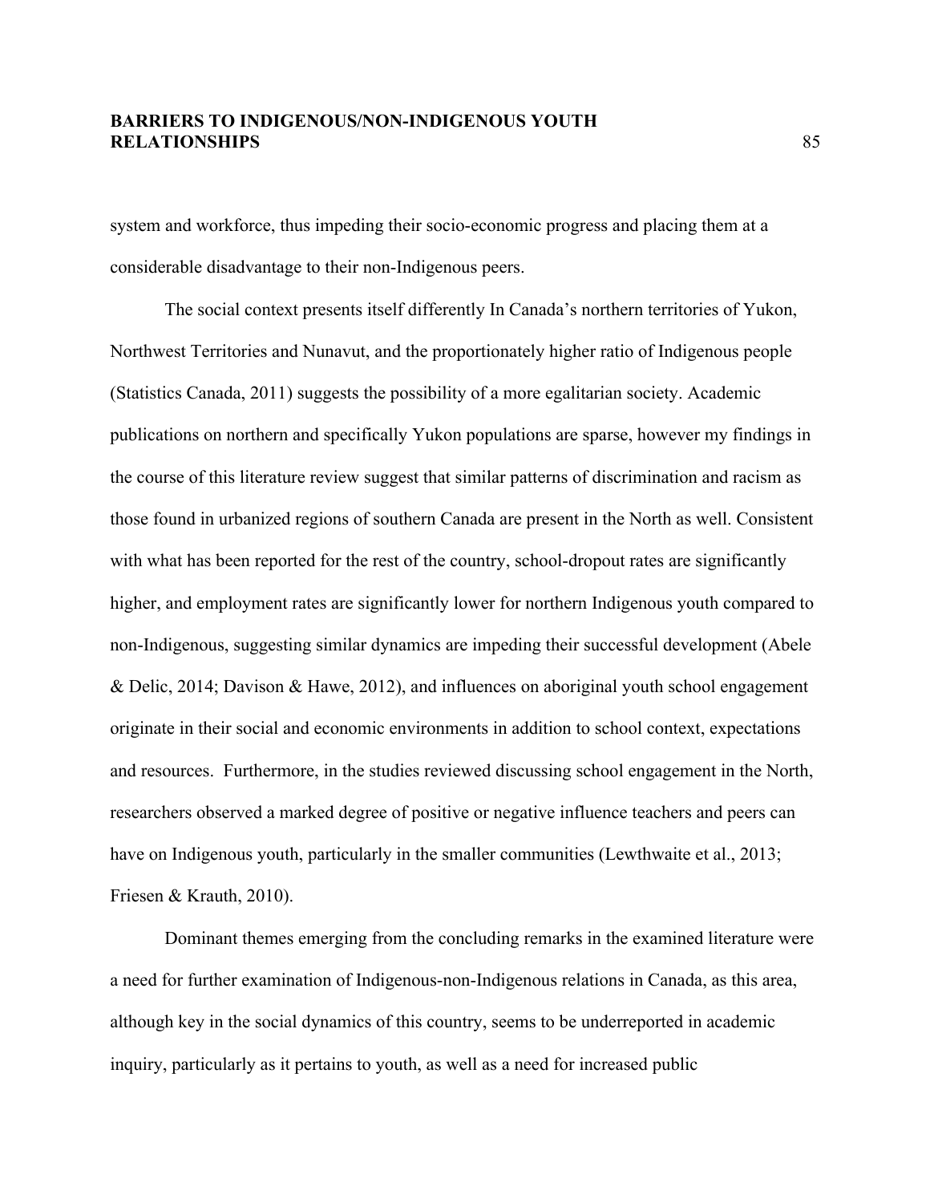system and workforce, thus impeding their socio-economic progress and placing them at a considerable disadvantage to their non-Indigenous peers.

The social context presents itself differently In Canada's northern territories of Yukon, Northwest Territories and Nunavut, and the proportionately higher ratio of Indigenous people (Statistics Canada, 2011) suggests the possibility of a more egalitarian society. Academic publications on northern and specifically Yukon populations are sparse, however my findings in the course of this literature review suggest that similar patterns of discrimination and racism as those found in urbanized regions of southern Canada are present in the North as well. Consistent with what has been reported for the rest of the country, school-dropout rates are significantly higher, and employment rates are significantly lower for northern Indigenous youth compared to non-Indigenous, suggesting similar dynamics are impeding their successful development (Abele & Delic, 2014; Davison & Hawe, 2012), and influences on aboriginal youth school engagement originate in their social and economic environments in addition to school context, expectations and resources. Furthermore, in the studies reviewed discussing school engagement in the North, researchers observed a marked degree of positive or negative influence teachers and peers can have on Indigenous youth, particularly in the smaller communities (Lewthwaite et al., 2013; Friesen & Krauth, 2010).

Dominant themes emerging from the concluding remarks in the examined literature were a need for further examination of Indigenous-non-Indigenous relations in Canada, as this area, although key in the social dynamics of this country, seems to be underreported in academic inquiry, particularly as it pertains to youth, as well as a need for increased public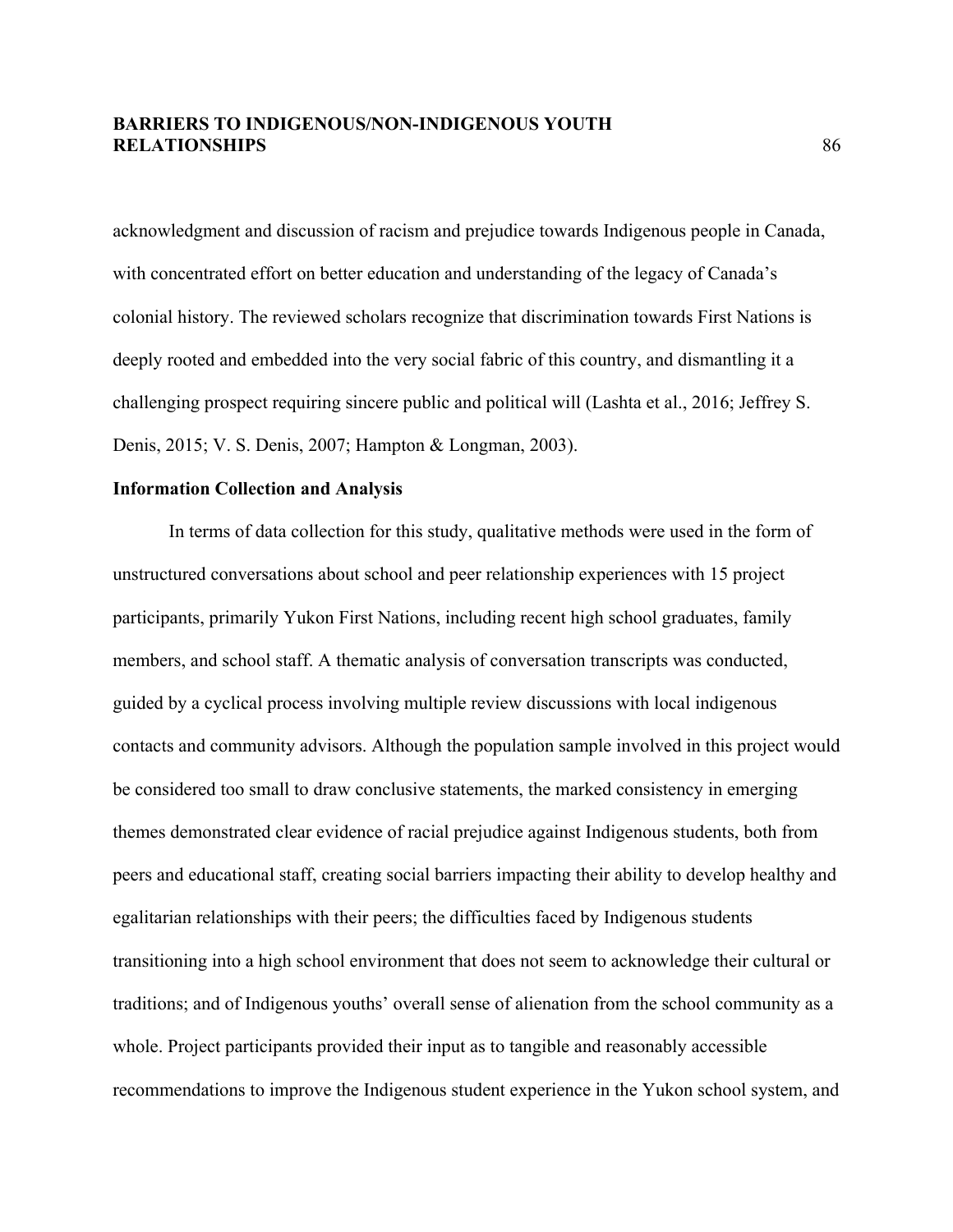acknowledgment and discussion of racism and prejudice towards Indigenous people in Canada, with concentrated effort on better education and understanding of the legacy of Canada's colonial history. The reviewed scholars recognize that discrimination towards First Nations is deeply rooted and embedded into the very social fabric of this country, and dismantling it a challenging prospect requiring sincere public and political will (Lashta et al., 2016; Jeffrey S. Denis, 2015; V. S. Denis, 2007; Hampton & Longman, 2003).

**Information Collection and Analysis**

In terms of data collection for this study, qualitative methods were used in the form of unstructured conversations about school and peer relationship experiences with 15 project participants, primarily Yukon First Nations, including recent high school graduates, family members, and school staff. A thematic analysis of conversation transcripts was conducted, guided by a cyclical process involving multiple review discussions with local indigenous contacts and community advisors. Although the population sample involved in this project would be considered too small to draw conclusive statements, the marked consistency in emerging themes demonstrated clear evidence of racial prejudice against Indigenous students, both from peers and educational staff, creating social barriers impacting their ability to develop healthy and egalitarian relationships with their peers; the difficulties faced by Indigenous students transitioning into a high school environment that does not seem to acknowledge their cultural or traditions; and of Indigenous youths' overall sense of alienation from the school community as a whole. Project participants provided their input as to tangible and reasonably accessible recommendations to improve the Indigenous student experience in the Yukon school system, and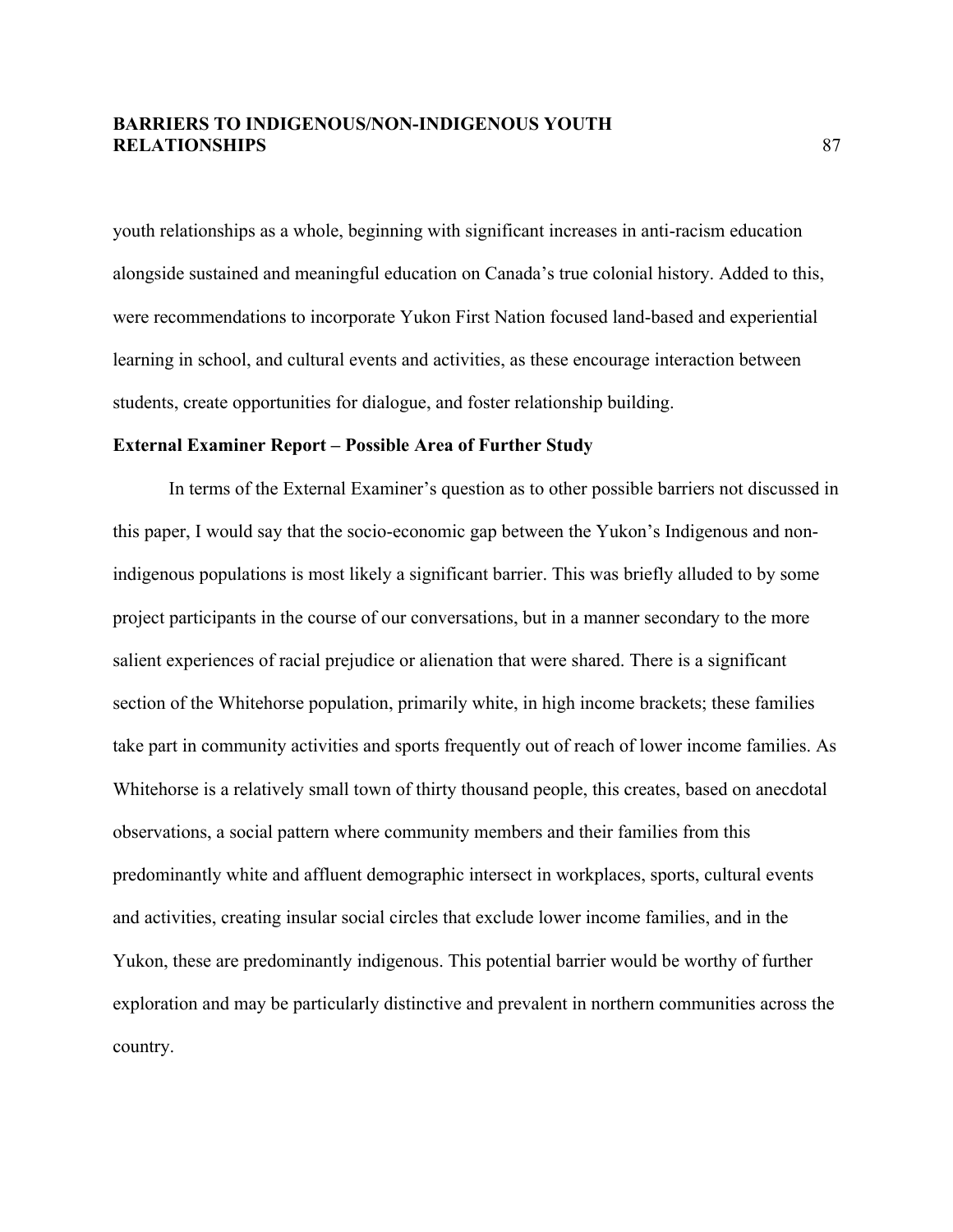youth relationships as a whole, beginning with significant increases in anti-racism education alongside sustained and meaningful education on Canada's true colonial history. Added to this, were recommendations to incorporate Yukon First Nation focused land-based and experiential learning in school, and cultural events and activities, as these encourage interaction between students, create opportunities for dialogue, and foster relationship building.

### External Examiner Report – Possible Area of Further Study

In terms of the External Examiner's question as to other possible barriers not discussed in this paper, I would say that the socio-economic gap between the Yukon's Indigenous and non-indigenous populations is most likely a significant barrier. This was briefly alluded to by some project participants in the course of our conversations, but in a manner secondary to the more salient experiences of racial prejudice or alienation that were shared. There is a significant section of the Whitehorse population, primarily white, in high income brackets; these families take part in community activities and sports frequently out of reach of lower income families. As Whitehorse is a relatively small town of thirty thousand people, this creates, based on anecdotal observations, a social pattern where community members and their families from this predominantly white and affluent demographic intersect in workplaces, sports, cultural events and activities, creating insular social circles that exclude lower income families, and in the Yukon, these are predominantly indigenous. This potential barrier would be worthy of further exploration and may be particularly distinctive and prevalent in northern communities across the country.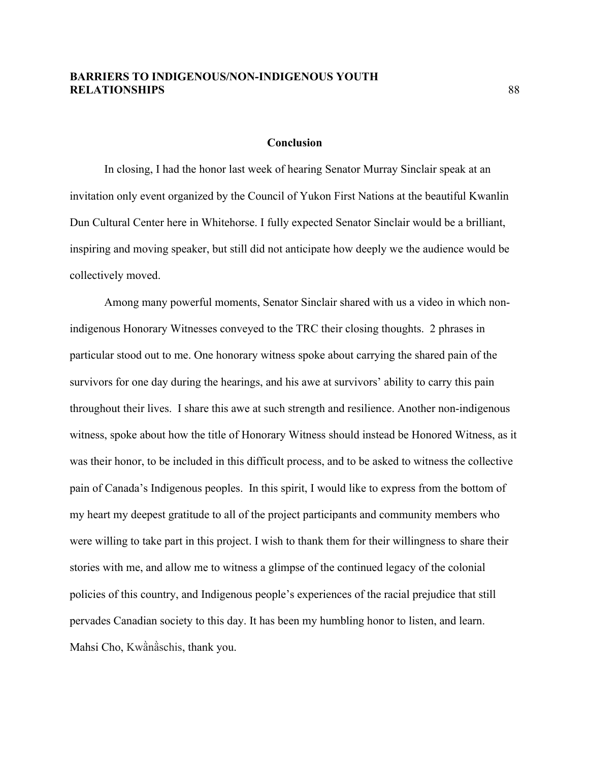## Conclusion

In closing, I had the honor last week of hearing Senator Murray Sinclair speak at an invitation only event organized by the Council of Yukon First Nations at the beautiful Kwanlin Dun Cultural Center here in Whitehorse. I fully expected Senator Sinclair would be a brilliant, inspiring and moving speaker, but still did not anticipate how deeply we the audience would be collectively moved.

Among many powerful moments, Senator Sinclair shared with us a video in which non-indigenous Honorary Witnesses conveyed to the TRC their closing thoughts. 2 phrases in particular stood out to me. One honorary witness spoke about carrying the shared pain of the survivors for one day during the hearings, and his awe at survivors' ability to carry this pain throughout their lives. I share this awe at such strength and resilience. Another non-indigenous witness, spoke about how the title of Honorary Witness should instead be Honored Witness, as it was their honor, to be included in this difficult process, and to be asked to witness the collective pain of Canada's Indigenous peoples. In this spirit, I would like to express from the bottom of my heart my deepest gratitude to all of the project participants and community members who were willing to take part in this project. I wish to thank them for their willingness to share their stories with me, and allow me to witness a glimpse of the continued legacy of the colonial policies of this country, and Indigenous people's experiences of the racial prejudice that still pervades Canadian society to this day. It has been my humbling honor to listen, and learn. Mahsi Cho, Kwä̀nä̀schis, thank you.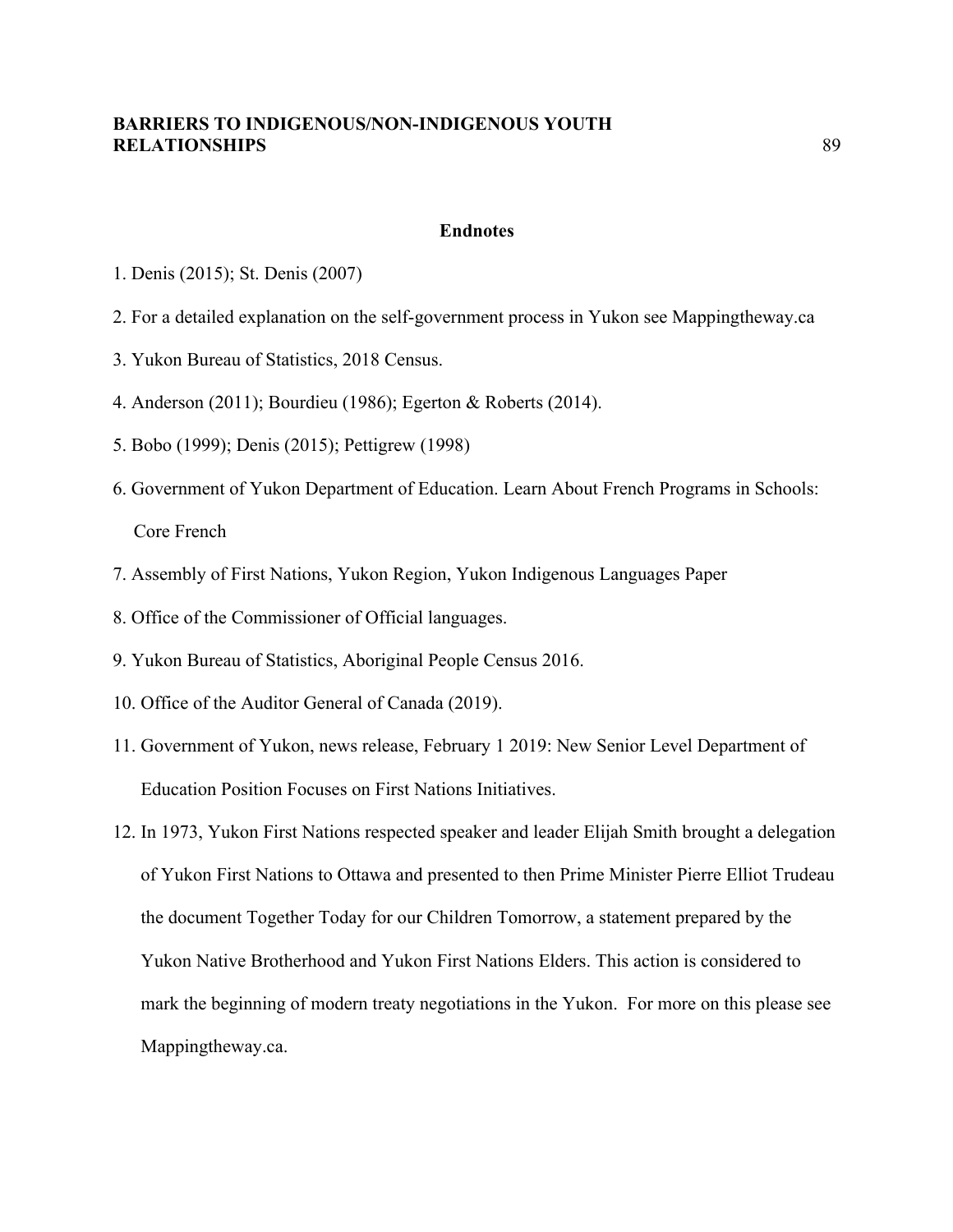## Endnotes

1. Denis (2015); St. Denis (2007)
2. For a detailed explanation on the self-government process in Yukon see Mappingtheway.ca
3. Yukon Bureau of Statistics, 2018 Census.
4. Anderson (2011); Bourdieu (1986); Egerton & Roberts (2014).
5. Bobo (1999); Denis (2015); Pettigrew (1998)
6. Government of Yukon Department of Education. Learn About French Programs in Schools: Core French
7. Assembly of First Nations, Yukon Region, Yukon Indigenous Languages Paper
8. Office of the Commissioner of Official languages.
9. Yukon Bureau of Statistics, Aboriginal People Census 2016.
10. Office of the Auditor General of Canada (2019).
11. Government of Yukon, news release, February 1 2019: New Senior Level Department of Education Position Focuses on First Nations Initiatives.
12. In 1973, Yukon First Nations respected speaker and leader Elijah Smith brought a delegation of Yukon First Nations to Ottawa and presented to then Prime Minister Pierre Elliot Trudeau the document Together Today for our Children Tomorrow, a statement prepared by the Yukon Native Brotherhood and Yukon First Nations Elders. This action is considered to mark the beginning of modern treaty negotiations in the Yukon. For more on this please see Mappingtheway.ca.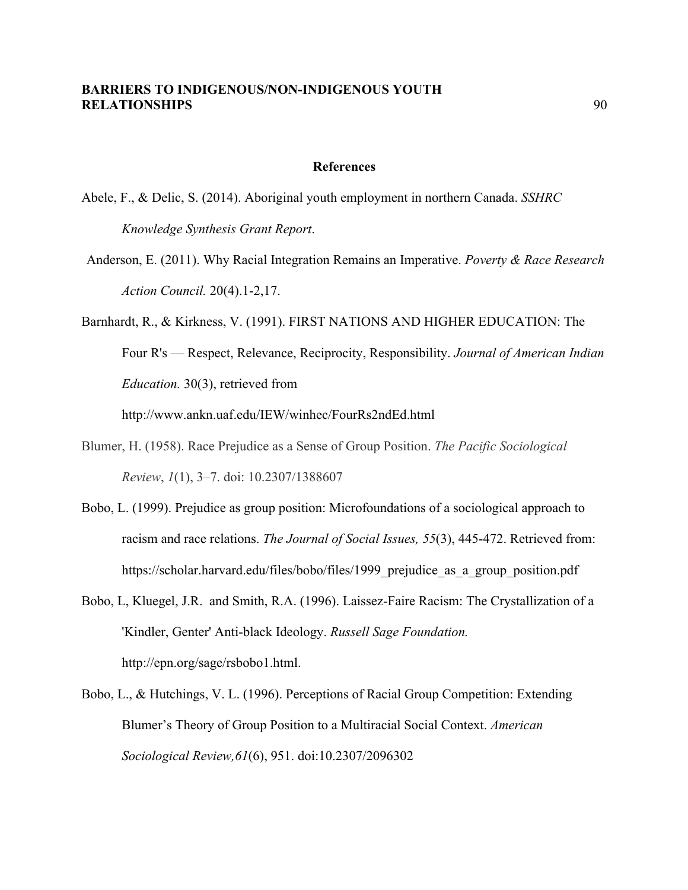## References

Abele, F., & Delic, S. (2014). Aboriginal youth employment in northern Canada. *SSHRC Knowledge Synthesis Grant Report*.

Anderson, E. (2011). Why Racial Integration Remains an Imperative. *Poverty & Race Research Action Council.* 20(4).1-2,17.

Barnhardt, R., & Kirkness, V. (1991). FIRST NATIONS AND HIGHER EDUCATION: The Four R's — Respect, Relevance, Reciprocity, Responsibility. *Journal of American Indian Education.* 30(3), retrieved from http://www.ankn.uaf.edu/IEW/winhec/FourRs2ndEd.html

Blumer, H. (1958). Race Prejudice as a Sense of Group Position. *The Pacific Sociological Review*, *1*(1), 3–7. doi: 10.2307/1388607

Bobo, L. (1999). Prejudice as group position: Microfoundations of a sociological approach to racism and race relations. *The Journal of Social Issues, 55*(3), 445-472. Retrieved from: https://scholar.harvard.edu/files/bobo/files/1999_prejudice_as_a_group_position.pdf

Bobo, L, Kluegel, J.R. and Smith, R.A. (1996). Laissez-Faire Racism: The Crystallization of a 'Kindler, Genter' Anti-black Ideology. *Russell Sage Foundation.* http://epn.org/sage/rsbobo1.html.

Bobo, L., & Hutchings, V. L. (1996). Perceptions of Racial Group Competition: Extending Blumer's Theory of Group Position to a Multiracial Social Context. *American Sociological Review,61*(6), 951. doi:10.2307/2096302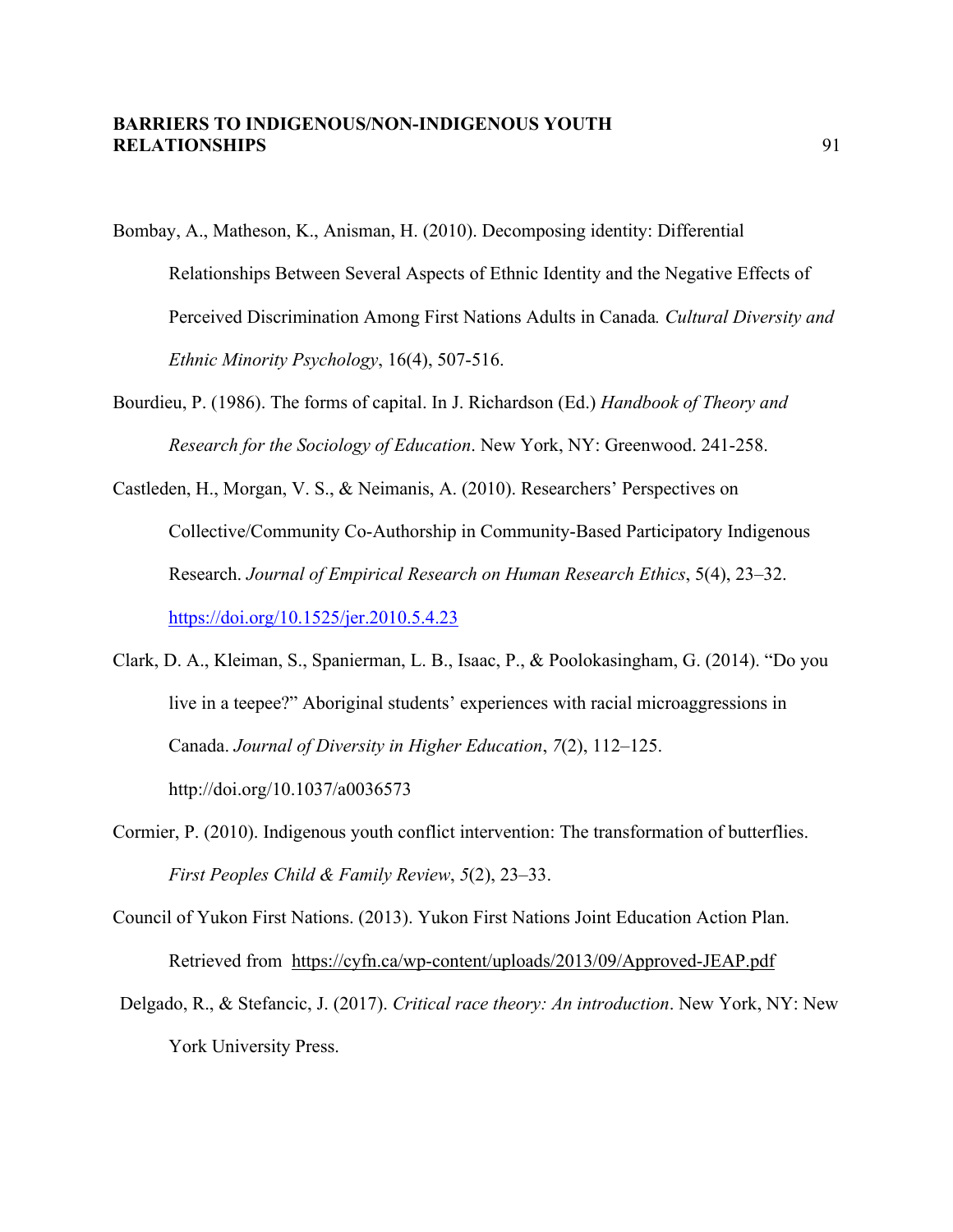Bombay, A., Matheson, K., Anisman, H. (2010). Decomposing identity: Differential Relationships Between Several Aspects of Ethnic Identity and the Negative Effects of Perceived Discrimination Among First Nations Adults in Canada. *Cultural Diversity and Ethnic Minority Psychology*, 16(4), 507-516.

Bourdieu, P. (1986). The forms of capital. In J. Richardson (Ed.) *Handbook of Theory and Research for the Sociology of Education*. New York, NY: Greenwood. 241-258.

Castleden, H., Morgan, V. S., & Neimanis, A. (2010). Researchers' Perspectives on Collective/Community Co-Authorship in Community-Based Participatory Indigenous Research. *Journal of Empirical Research on Human Research Ethics*, 5(4), 23–32. https://doi.org/10.1525/jer.2010.5.4.23

Clark, D. A., Kleiman, S., Spanierman, L. B., Isaac, P., & Poolokasingham, G. (2014). "Do you live in a teepee?" Aboriginal students' experiences with racial microaggressions in Canada. *Journal of Diversity in Higher Education*, *7*(2), 112–125. http://doi.org/10.1037/a0036573

Cormier, P. (2010). Indigenous youth conflict intervention: The transformation of butterflies. *First Peoples Child & Family Review*, *5*(2), 23–33.

Council of Yukon First Nations. (2013). Yukon First Nations Joint Education Action Plan. Retrieved from https://cyfn.ca/wp-content/uploads/2013/09/Approved-JEAP.pdf

Delgado, R., & Stefancic, J. (2017). *Critical race theory: An introduction*. New York, NY: New York University Press.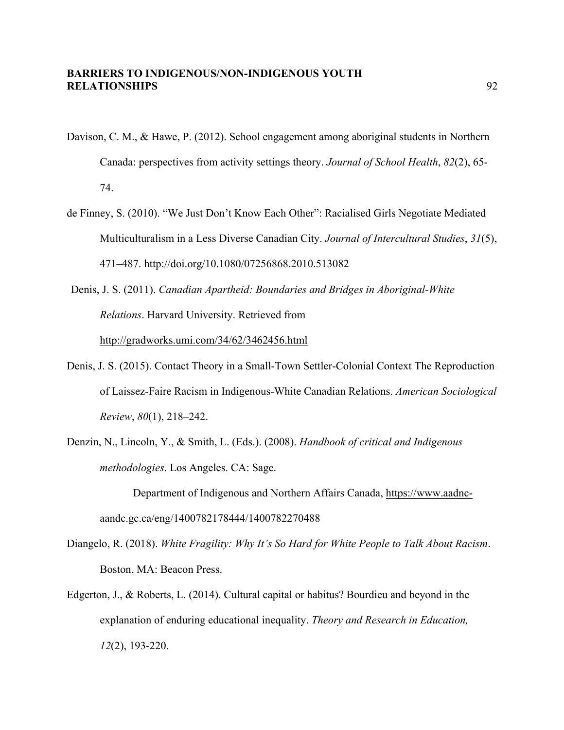Davison, C. M., & Hawe, P. (2012). School engagement among aboriginal students in Northern Canada: perspectives from activity settings theory. *Journal of School Health*, *82*(2), 65-74.

de Finney, S. (2010). "We Just Don't Know Each Other": Racialised Girls Negotiate Mediated Multiculturalism in a Less Diverse Canadian City. *Journal of Intercultural Studies*, *31*(5), 471–487. http://doi.org/10.1080/07256868.2010.513082

Denis, J. S. (2011). *Canadian Apartheid: Boundaries and Bridges in Aboriginal-White Relations*. Harvard University. Retrieved from http://gradworks.umi.com/34/62/3462456.html

Denis, J. S. (2015). Contact Theory in a Small-Town Settler-Colonial Context The Reproduction of Laissez-Faire Racism in Indigenous-White Canadian Relations. *American Sociological Review*, *80*(1), 218–242.

Denzin, N., Lincoln, Y., & Smith, L. (Eds.). (2008). *Handbook of critical and Indigenous methodologies*. Los Angeles. CA: Sage.

Department of Indigenous and Northern Affairs Canada, https://www.aadnc-aandc.gc.ca/eng/1400782178444/1400782270488

Diangelo, R. (2018). *White Fragility: Why It's So Hard for White People to Talk About Racism*. Boston, MA: Beacon Press.

Edgerton, J., & Roberts, L. (2014). Cultural capital or habitus? Bourdieu and beyond in the explanation of enduring educational inequality. *Theory and Research in Education, 12*(2), 193-220.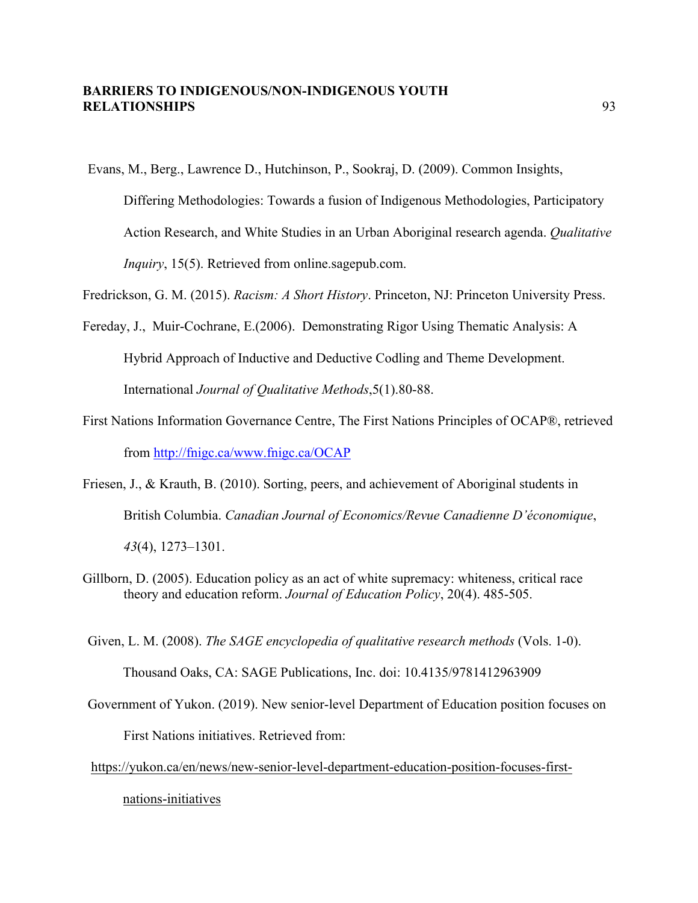Evans, M., Berg., Lawrence D., Hutchinson, P., Sookraj, D. (2009). Common Insights, Differing Methodologies: Towards a fusion of Indigenous Methodologies, Participatory Action Research, and White Studies in an Urban Aboriginal research agenda. *Qualitative Inquiry*, 15(5). Retrieved from online.sagepub.com.

Fredrickson, G. M. (2015). *Racism: A Short History*. Princeton, NJ: Princeton University Press.

Fereday, J., Muir-Cochrane, E.(2006). Demonstrating Rigor Using Thematic Analysis: A Hybrid Approach of Inductive and Deductive Codling and Theme Development. International *Journal of Qualitative Methods*,5(1).80-88.

First Nations Information Governance Centre, The First Nations Principles of OCAP®, retrieved from http://fnigc.ca/www.fnigc.ca/OCAP

Friesen, J., & Krauth, B. (2010). Sorting, peers, and achievement of Aboriginal students in British Columbia. *Canadian Journal of Economics/Revue Canadienne D'économique*, *43*(4), 1273–1301.

Gillborn, D. (2005). Education policy as an act of white supremacy: whiteness, critical race theory and education reform. *Journal of Education Policy*, 20(4). 485-505.

Given, L. M. (2008). *The SAGE encyclopedia of qualitative research methods* (Vols. 1-0). Thousand Oaks, CA: SAGE Publications, Inc. doi: 10.4135/9781412963909

Government of Yukon. (2019). New senior-level Department of Education position focuses on First Nations initiatives. Retrieved from: https://yukon.ca/en/news/new-senior-level-department-education-position-focuses-first-nations-initiatives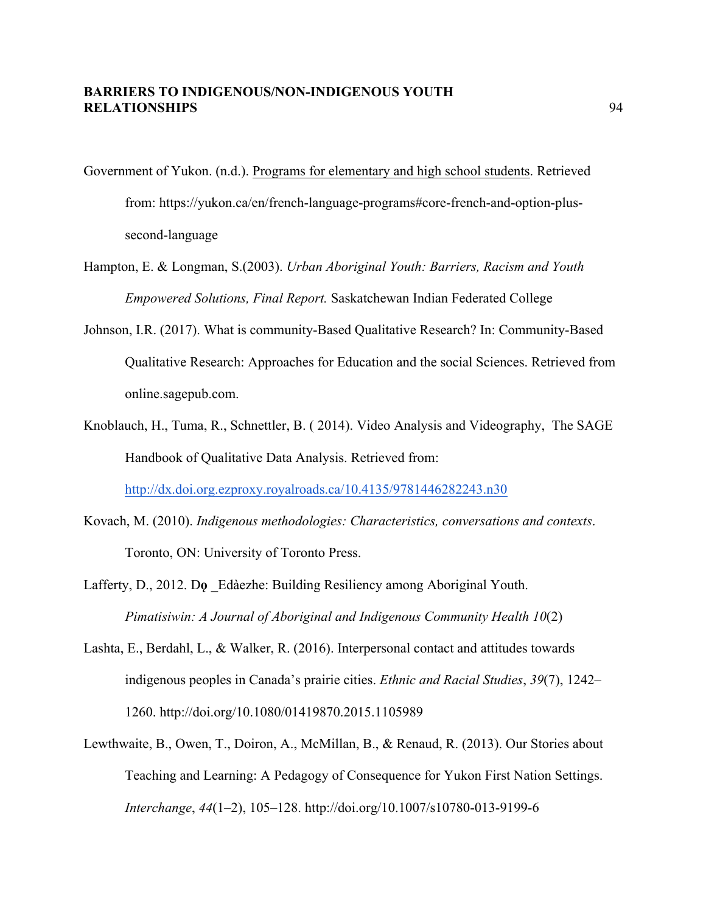Government of Yukon. (n.d.). Programs for elementary and high school students. Retrieved from: https://yukon.ca/en/french-language-programs#core-french-and-option-plus-second-language

Hampton, E. & Longman, S.(2003). *Urban Aboriginal Youth: Barriers, Racism and Youth Empowered Solutions, Final Report.* Saskatchewan Indian Federated College

Johnson, I.R. (2017). What is community-Based Qualitative Research? In: Community-Based Qualitative Research: Approaches for Education and the social Sciences. Retrieved from online.sagepub.com.

Knoblauch, H., Tuma, R., Schnettler, B. ( 2014). Video Analysis and Videography, The SAGE Handbook of Qualitative Data Analysis. Retrieved from: http://dx.doi.org.ezproxy.royalroads.ca/10.4135/9781446282243.n30

Kovach, M. (2010). *Indigenous methodologies: Characteristics, conversations and contexts*. Toronto, ON: University of Toronto Press.

Lafferty, D., 2012. Dǫ _Edàezhe: Building Resiliency among Aboriginal Youth. *Pimatisiwin: A Journal of Aboriginal and Indigenous Community Health 10*(2)

Lashta, E., Berdahl, L., & Walker, R. (2016). Interpersonal contact and attitudes towards indigenous peoples in Canada's prairie cities. *Ethnic and Racial Studies*, *39*(7), 1242–1260. http://doi.org/10.1080/01419870.2015.1105989

Lewthwaite, B., Owen, T., Doiron, A., McMillan, B., & Renaud, R. (2013). Our Stories about Teaching and Learning: A Pedagogy of Consequence for Yukon First Nation Settings. *Interchange*, *44*(1–2), 105–128. http://doi.org/10.1007/s10780-013-9199-6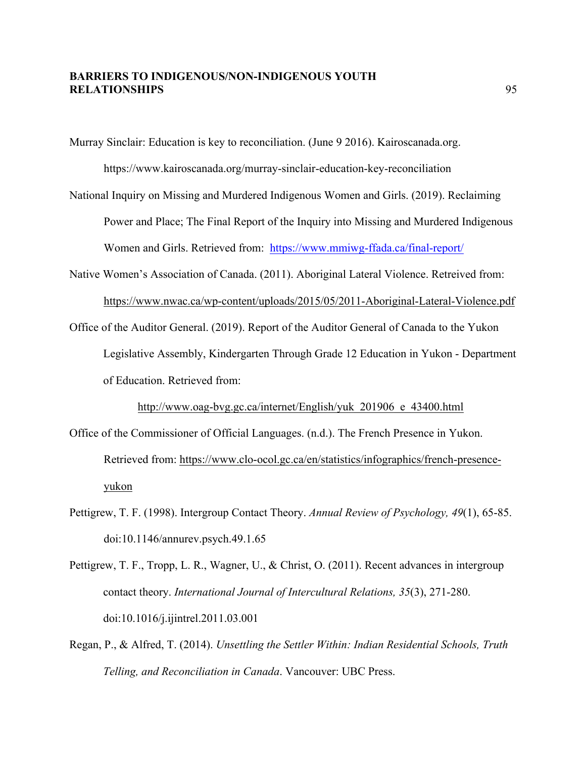Murray Sinclair: Education is key to reconciliation. (June 9 2016). Kairoscanada.org. https://www.kairoscanada.org/murray-sinclair-education-key-reconciliation

National Inquiry on Missing and Murdered Indigenous Women and Girls. (2019). Reclaiming Power and Place; The Final Report of the Inquiry into Missing and Murdered Indigenous Women and Girls. Retrieved from: https://www.mmiwg-ffada.ca/final-report/

Native Women's Association of Canada. (2011). Aboriginal Lateral Violence. Retreived from: https://www.nwac.ca/wp-content/uploads/2015/05/2011-Aboriginal-Lateral-Violence.pdf

Office of the Auditor General. (2019). Report of the Auditor General of Canada to the Yukon Legislative Assembly, Kindergarten Through Grade 12 Education in Yukon - Department of Education. Retrieved from: http://www.oag-bvg.gc.ca/internet/English/yuk_201906_e_43400.html

Office of the Commissioner of Official Languages. (n.d.). The French Presence in Yukon. Retrieved from: https://www.clo-ocol.gc.ca/en/statistics/infographics/french-presence-yukon

Pettigrew, T. F. (1998). Intergroup Contact Theory. *Annual Review of Psychology, 49*(1), 65-85. doi:10.1146/annurev.psych.49.1.65

Pettigrew, T. F., Tropp, L. R., Wagner, U., & Christ, O. (2011). Recent advances in intergroup contact theory. *International Journal of Intercultural Relations, 35*(3), 271-280. doi:10.1016/j.ijintrel.2011.03.001

Regan, P., & Alfred, T. (2014). *Unsettling the Settler Within: Indian Residential Schools, Truth Telling, and Reconciliation in Canada*. Vancouver: UBC Press.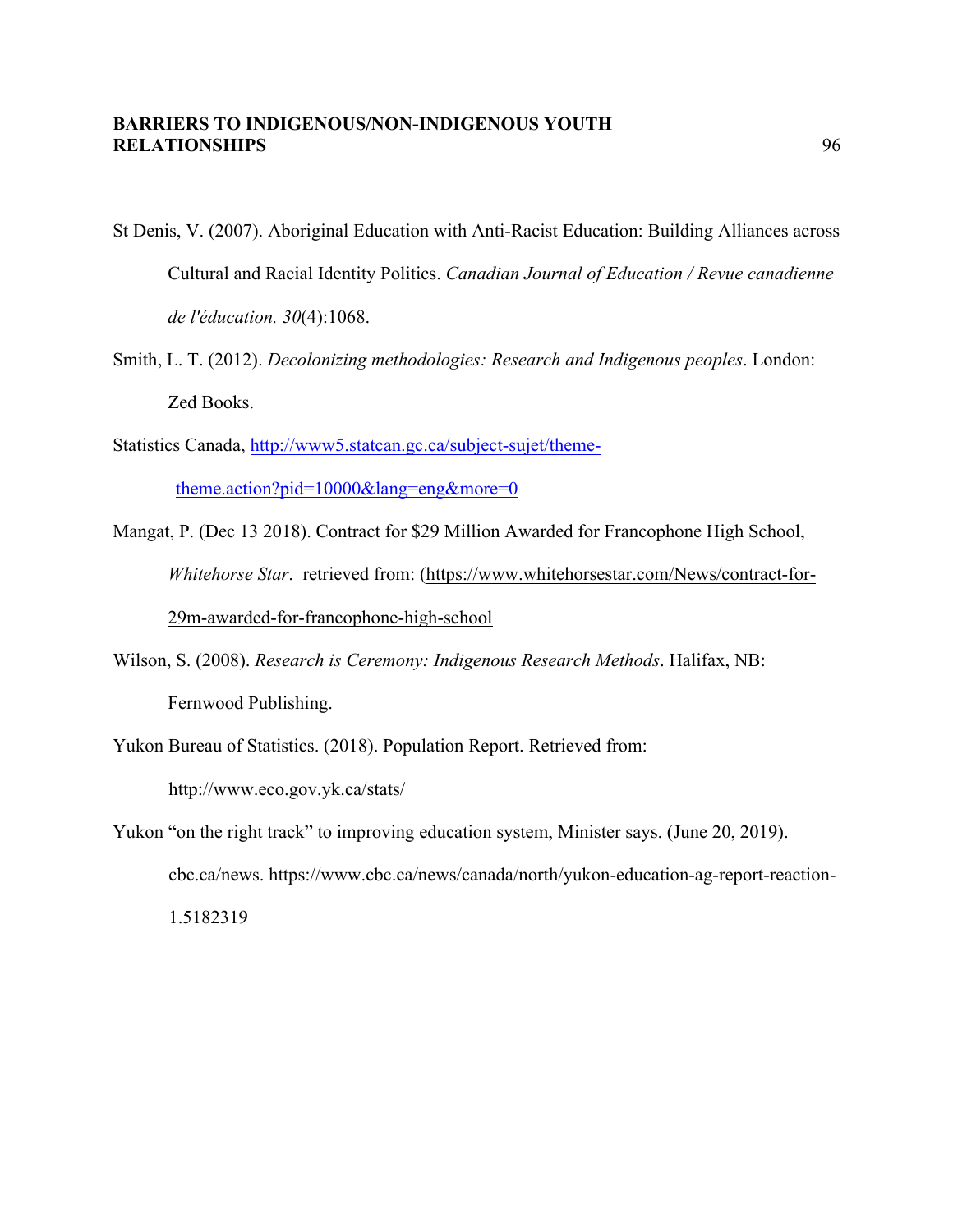St Denis, V. (2007). Aboriginal Education with Anti-Racist Education: Building Alliances across Cultural and Racial Identity Politics. *Canadian Journal of Education / Revue canadienne de l'éducation. 30*(4):1068.

Smith, L. T. (2012). *Decolonizing methodologies: Research and Indigenous peoples*. London: Zed Books.

Statistics Canada, http://www5.statcan.gc.ca/subject-sujet/theme-theme.action?pid=10000&lang=eng&more=0

Mangat, P. (Dec 13 2018). Contract for $29 Million Awarded for Francophone High School, *Whitehorse Star*. retrieved from: (https://www.whitehorsestar.com/News/contract-for-29m-awarded-for-francophone-high-school

Wilson, S. (2008). *Research is Ceremony: Indigenous Research Methods*. Halifax, NB: Fernwood Publishing.

Yukon Bureau of Statistics. (2018). Population Report. Retrieved from: http://www.eco.gov.yk.ca/stats/

Yukon "on the right track" to improving education system, Minister says. (June 20, 2019). cbc.ca/news. https://www.cbc.ca/news/canada/north/yukon-education-ag-report-reaction-1.5182319